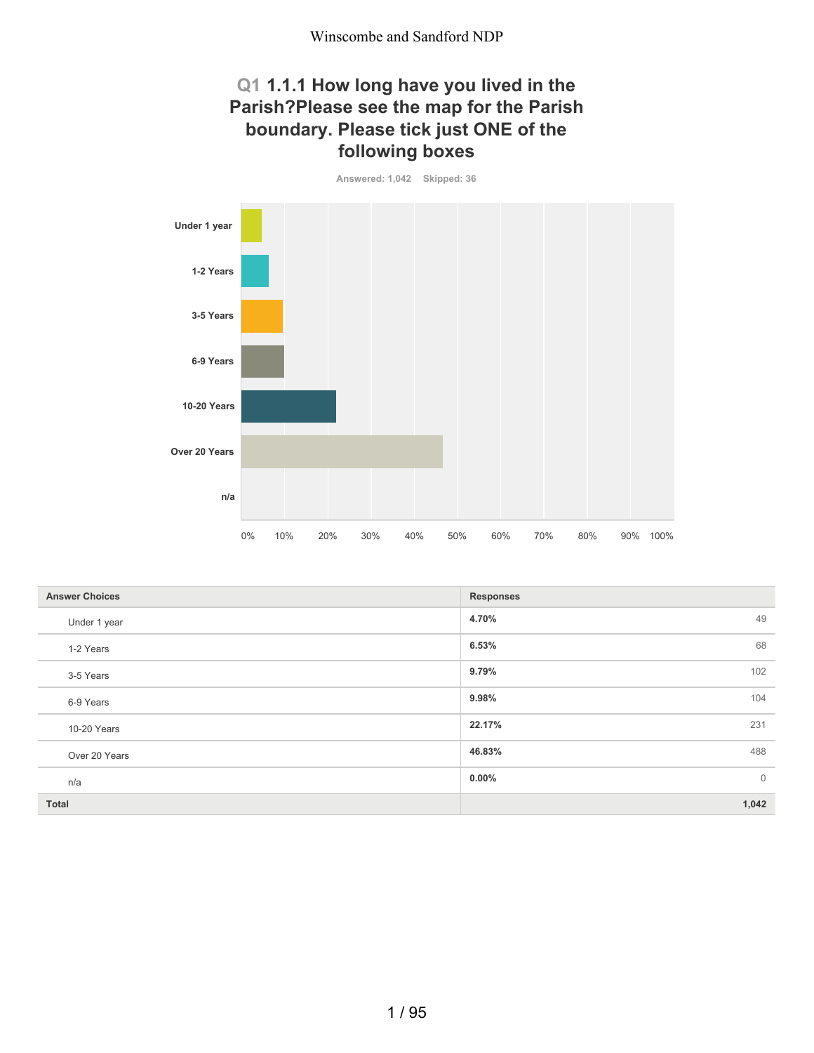## Q1 1.1.1 How long have you lived in the Parish?Please see the map for the Parish boundary. Please tick just ONE of the following boxes

Answered: 1,042 Skipped: 36

| Answer Choices | Responses | |
|---|---|---|
| Under 1 year | 4.70% | 49 |
| 1-2 Years | 6.53% | 68 |
| 3-5 Years | 9.79% | 102 |
| 6-9 Years | 9.98% | 104 |
| 10-20 Years | 22.17% | 231 |
| Over 20 Years | 46.83% | 488 |
| n/a | 0.00% | 0 |
| **Total** | | **1,042** |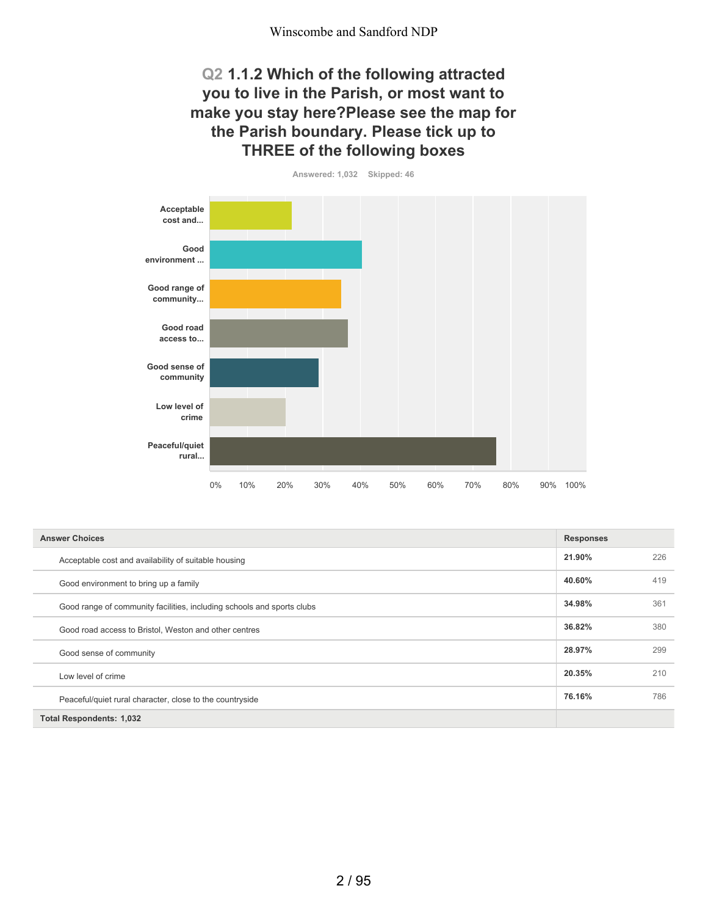## Q2 1.1.2 Which of the following attracted you to live in the Parish, or most want to make you stay here?Please see the map for the Parish boundary. Please tick up to THREE of the following boxes

Answered: 1,032 Skipped: 46

| Answer Choices | Responses | |
|---|---|---|
| Acceptable cost and availability of suitable housing | **21.90%** | 226 |
| Good environment to bring up a family | **40.60%** | 419 |
| Good range of community facilities, including schools and sports clubs | **34.98%** | 361 |
| Good road access to Bristol, Weston and other centres | **36.82%** | 380 |
| Good sense of community | **28.97%** | 299 |
| Low level of crime | **20.35%** | 210 |
| Peaceful/quiet rural character, close to the countryside | **76.16%** | 786 |
| **Total Respondents: 1,032** | | |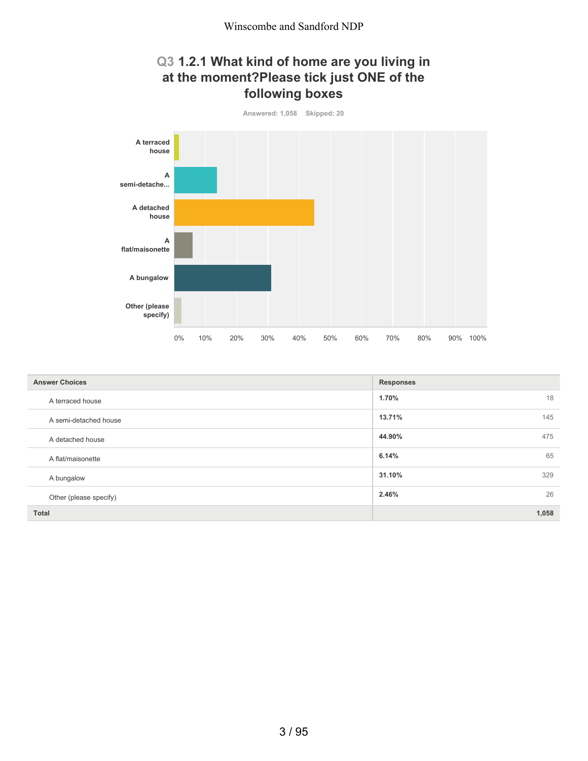## Q3 1.2.1 What kind of home are you living in at the moment?Please tick just ONE of the following boxes

Answered: 1,058  Skipped: 20

| Answer Choices | Responses | |
|---|---|---|
| A terraced house | 1.70% | 18 |
| A semi-detached house | 13.71% | 145 |
| A detached house | 44.90% | 475 |
| A flat/maisonette | 6.14% | 65 |
| A bungalow | 31.10% | 329 |
| Other (please specify) | 2.46% | 26 |
| **Total** | | **1,058** |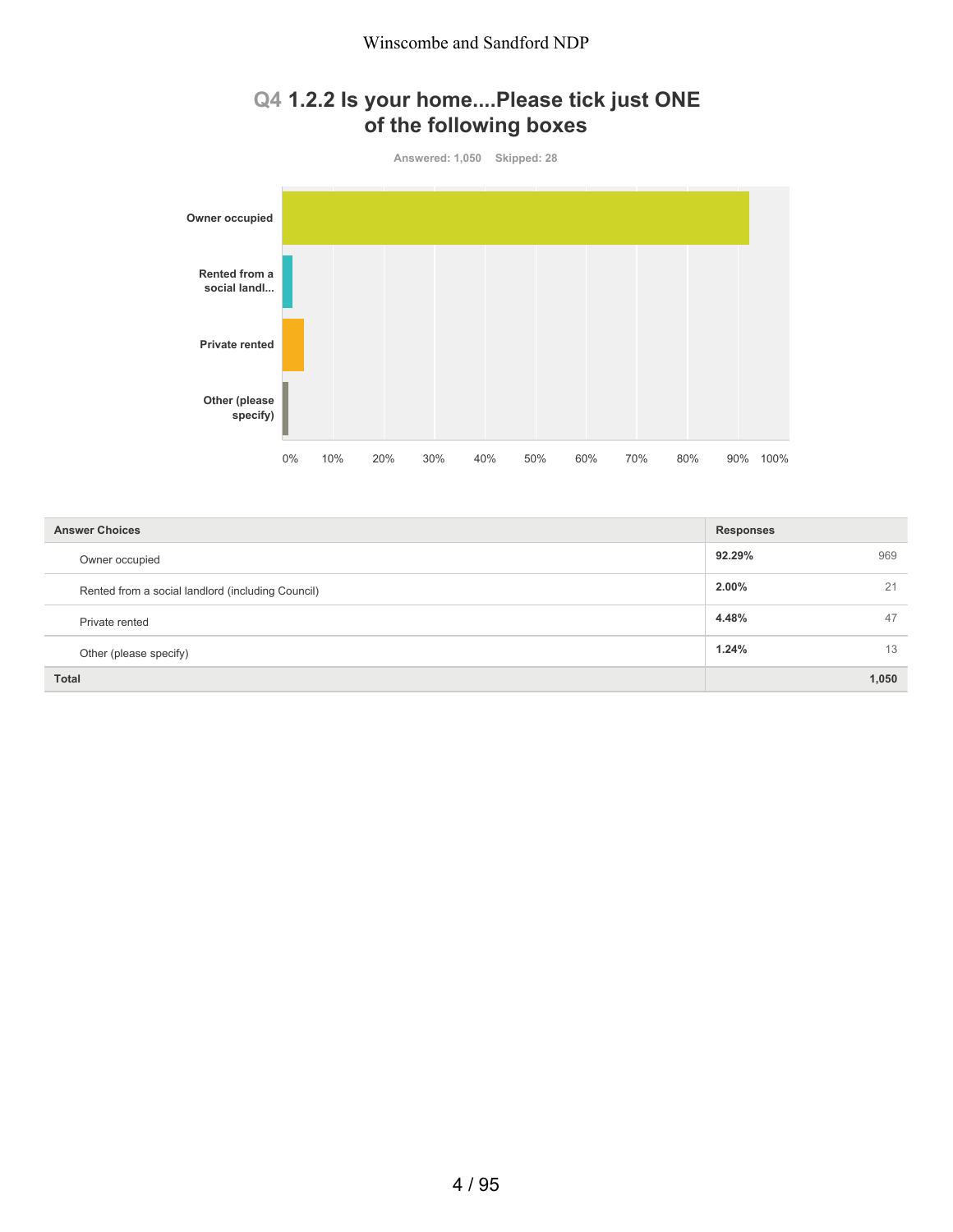## Q4 1.2.2 Is your home....Please tick just ONE of the following boxes

Answered: 1,050 Skipped: 28

| Answer Choices | Responses | |
|---|---|---|
| Owner occupied | 92.29% | 969 |
| Rented from a social landlord (including Council) | 2.00% | 21 |
| Private rented | 4.48% | 47 |
| Other (please specify) | 1.24% | 13 |
| **Total** | | **1,050** |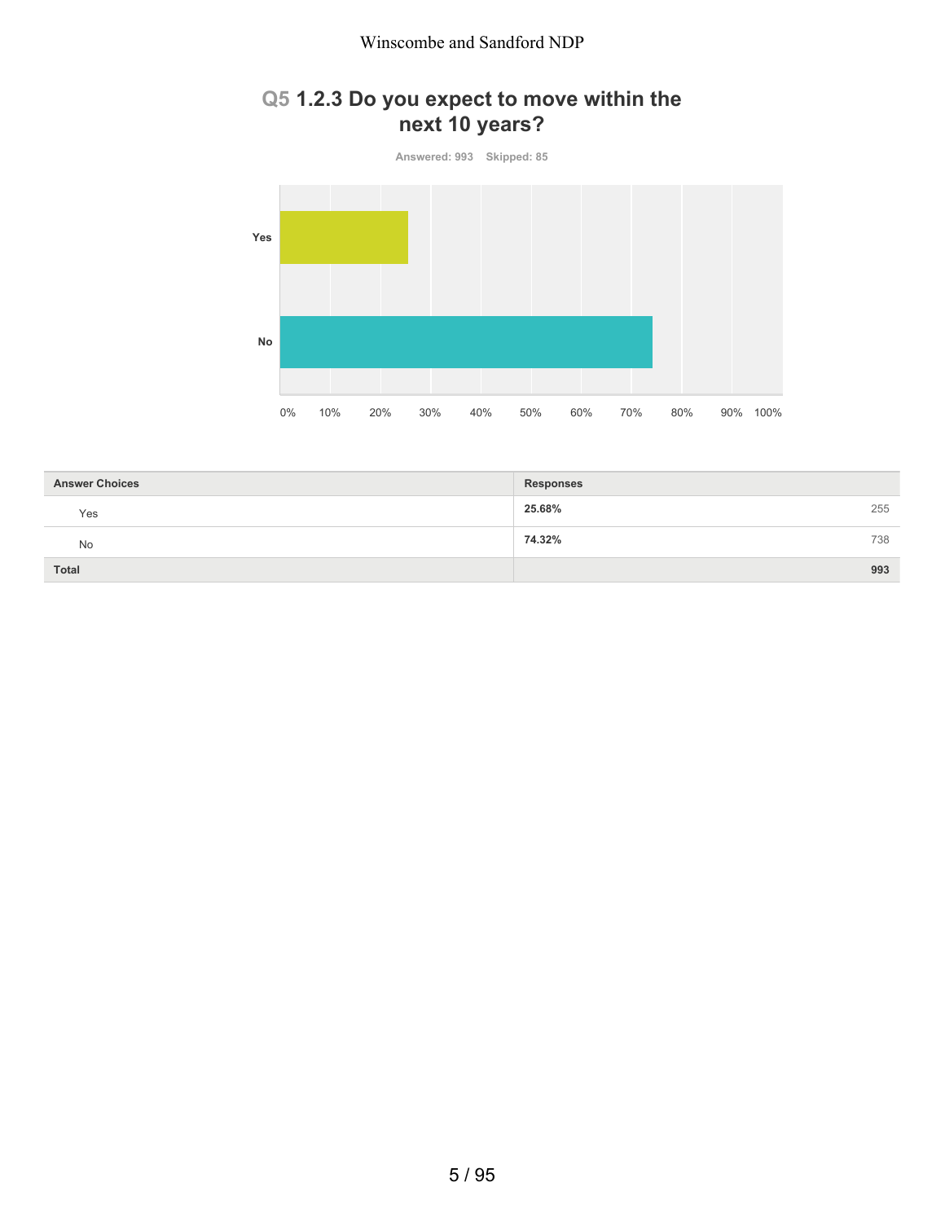## Q5 1.2.3 Do you expect to move within the next 10 years?

Answered: 993 Skipped: 85

| Answer Choices | Responses | |
|---|---|---|
| Yes | 25.68% | 255 |
| No | 74.32% | 738 |
| **Total** | | **993** |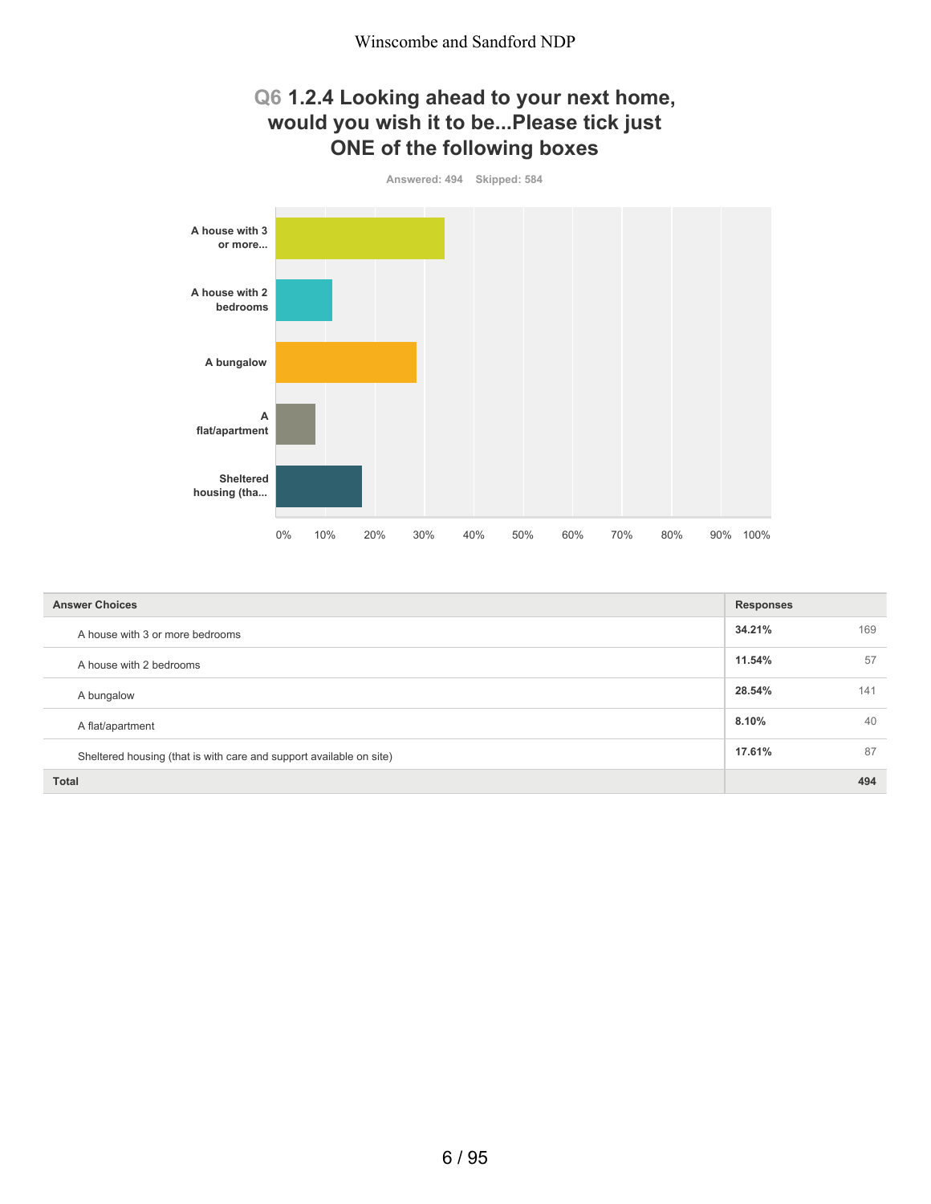## Q6 1.2.4 Looking ahead to your next home, would you wish it to be...Please tick just ONE of the following boxes

Answered: 494 Skipped: 584

| Answer Choices | Responses | |
|---|---|---|
| A house with 3 or more bedrooms | **34.21%** | 169 |
| A house with 2 bedrooms | **11.54%** | 57 |
| A bungalow | **28.54%** | 141 |
| A flat/apartment | **8.10%** | 40 |
| Sheltered housing (that is with care and support available on site) | **17.61%** | 87 |
| **Total** | | **494** |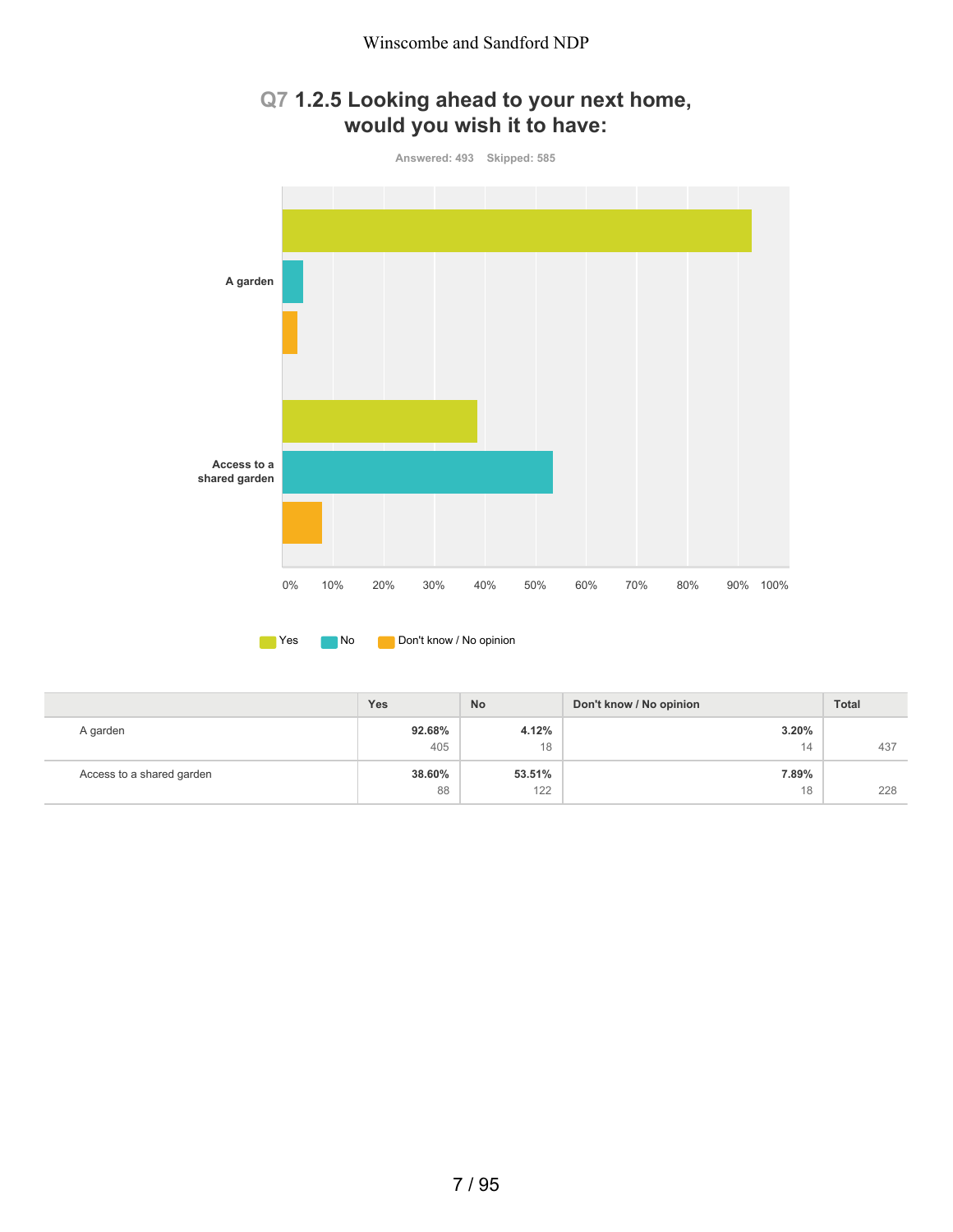## Q7 1.2.5 Looking ahead to your next home, would you wish it to have:

Answered: 493 Skipped: 585

| | Yes | No | Don't know / No opinion | Total |
|---|---|---|---|---|
| A garden | **92.68%** 405 | **4.12%** 18 | **3.20%** 14 | 437 |
| Access to a shared garden | **38.60%** 88 | **53.51%** 122 | **7.89%** 18 | 228 |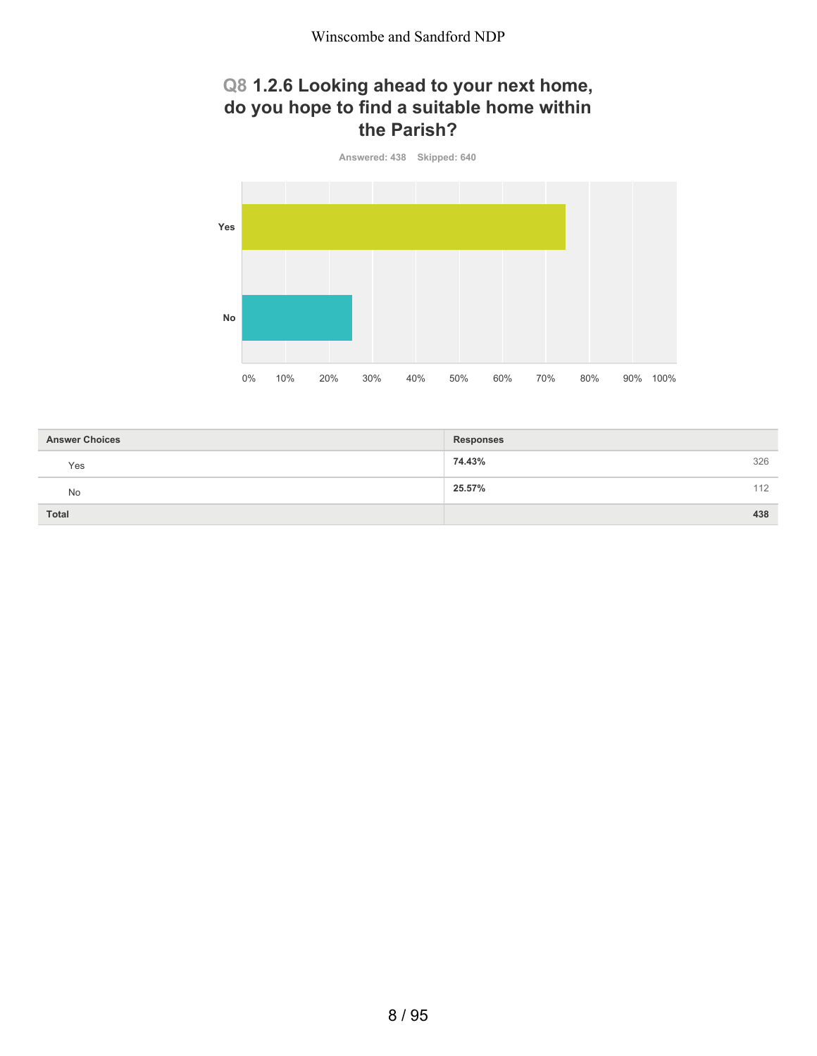## Q8 1.2.6 Looking ahead to your next home, do you hope to find a suitable home within the Parish?

Answered: 438 Skipped: 640

| Answer Choices | Responses | |
|---|---|---|
| Yes | **74.43%** | 326 |
| No | **25.57%** | 112 |
| **Total** | | **438** |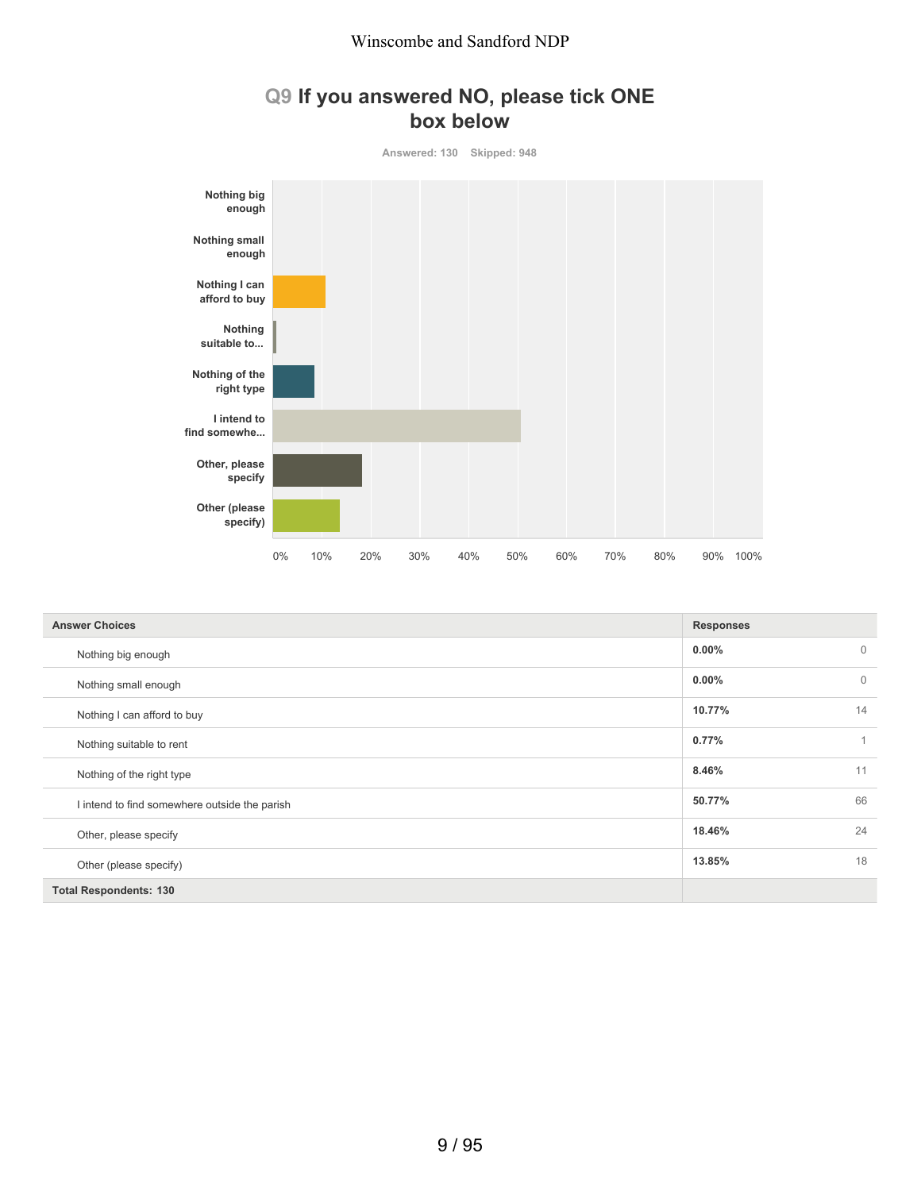## Q9 If you answered NO, please tick ONE box below

Answered: 130 Skipped: 948

| Answer Choices | Responses | |
|---|---|---|
| Nothing big enough | 0.00% | 0 |
| Nothing small enough | 0.00% | 0 |
| Nothing I can afford to buy | 10.77% | 14 |
| Nothing suitable to rent | 0.77% | 1 |
| Nothing of the right type | 8.46% | 11 |
| I intend to find somewhere outside the parish | 50.77% | 66 |
| Other, please specify | 18.46% | 24 |
| Other (please specify) | 13.85% | 18 |
| **Total Respondents: 130** | | |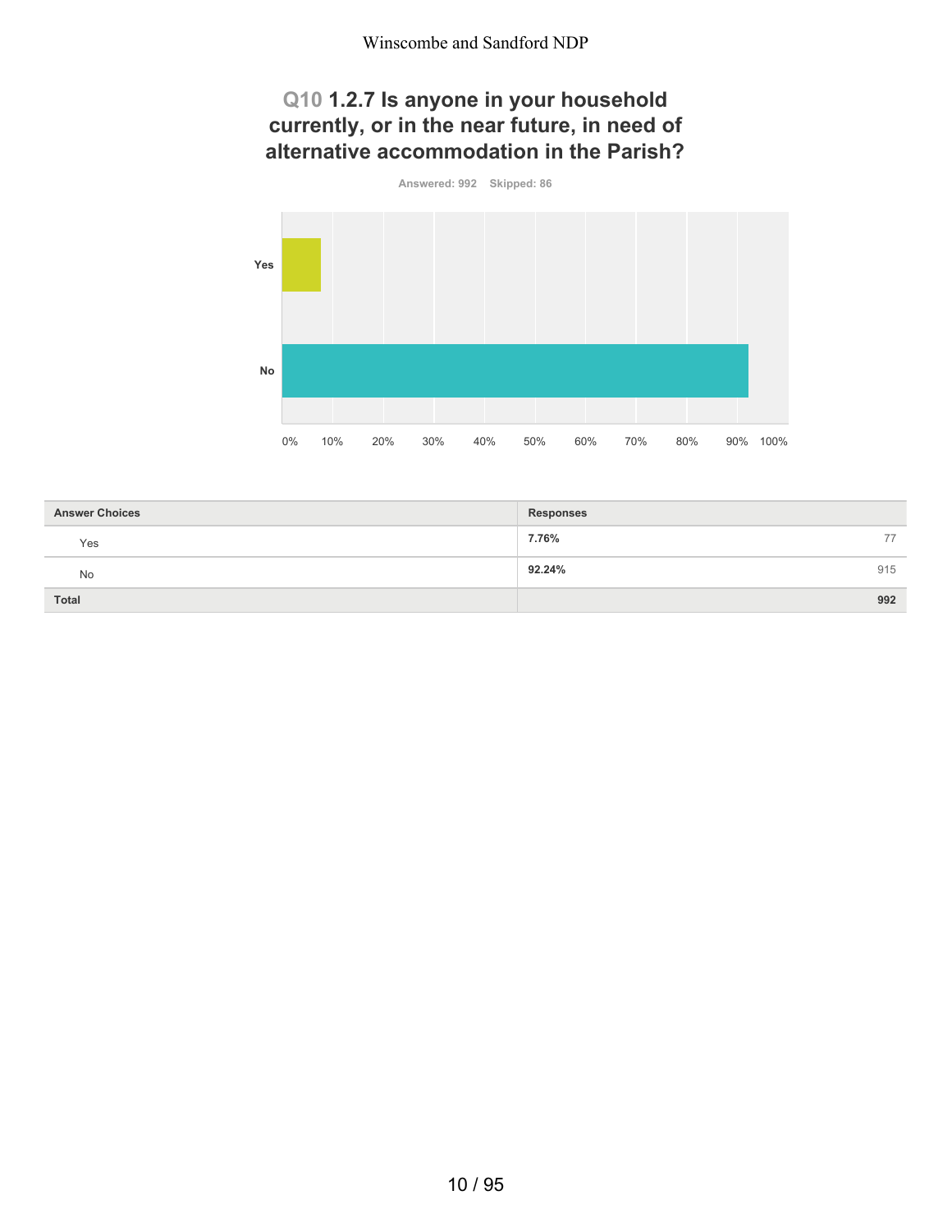## Q10 1.2.7 Is anyone in your household currently, or in the near future, in need of alternative accommodation in the Parish?

Answered: 992 Skipped: 86

| Answer Choices | Responses | |
|---|---|---|
| Yes | 7.76% | 77 |
| No | 92.24% | 915 |
| **Total** | | **992** |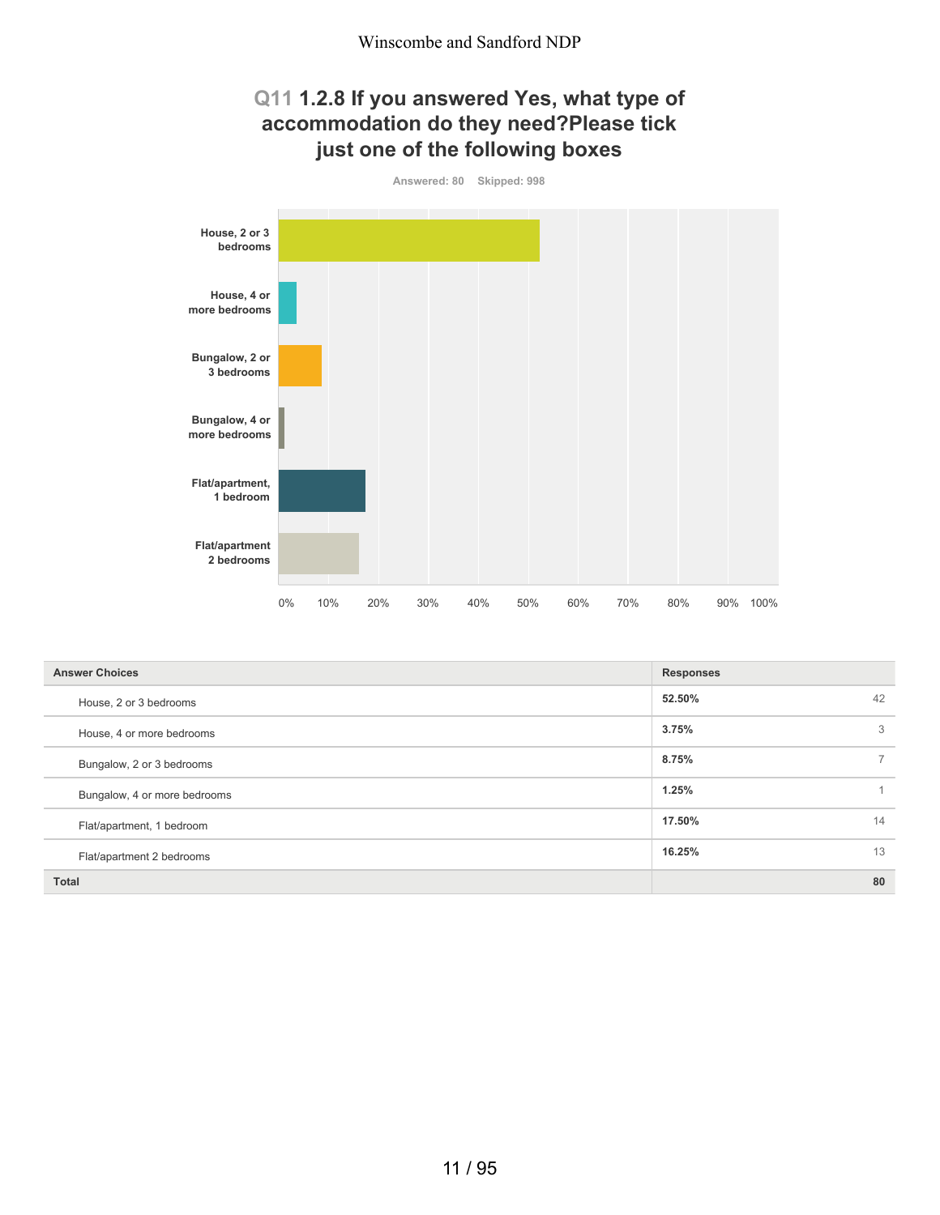## Q11 1.2.8 If you answered Yes, what type of accommodation do they need?Please tick just one of the following boxes

Answered: 80 Skipped: 998

| Answer Choices | Responses | |
|---|---|---|
| House, 2 or 3 bedrooms | 52.50% | 42 |
| House, 4 or more bedrooms | 3.75% | 3 |
| Bungalow, 2 or 3 bedrooms | 8.75% | 7 |
| Bungalow, 4 or more bedrooms | 1.25% | 1 |
| Flat/apartment, 1 bedroom | 17.50% | 14 |
| Flat/apartment 2 bedrooms | 16.25% | 13 |
| **Total** | | **80** |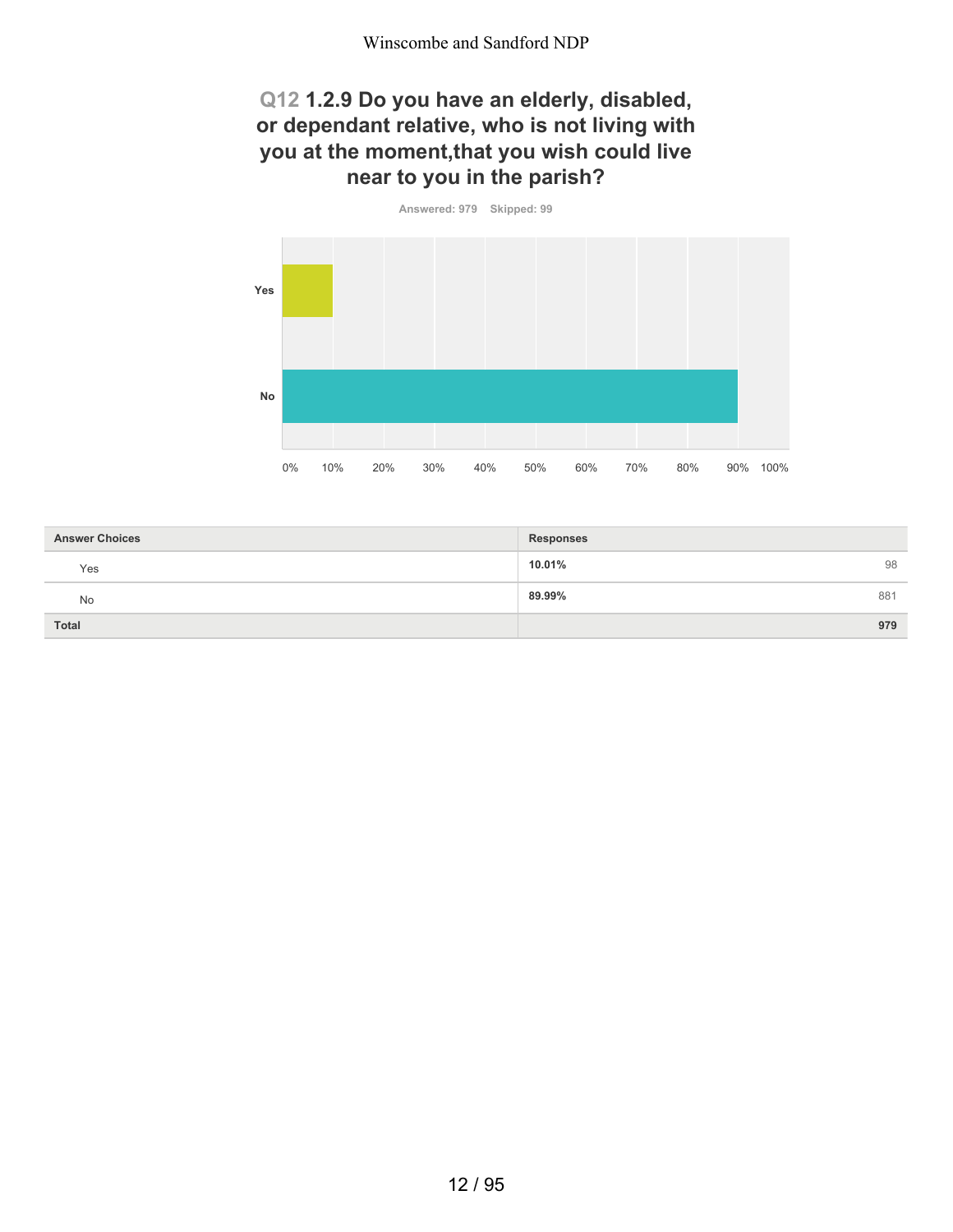## Q12 1.2.9 Do you have an elderly, disabled, or dependant relative, who is not living with you at the moment,that you wish could live near to you in the parish?

Answered: 979 Skipped: 99

| Answer Choices | Responses | |
|---|---|---|
| Yes | 10.01% | 98 |
| No | 89.99% | 881 |
| **Total** | | **979** |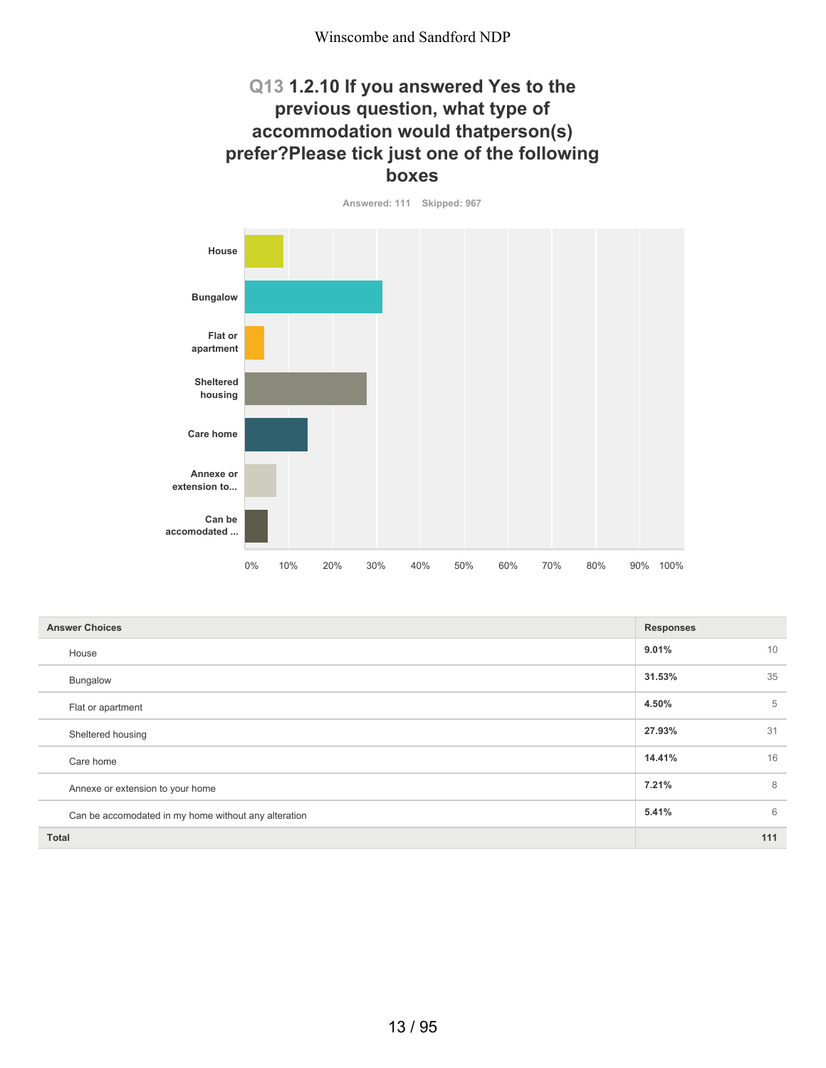## Q13 1.2.10 If you answered Yes to the previous question, what type of accommodation would thatperson(s) prefer?Please tick just one of the following boxes

Answered: 111 Skipped: 967

| Answer Choices | Responses | |
|---|---|---|
| House | **9.01%** | 10 |
| Bungalow | **31.53%** | 35 |
| Flat or apartment | **4.50%** | 5 |
| Sheltered housing | **27.93%** | 31 |
| Care home | **14.41%** | 16 |
| Annexe or extension to your home | **7.21%** | 8 |
| Can be accomodated in my home without any alteration | **5.41%** | 6 |
| **Total** | | **111** |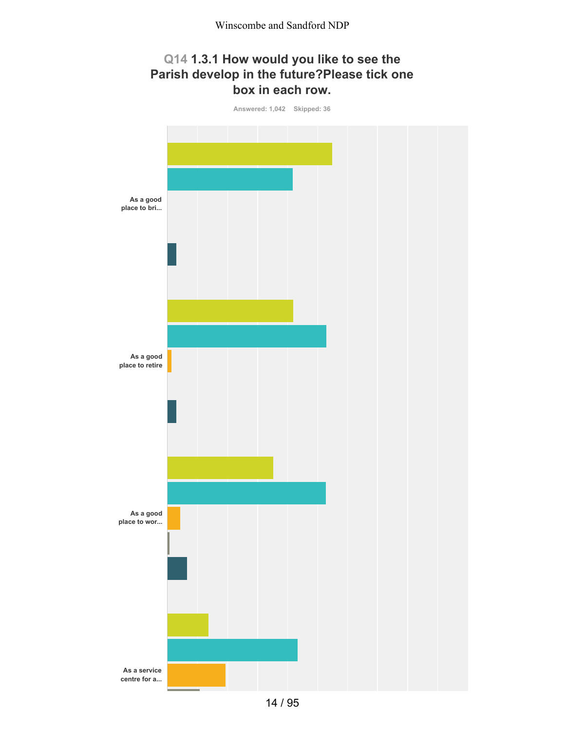## Q14 1.3.1 How would you like to see the Parish develop in the future?Please tick one box in each row.

Answered: 1,042 Skipped: 36

As a good place to bri...

As a good place to retire

As a good place to wor...

As a service centre for a...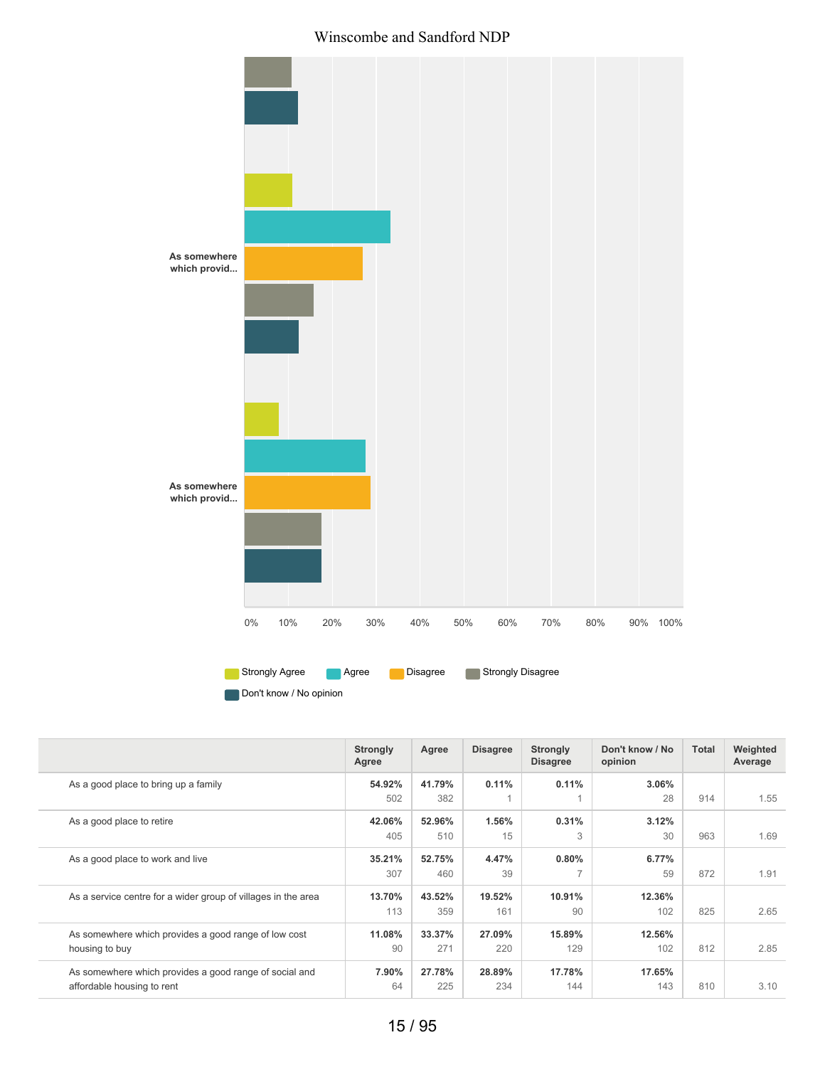As somewhere which provid...

As somewhere which provid...

0% 10% 20% 30% 40% 50% 60% 70% 80% 90% 100%

Strongly Agree | Agree | Disagree | Strongly Disagree | Don't know / No opinion

| | Strongly Agree | Agree | Disagree | Strongly Disagree | Don't know / No opinion | Total | Weighted Average |
|---|---|---|---|---|---|---|---|
| As a good place to bring up a family | **54.92%** 502 | **41.79%** 382 | **0.11%** 1 | **0.11%** 1 | **3.06%** 28 | 914 | 1.55 |
| As a good place to retire | **42.06%** 405 | **52.96%** 510 | **1.56%** 15 | **0.31%** 3 | **3.12%** 30 | 963 | 1.69 |
| As a good place to work and live | **35.21%** 307 | **52.75%** 460 | **4.47%** 39 | **0.80%** 7 | **6.77%** 59 | 872 | 1.91 |
| As a service centre for a wider group of villages in the area | **13.70%** 113 | **43.52%** 359 | **19.52%** 161 | **10.91%** 90 | **12.36%** 102 | 825 | 2.65 |
| As somewhere which provides a good range of low cost housing to buy | **11.08%** 90 | **33.37%** 271 | **27.09%** 220 | **15.89%** 129 | **12.56%** 102 | 812 | 2.85 |
| As somewhere which provides a good range of social and affordable housing to rent | **7.90%** 64 | **27.78%** 225 | **28.89%** 234 | **17.78%** 144 | **17.65%** 143 | 810 | 3.10 |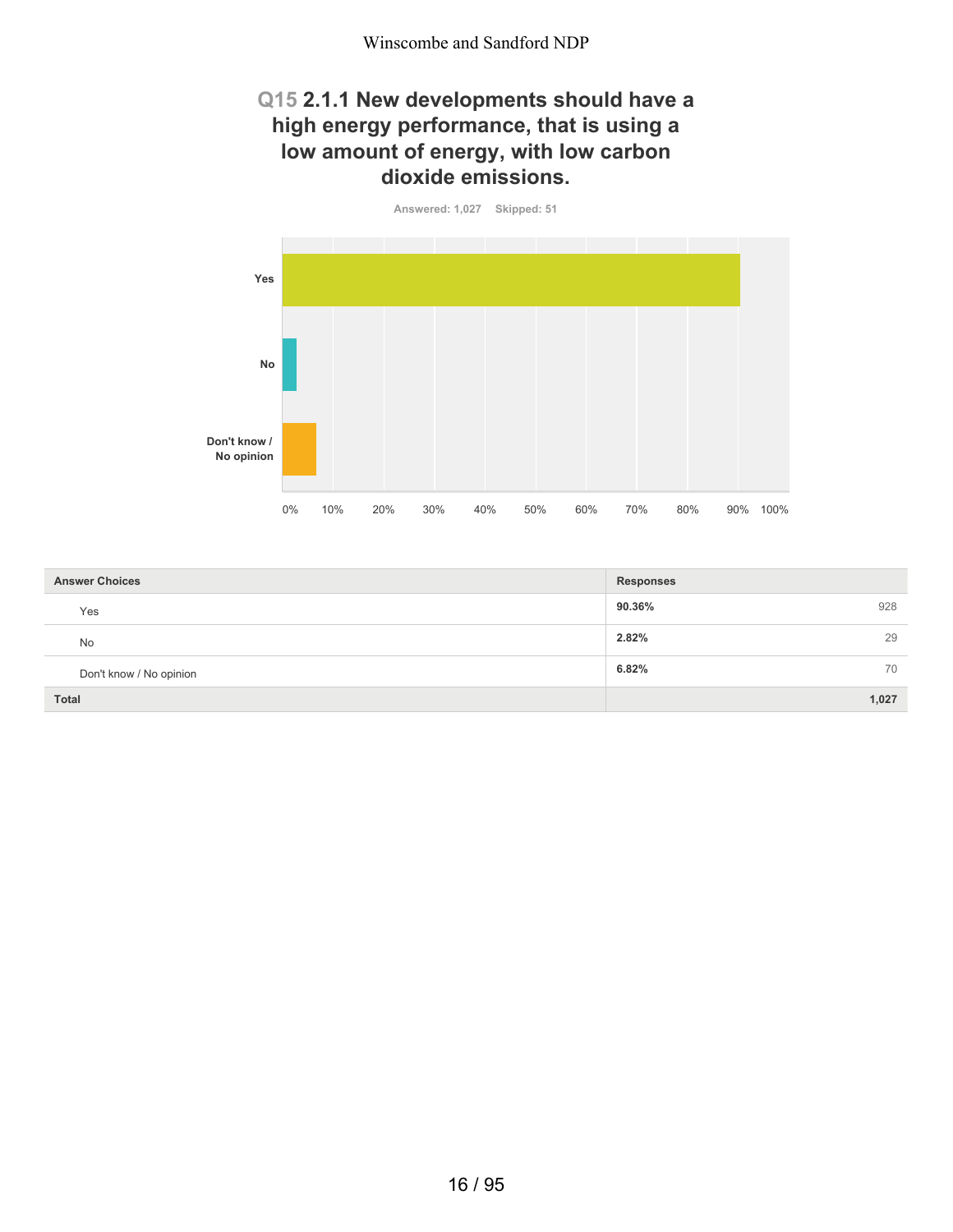## Q15 2.1.1 New developments should have a high energy performance, that is using a low amount of energy, with low carbon dioxide emissions.

Answered: 1,027 Skipped: 51

| Answer Choices | Responses | |
|---|---|---|
| Yes | **90.36%** | 928 |
| No | **2.82%** | 29 |
| Don't know / No opinion | **6.82%** | 70 |
| **Total** | | **1,027** |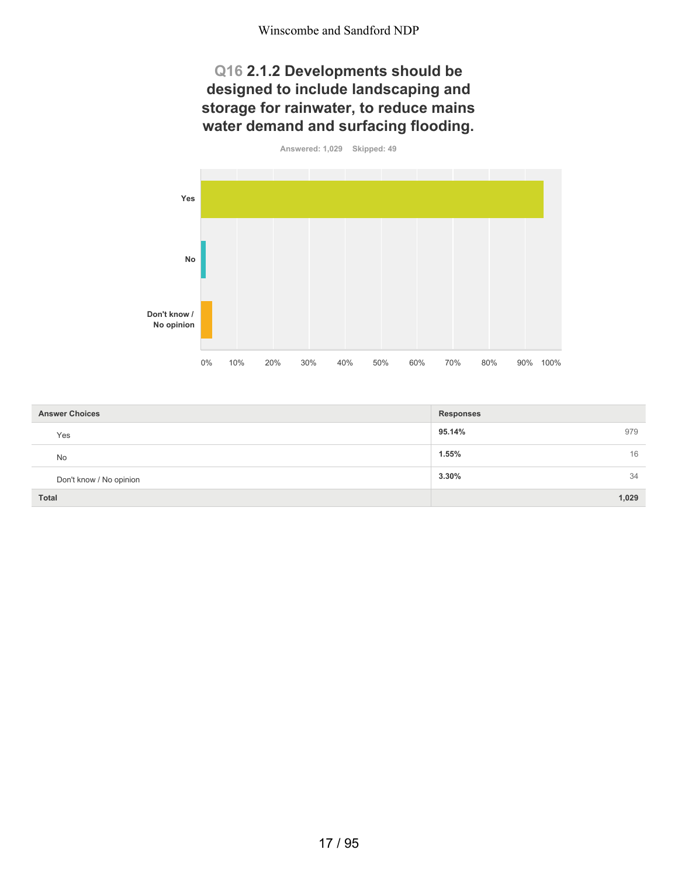## Q16 2.1.2 Developments should be designed to include landscaping and storage for rainwater, to reduce mains water demand and surfacing flooding.

Answered: 1,029 Skipped: 49

| Answer Choices | Responses | |
|---|---|---|
| Yes | 95.14% | 979 |
| No | 1.55% | 16 |
| Don't know / No opinion | 3.30% | 34 |
| **Total** | | **1,029** |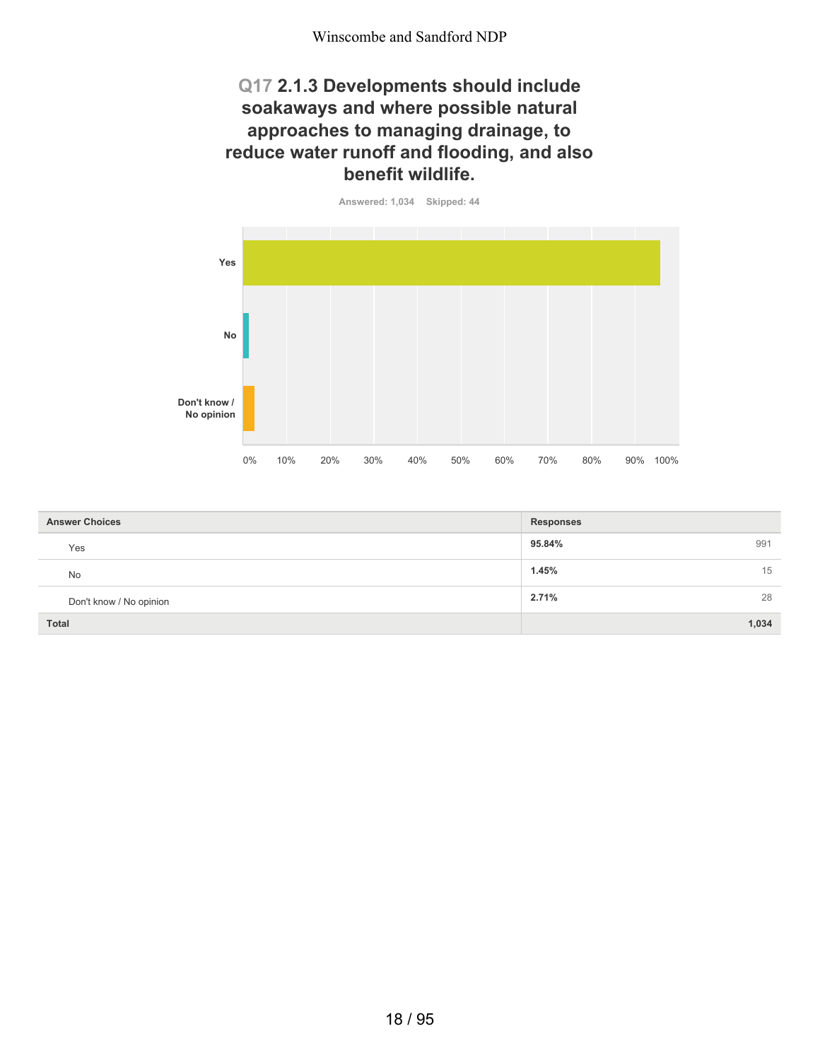## Q17 2.1.3 Developments should include soakaways and where possible natural approaches to managing drainage, to reduce water runoff and flooding, and also benefit wildlife.

Answered: 1,034 Skipped: 44

| Answer Choices | Responses | |
|---|---|---|
| Yes | **95.84%** | 991 |
| No | **1.45%** | 15 |
| Don't know / No opinion | **2.71%** | 28 |
| **Total** | | **1,034** |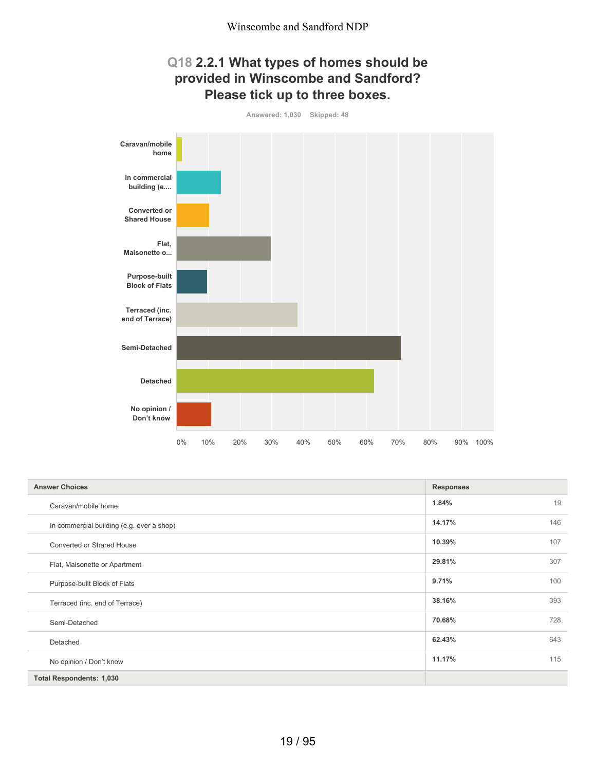## Q18 2.2.1 What types of homes should be provided in Winscombe and Sandford? Please tick up to three boxes.

Answered: 1,030 Skipped: 48

| Answer Choices | Responses | |
|---|---|---|
| Caravan/mobile home | 1.84% | 19 |
| In commercial building (e.g. over a shop) | 14.17% | 146 |
| Converted or Shared House | 10.39% | 107 |
| Flat, Maisonette or Apartment | 29.81% | 307 |
| Purpose-built Block of Flats | 9.71% | 100 |
| Terraced (inc. end of Terrace) | 38.16% | 393 |
| Semi-Detached | 70.68% | 728 |
| Detached | 62.43% | 643 |
| No opinion / Don't know | 11.17% | 115 |
| **Total Respondents: 1,030** | | |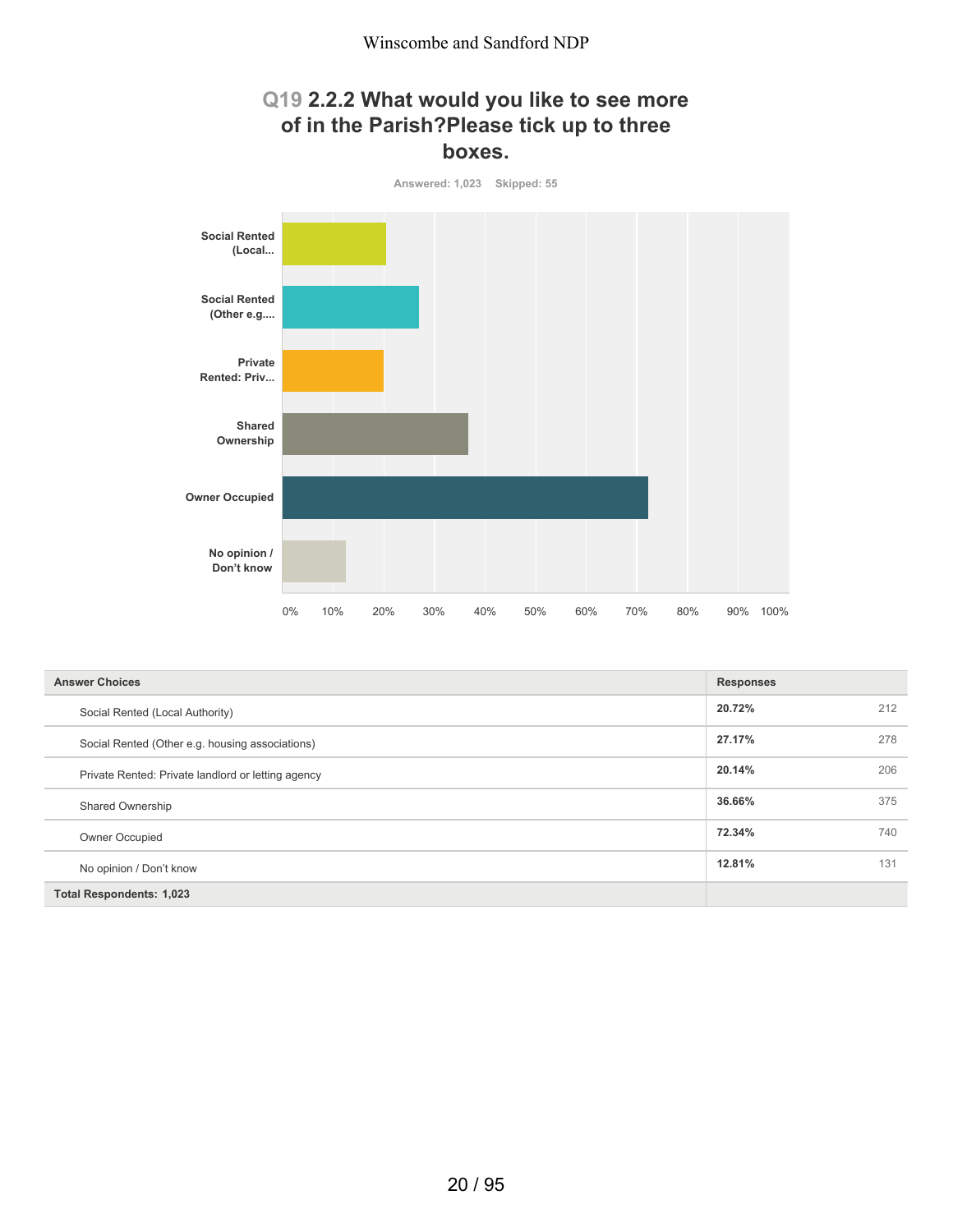## Q19 2.2.2 What would you like to see more of in the Parish?Please tick up to three boxes.

Answered: 1,023 Skipped: 55

| Answer Choices | Responses | |
|---|---|---|
| Social Rented (Local Authority) | 20.72% | 212 |
| Social Rented (Other e.g. housing associations) | 27.17% | 278 |
| Private Rented: Private landlord or letting agency | 20.14% | 206 |
| Shared Ownership | 36.66% | 375 |
| Owner Occupied | 72.34% | 740 |
| No opinion / Don't know | 12.81% | 131 |
| **Total Respondents: 1,023** | | |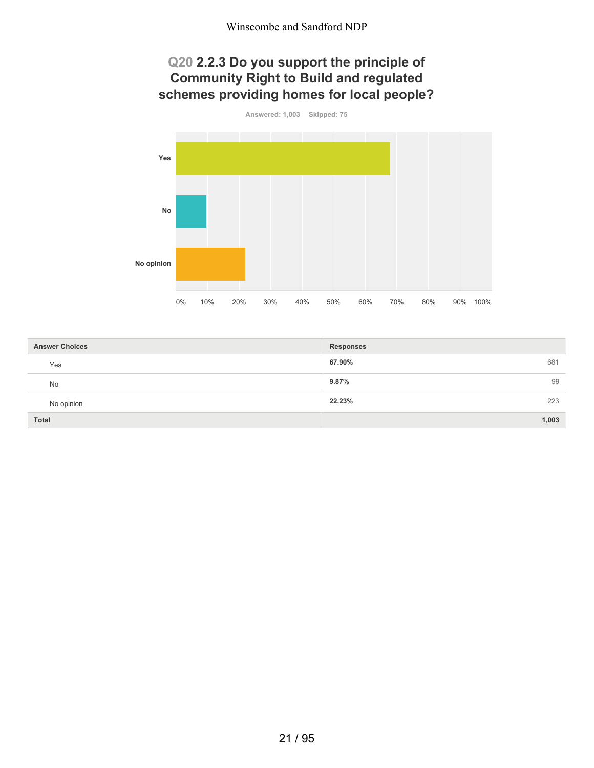## Q20 2.2.3 Do you support the principle of Community Right to Build and regulated schemes providing homes for local people?

Answered: 1,003    Skipped: 75

| Answer Choices | Responses | |
|---|---|---|
| Yes | 67.90% | 681 |
| No | 9.87% | 99 |
| No opinion | 22.23% | 223 |
| **Total** | | **1,003** |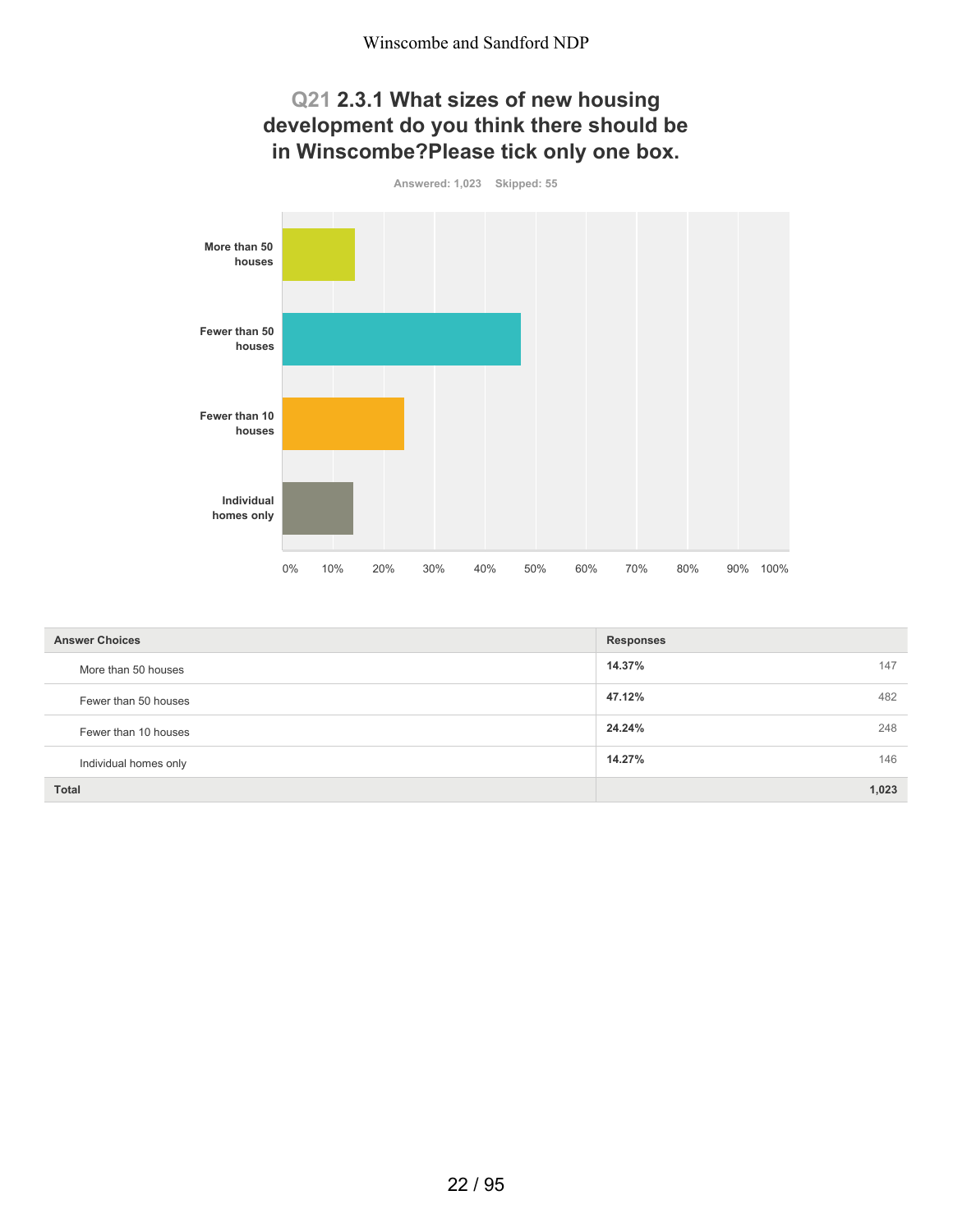## Q21 2.3.1 What sizes of new housing development do you think there should be in Winscombe?Please tick only one box.

Answered: 1,023 Skipped: 55

| Answer Choices | Responses | |
|---|---|---|
| More than 50 houses | 14.37% | 147 |
| Fewer than 50 houses | 47.12% | 482 |
| Fewer than 10 houses | 24.24% | 248 |
| Individual homes only | 14.27% | 146 |
| **Total** | | **1,023** |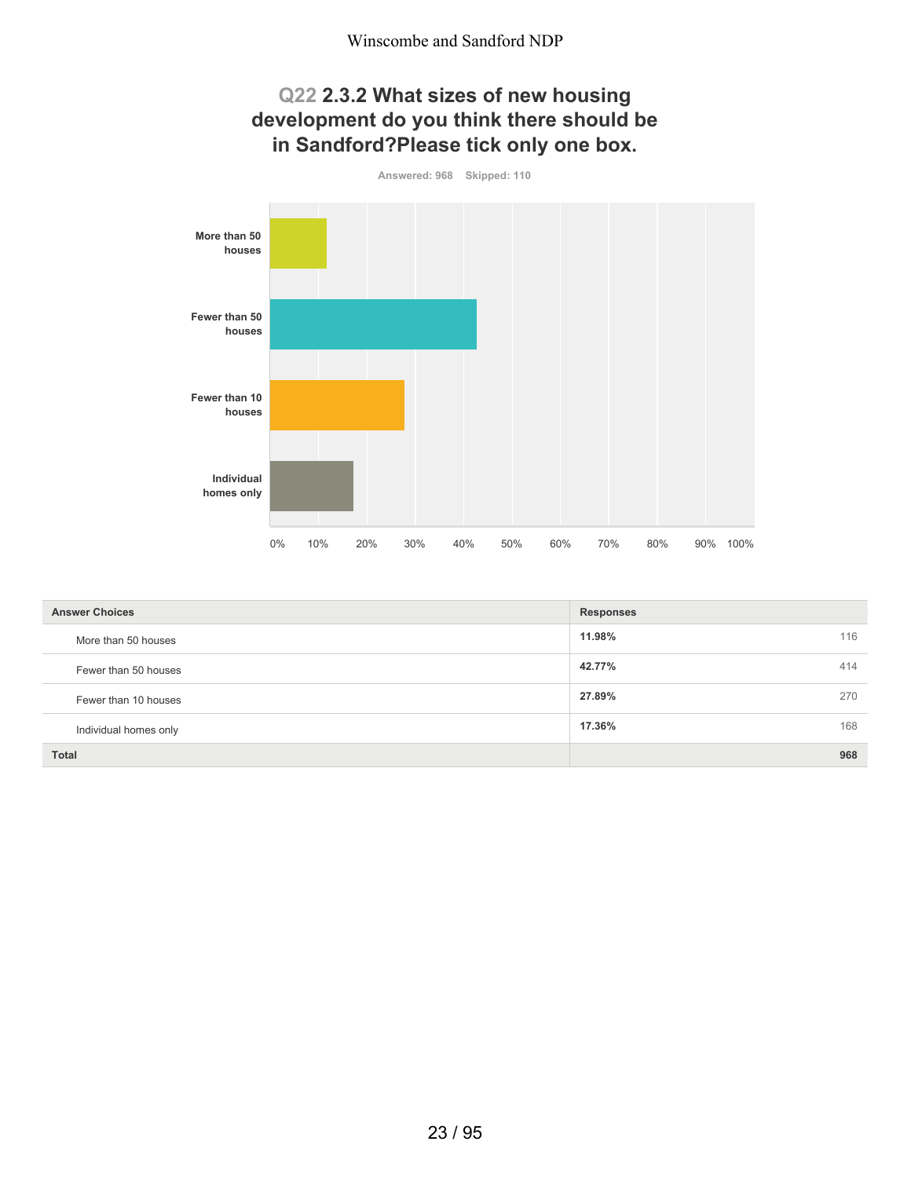## Q22 2.3.2 What sizes of new housing development do you think there should be in Sandford?Please tick only one box.

Answered: 968 Skipped: 110

| Answer Choices | Responses | |
|---|---|---|
| More than 50 houses | 11.98% | 116 |
| Fewer than 50 houses | 42.77% | 414 |
| Fewer than 10 houses | 27.89% | 270 |
| Individual homes only | 17.36% | 168 |
| Total | | 968 |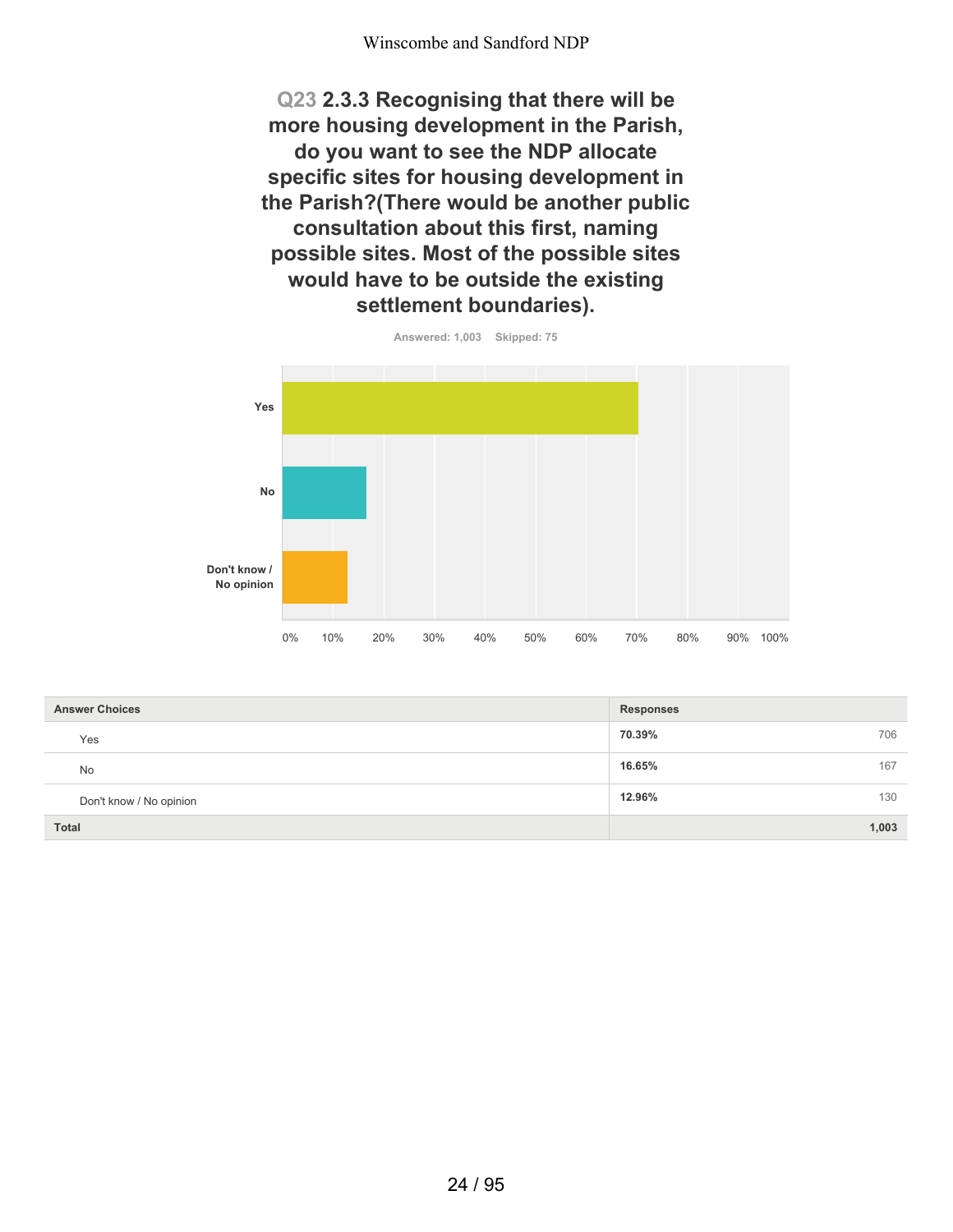## Q23 2.3.3 Recognising that there will be more housing development in the Parish, do you want to see the NDP allocate specific sites for housing development in the Parish?(There would be another public consultation about this first, naming possible sites. Most of the possible sites would have to be outside the existing settlement boundaries).

Answered: 1,003 Skipped: 75

| Answer Choices | Responses | |
|---|---|---|
| Yes | **70.39%** | 706 |
| No | **16.65%** | 167 |
| Don't know / No opinion | **12.96%** | 130 |
| **Total** | | **1,003** |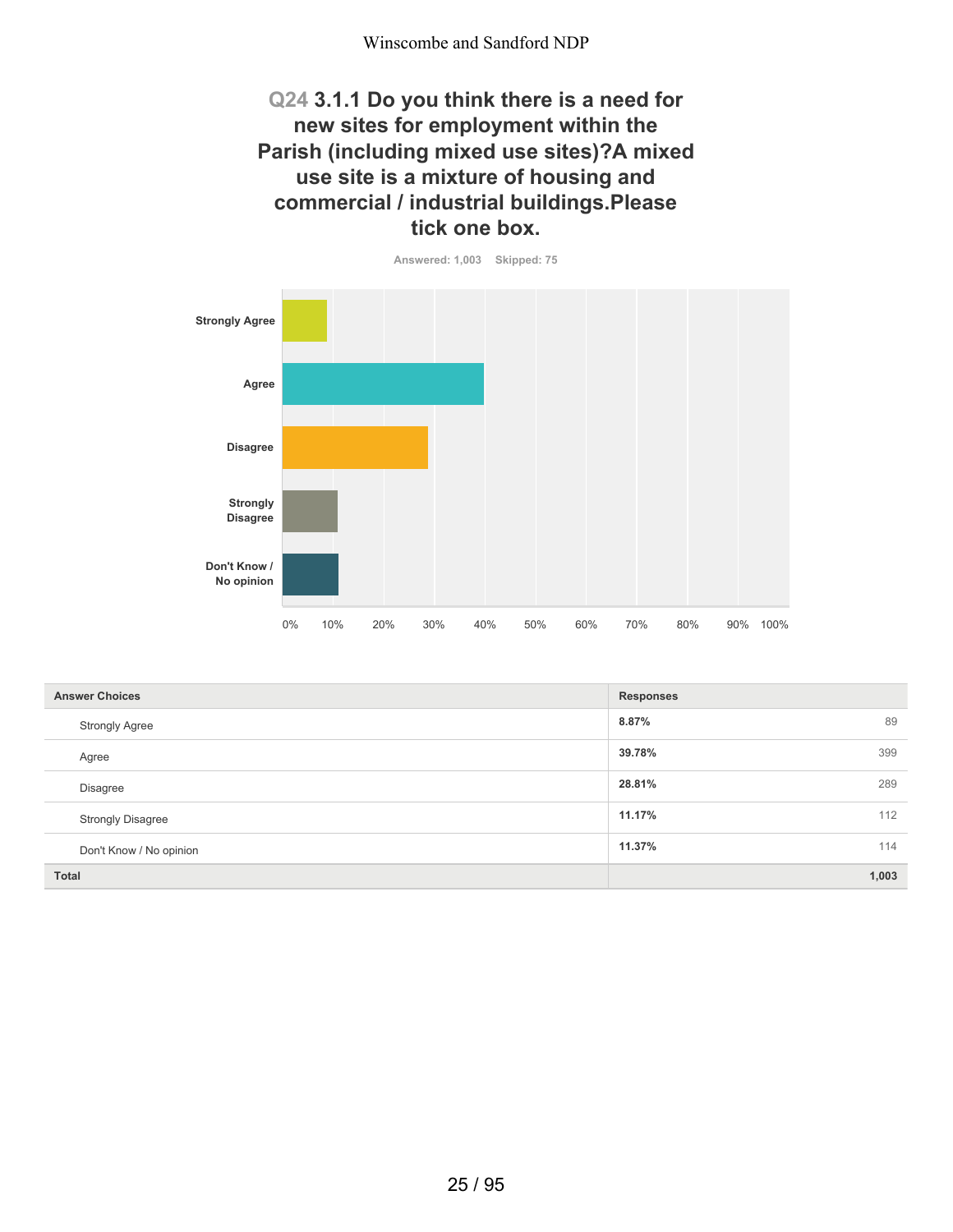## Q24 3.1.1 Do you think there is a need for new sites for employment within the Parish (including mixed use sites)?A mixed use site is a mixture of housing and commercial / industrial buildings.Please tick one box.

Answered: 1,003 Skipped: 75

| Answer Choices | Responses | |
|---|---|---|
| Strongly Agree | 8.87% | 89 |
| Agree | 39.78% | 399 |
| Disagree | 28.81% | 289 |
| Strongly Disagree | 11.17% | 112 |
| Don't Know / No opinion | 11.37% | 114 |
| **Total** | | **1,003** |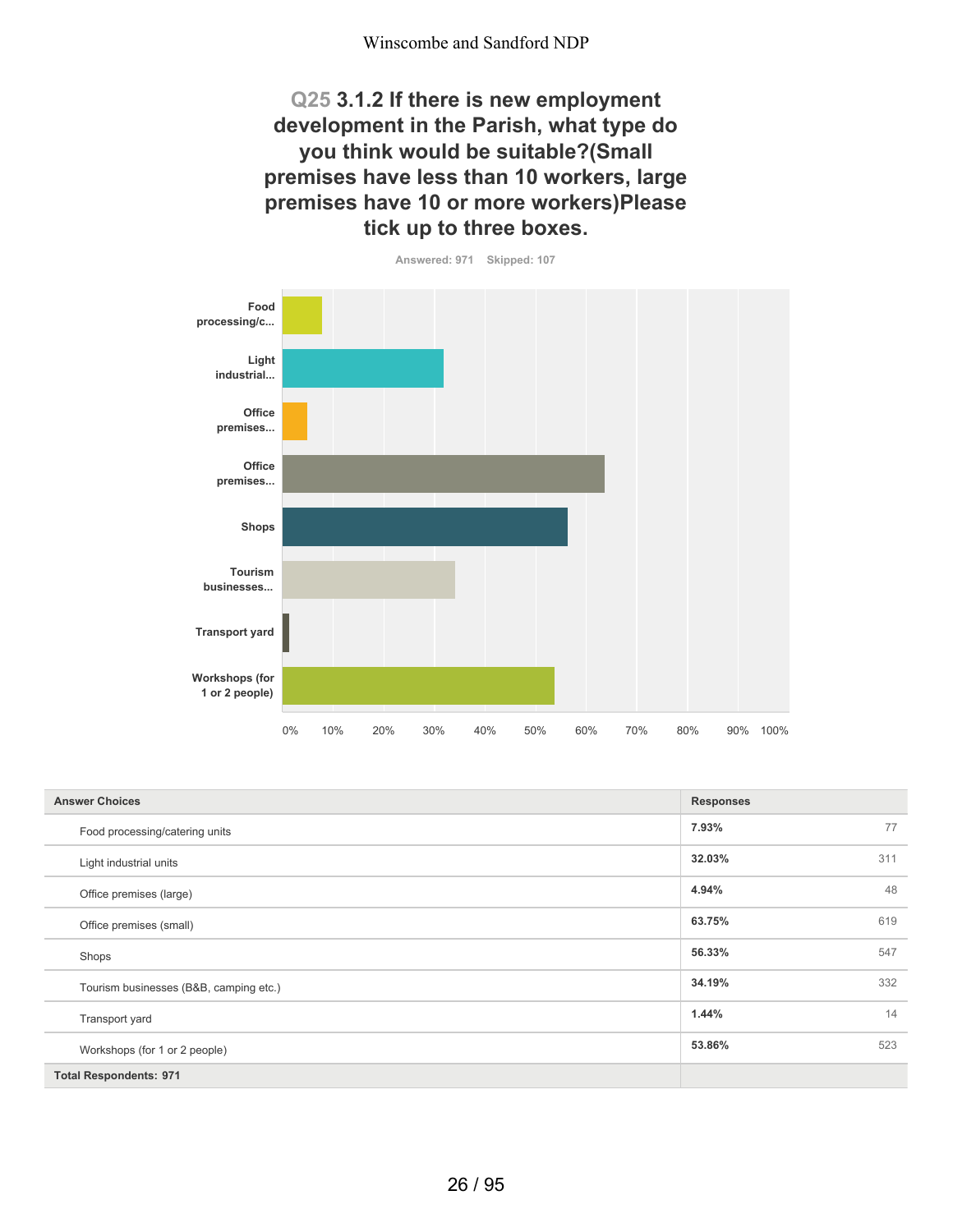## Q25 3.1.2 If there is new employment development in the Parish, what type do you think would be suitable?(Small premises have less than 10 workers, large premises have 10 or more workers)Please tick up to three boxes.

Answered: 971 Skipped: 107

| Answer Choices | Responses | |
|---|---|---|
| Food processing/catering units | 7.93% | 77 |
| Light industrial units | 32.03% | 311 |
| Office premises (large) | 4.94% | 48 |
| Office premises (small) | 63.75% | 619 |
| Shops | 56.33% | 547 |
| Tourism businesses (B&B, camping etc.) | 34.19% | 332 |
| Transport yard | 1.44% | 14 |
| Workshops (for 1 or 2 people) | 53.86% | 523 |
| **Total Respondents: 971** | | |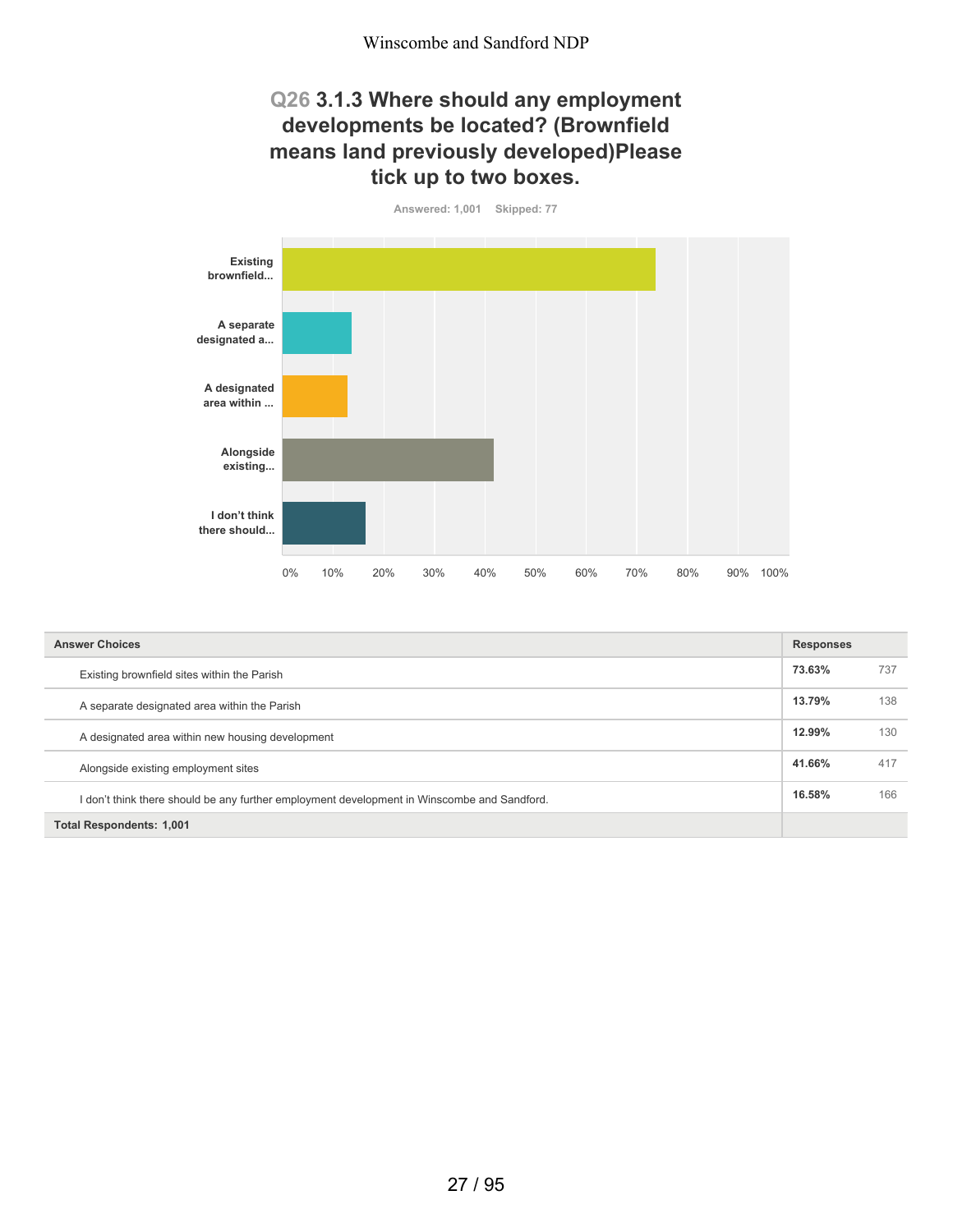## Q26 3.1.3 Where should any employment developments be located? (Brownfield means land previously developed)Please tick up to two boxes.

Answered: 1,001    Skipped: 77

| Answer Choices | Responses | |
|---|---|---|
| Existing brownfield sites within the Parish | 73.63% | 737 |
| A separate designated area within the Parish | 13.79% | 138 |
| A designated area within new housing development | 12.99% | 130 |
| Alongside existing employment sites | 41.66% | 417 |
| I don't think there should be any further employment development in Winscombe and Sandford. | 16.58% | 166 |
| **Total Respondents: 1,001** | | |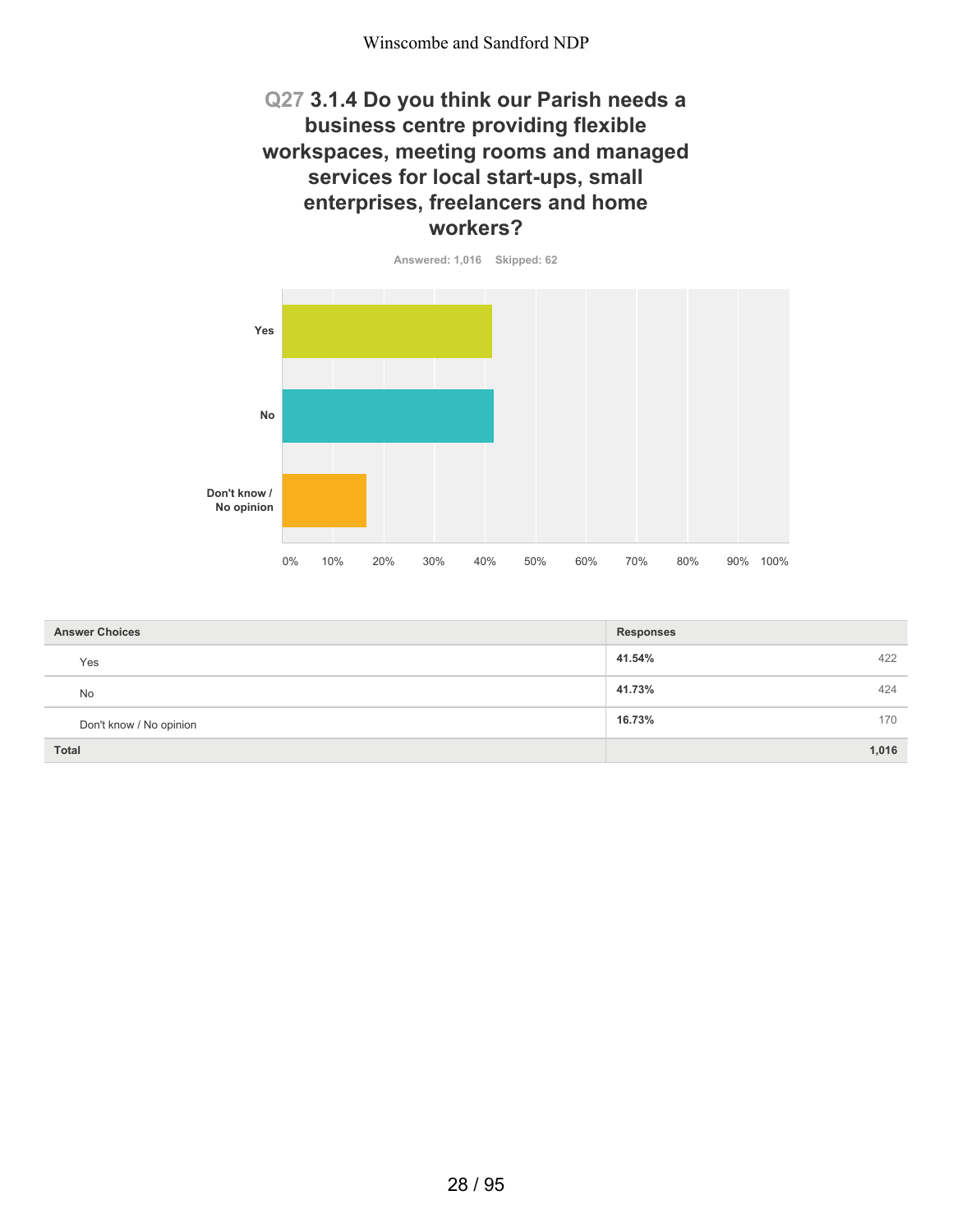## Q27 3.1.4 Do you think our Parish needs a business centre providing flexible workspaces, meeting rooms and managed services for local start-ups, small enterprises, freelancers and home workers?

Answered: 1,016 Skipped: 62

| Answer Choices | Responses | |
|---|---|---|
| Yes | 41.54% | 422 |
| No | 41.73% | 424 |
| Don't know / No opinion | 16.73% | 170 |
| **Total** | | **1,016** |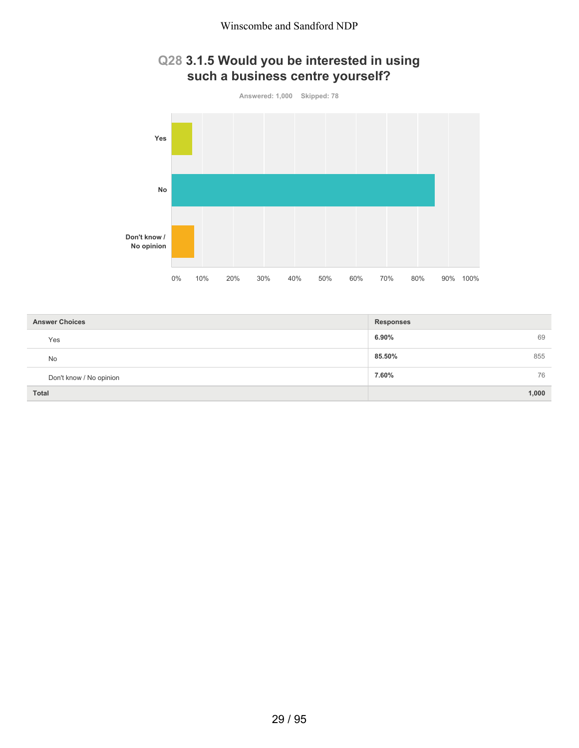## Q28 3.1.5 Would you be interested in using such a business centre yourself?

Answered: 1,000 Skipped: 78

| Answer Choices | Responses | |
|---|---|---|
| Yes | 6.90% | 69 |
| No | 85.50% | 855 |
| Don't know / No opinion | 7.60% | 76 |
| **Total** | | **1,000** |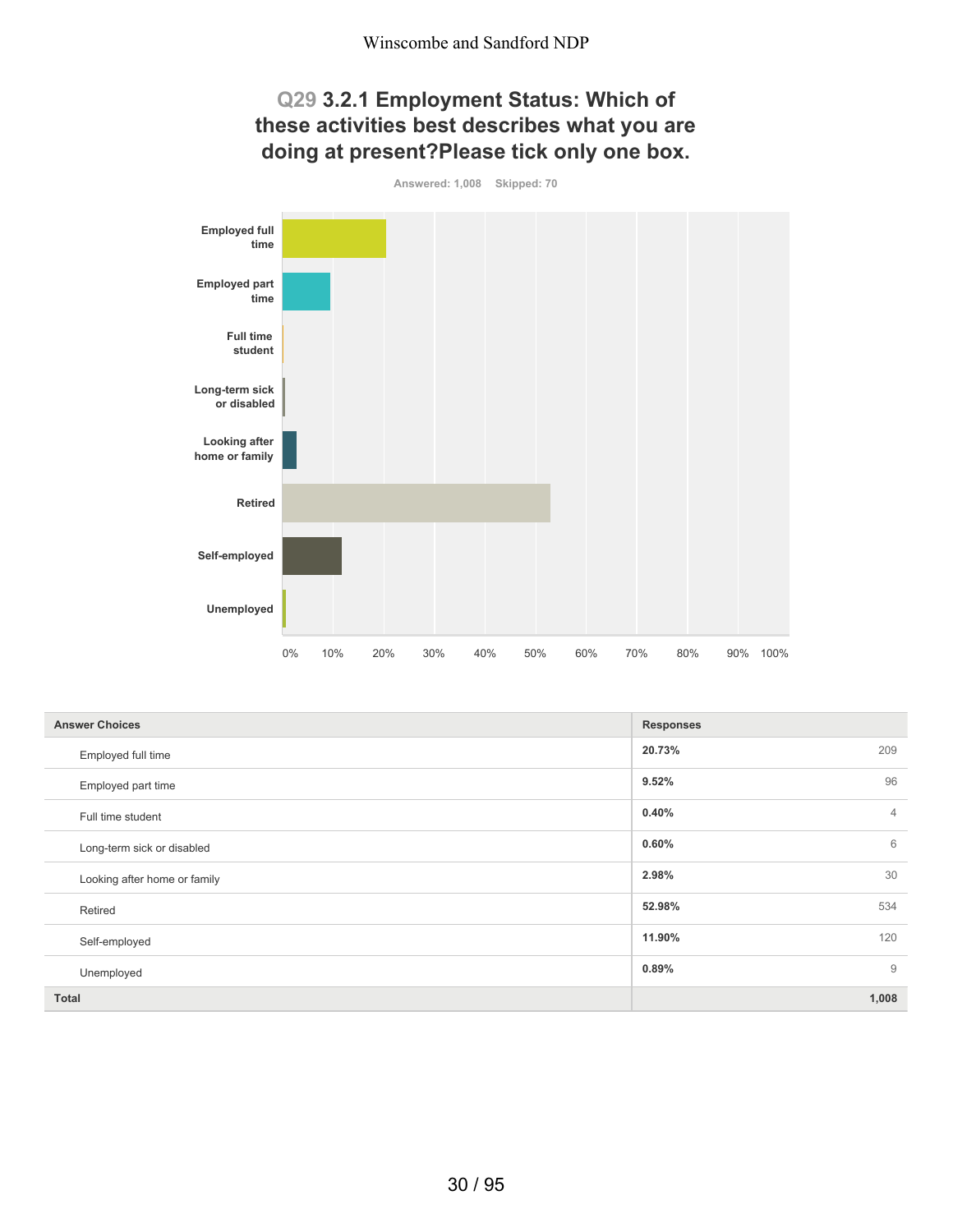## Q29 3.2.1 Employment Status: Which of these activities best describes what you are doing at present?Please tick only one box.

Answered: 1,008 Skipped: 70

| Answer Choices | Responses | |
|---|---|---|
| Employed full time | 20.73% | 209 |
| Employed part time | 9.52% | 96 |
| Full time student | 0.40% | 4 |
| Long-term sick or disabled | 0.60% | 6 |
| Looking after home or family | 2.98% | 30 |
| Retired | 52.98% | 534 |
| Self-employed | 11.90% | 120 |
| Unemployed | 0.89% | 9 |
| **Total** | | **1,008** |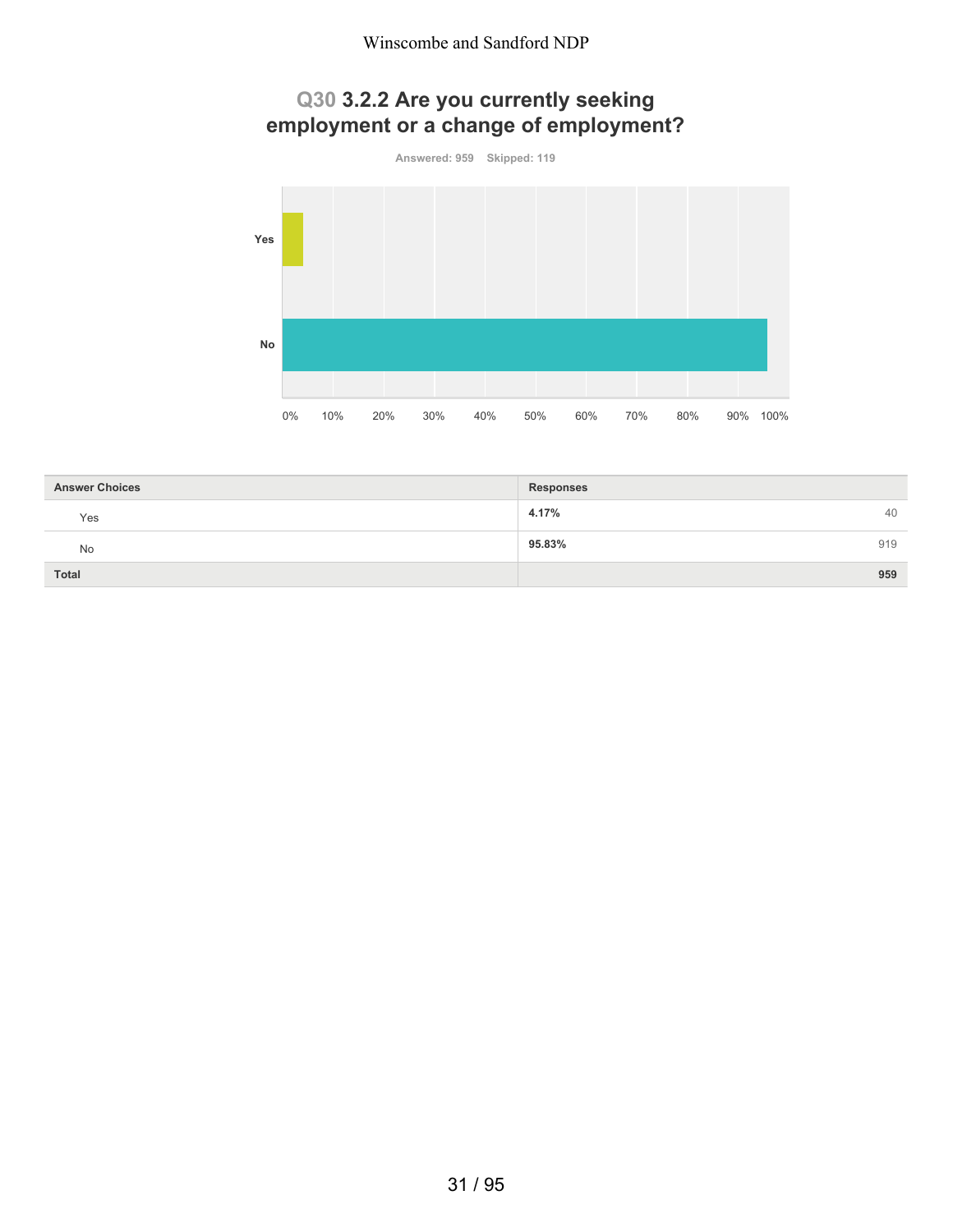## Q30 3.2.2 Are you currently seeking employment or a change of employment?

Answered: 959 Skipped: 119

| Answer Choices | Responses | |
|---|---|---|
| Yes | 4.17% | 40 |
| No | 95.83% | 919 |
| **Total** | | **959** |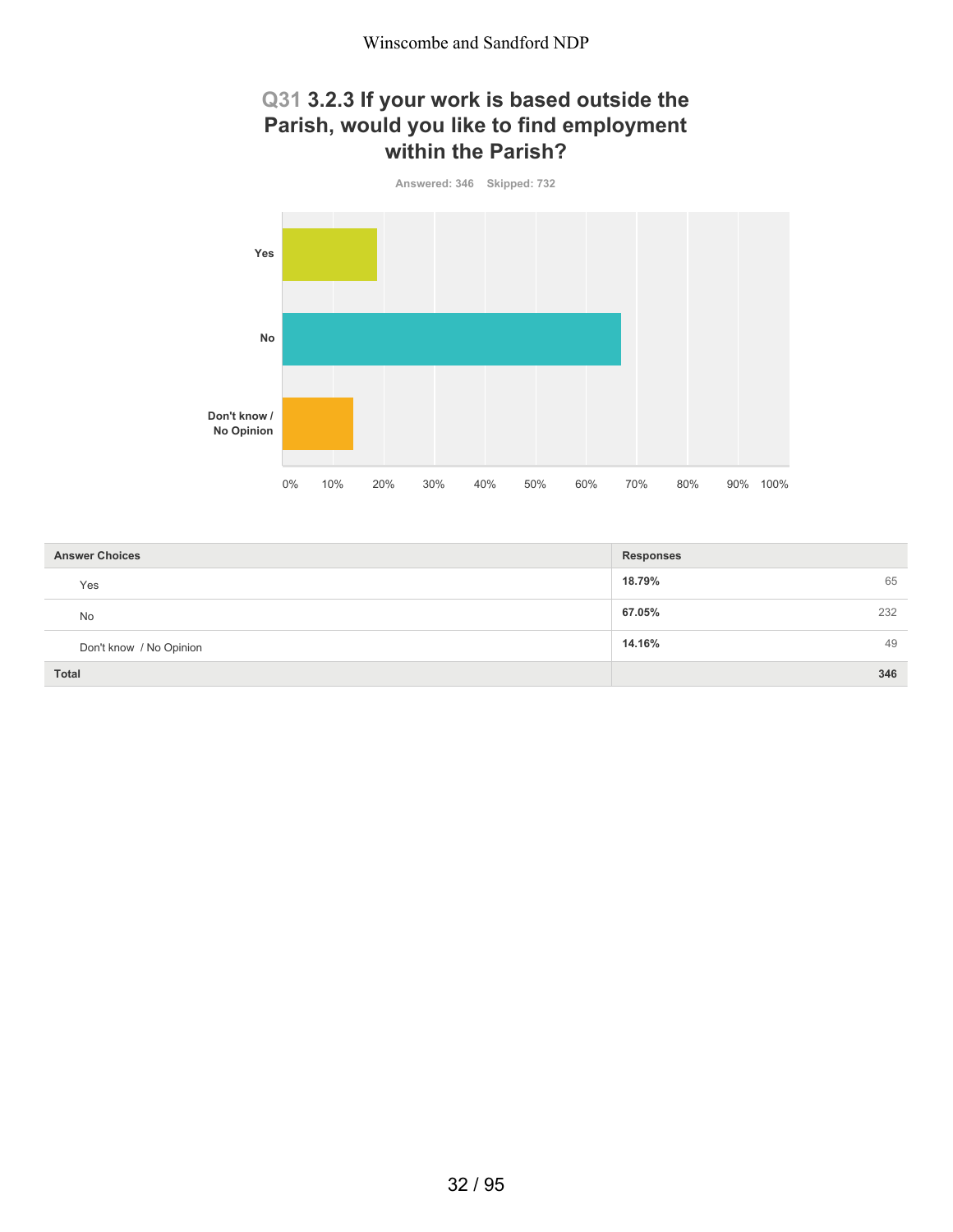## Q31 3.2.3 If your work is based outside the Parish, would you like to find employment within the Parish?

Answered: 346 Skipped: 732

| Answer Choices | Responses | |
|---|---|---|
| Yes | 18.79% | 65 |
| No | 67.05% | 232 |
| Don't know / No Opinion | 14.16% | 49 |
| Total | | 346 |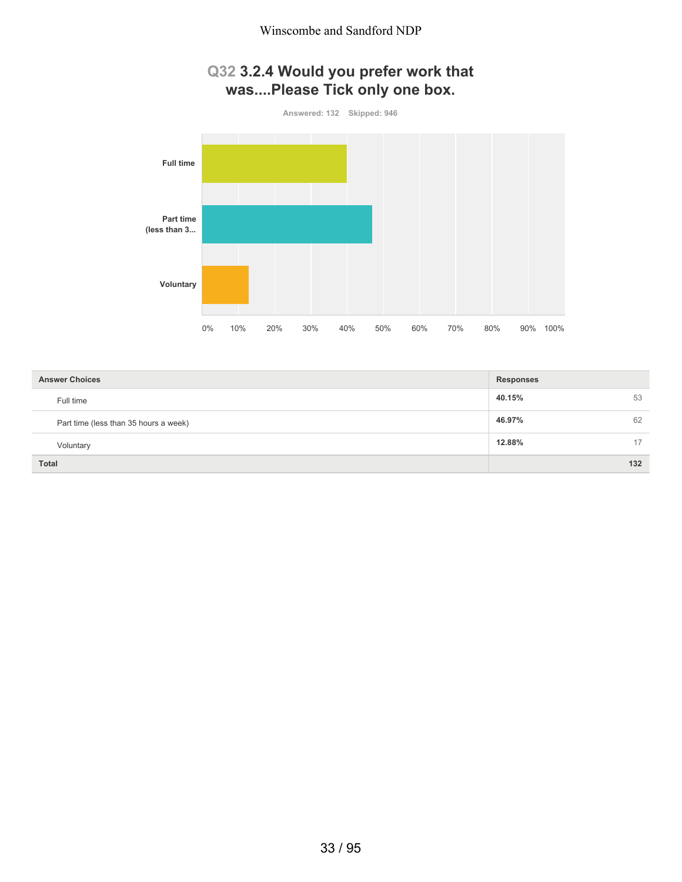## Q32 3.2.4 Would you prefer work that was....Please Tick only one box.

Answered: 132 Skipped: 946

| Answer Choices | Responses | |
|---|---|---|
| Full time | 40.15% | 53 |
| Part time (less than 35 hours a week) | 46.97% | 62 |
| Voluntary | 12.88% | 17 |
| **Total** | | **132** |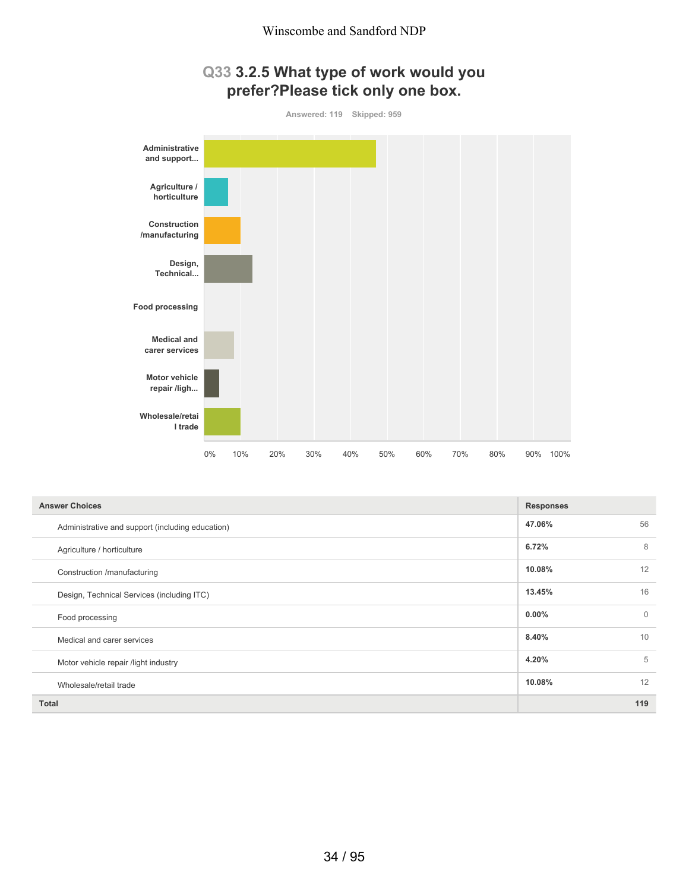## Q33 3.2.5 What type of work would you prefer?Please tick only one box.

Answered: 119 Skipped: 959

| Answer Choices | Responses | |
|---|---|---|
| Administrative and support (including education) | 47.06% | 56 |
| Agriculture / horticulture | 6.72% | 8 |
| Construction /manufacturing | 10.08% | 12 |
| Design, Technical Services (including ITC) | 13.45% | 16 |
| Food processing | 0.00% | 0 |
| Medical and carer services | 8.40% | 10 |
| Motor vehicle repair /light industry | 4.20% | 5 |
| Wholesale/retail trade | 10.08% | 12 |
| **Total** | | **119** |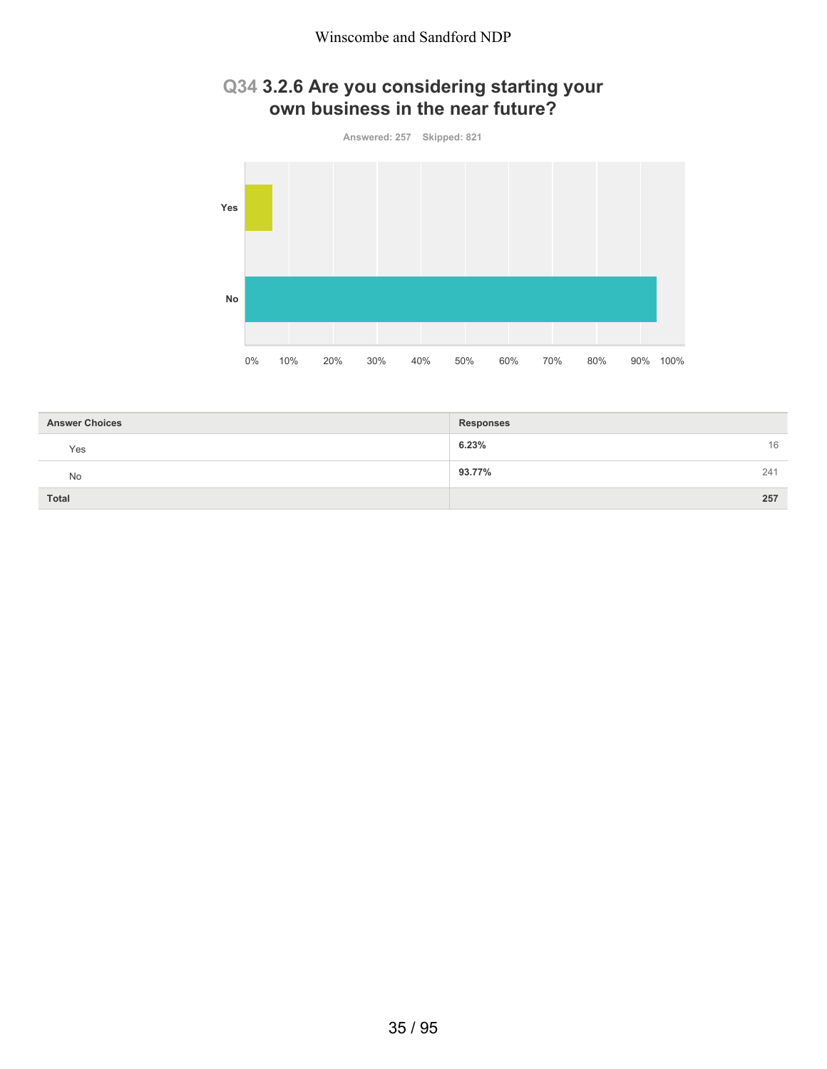## Q34 3.2.6 Are you considering starting your own business in the near future?

Answered: 257 Skipped: 821

| Answer Choices | Responses | |
|---|---|---|
| Yes | 6.23% | 16 |
| No | 93.77% | 241 |
| **Total** | | **257** |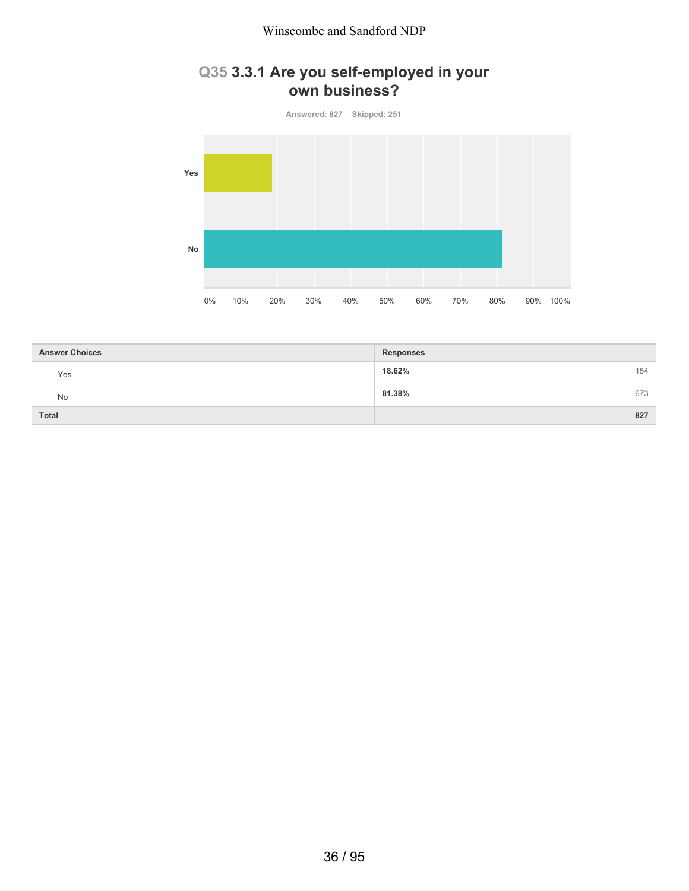## Q35 3.3.1 Are you self-employed in your own business?

Answered: 827 Skipped: 251

| Answer Choices | Responses | |
|---|---|---|
| Yes | 18.62% | 154 |
| No | 81.38% | 673 |
| Total | | 827 |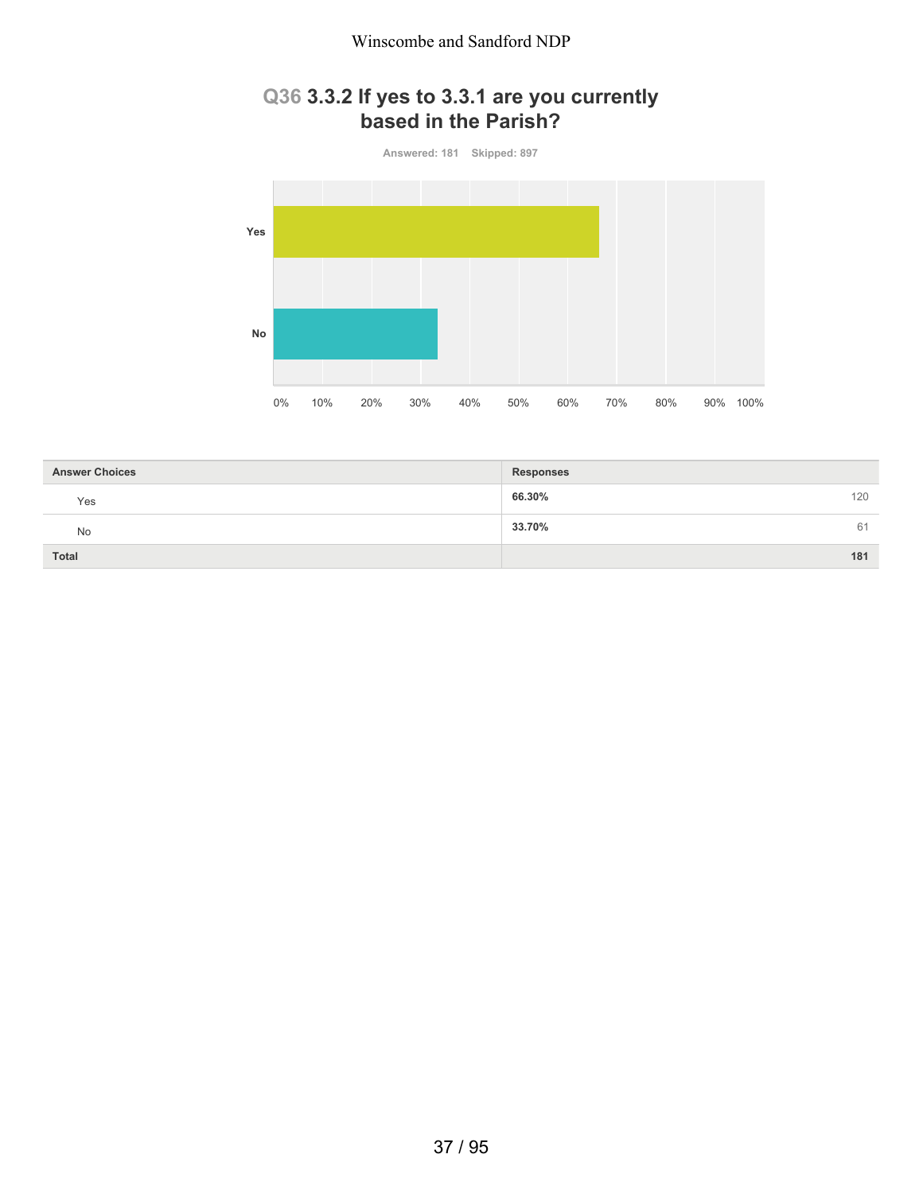## Q36 3.3.2 If yes to 3.3.1 are you currently based in the Parish?

Answered: 181 Skipped: 897

| Answer Choices | Responses | |
|---|---|---|
| Yes | 66.30% | 120 |
| No | 33.70% | 61 |
| **Total** | | **181** |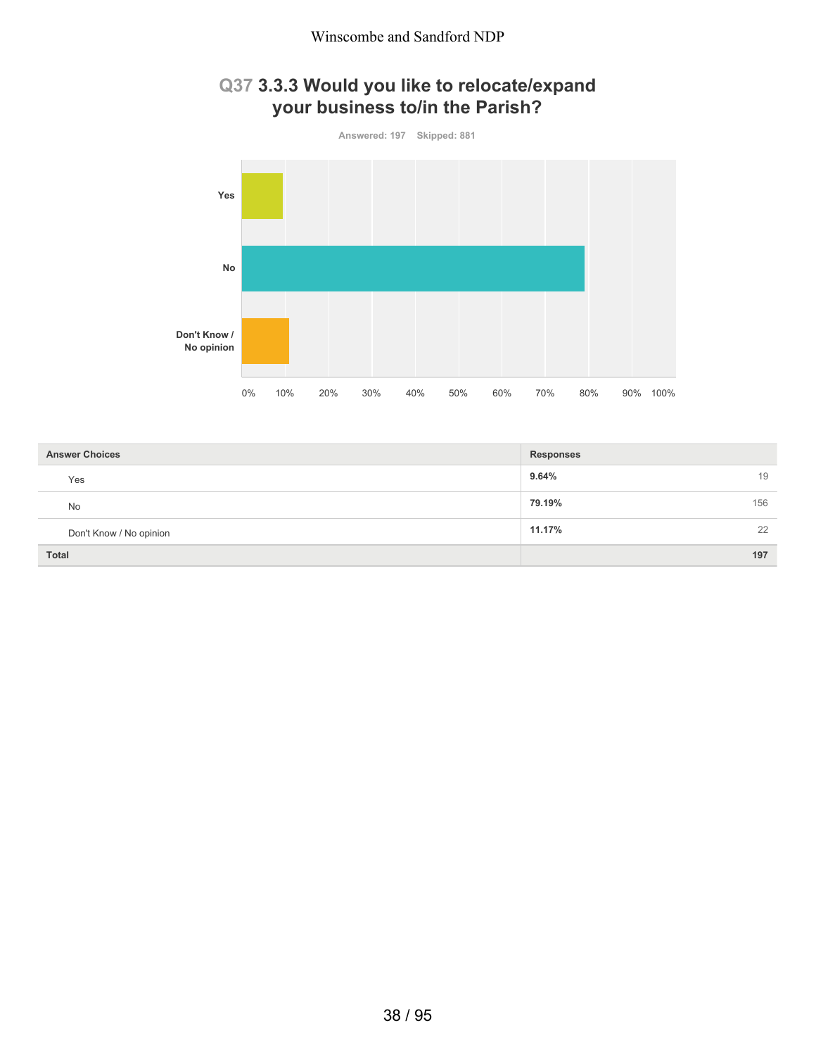## Q37 3.3.3 Would you like to relocate/expand your business to/in the Parish?

Answered: 197 Skipped: 881

| Answer Choices | Responses | |
|---|---|---|
| Yes | **9.64%** | 19 |
| No | **79.19%** | 156 |
| Don't Know / No opinion | **11.17%** | 22 |
| **Total** | | **197** |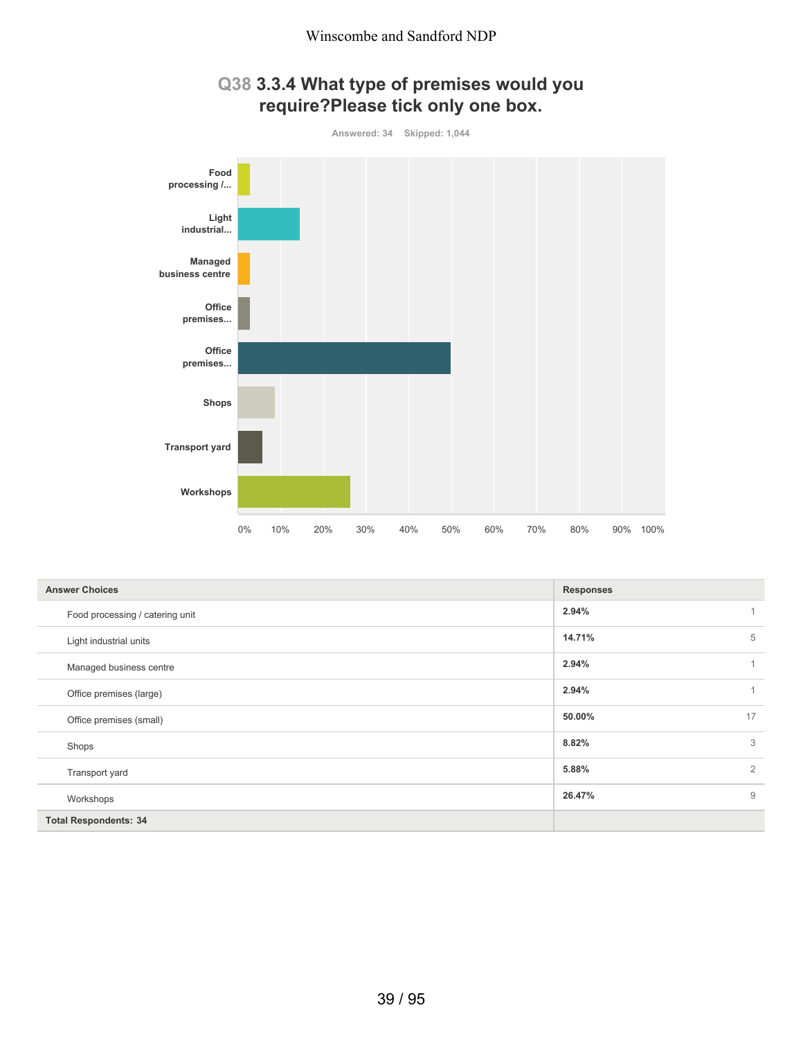## Q38 3.3.4 What type of premises would you require?Please tick only one box.

Answered: 34 Skipped: 1,044

| Answer Choices | Responses | |
|---|---|---|
| Food processing / catering unit | 2.94% | 1 |
| Light industrial units | 14.71% | 5 |
| Managed business centre | 2.94% | 1 |
| Office premises (large) | 2.94% | 1 |
| Office premises (small) | 50.00% | 17 |
| Shops | 8.82% | 3 |
| Transport yard | 5.88% | 2 |
| Workshops | 26.47% | 9 |
| **Total Respondents: 34** | | |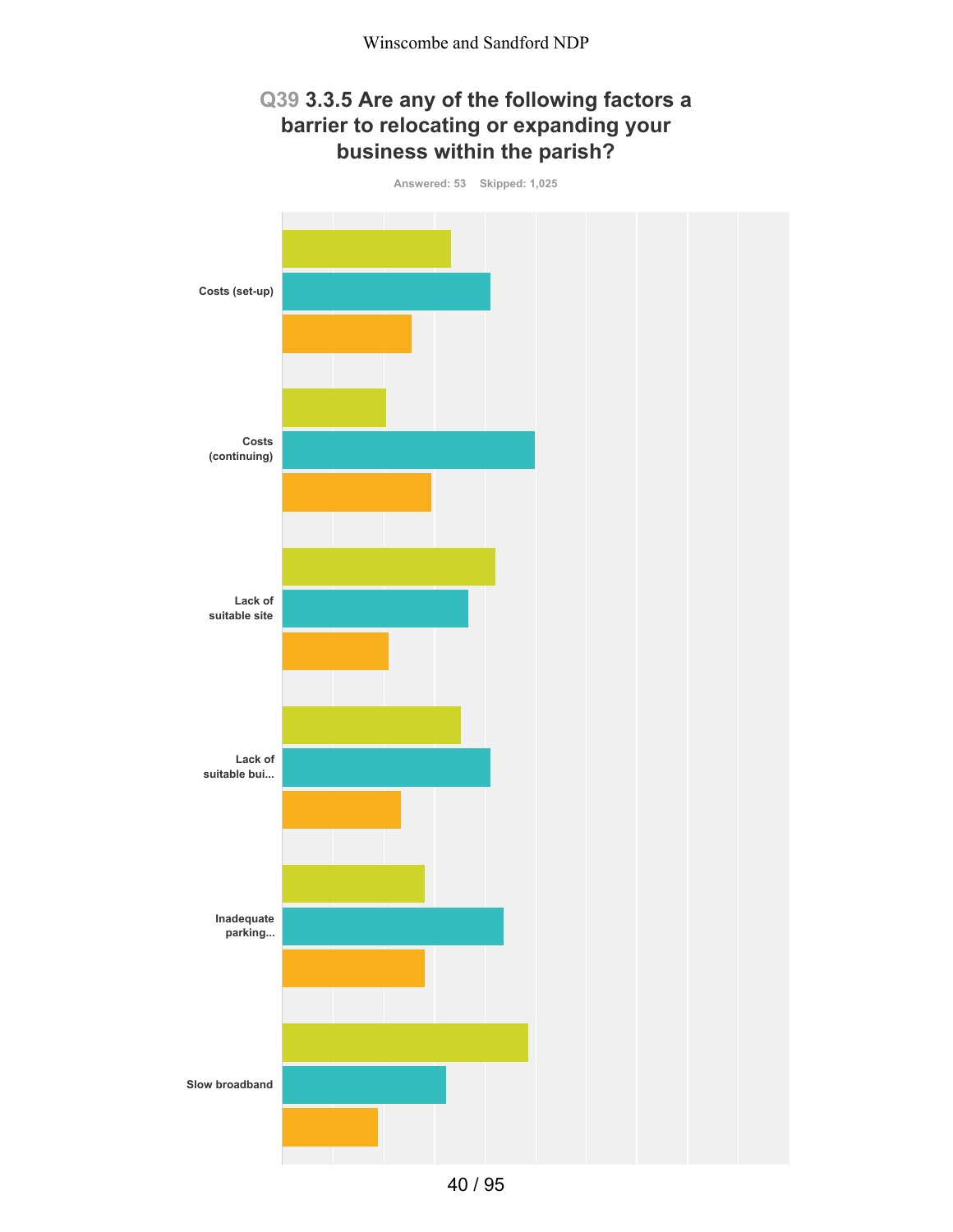## Q39 3.3.5 Are any of the following factors a barrier to relocating or expanding your business within the parish?

Answered: 53 Skipped: 1,025

Costs (set-up)

Costs (continuing)

Lack of suitable site

Lack of suitable bui...

Inadequate parking...

Slow broadband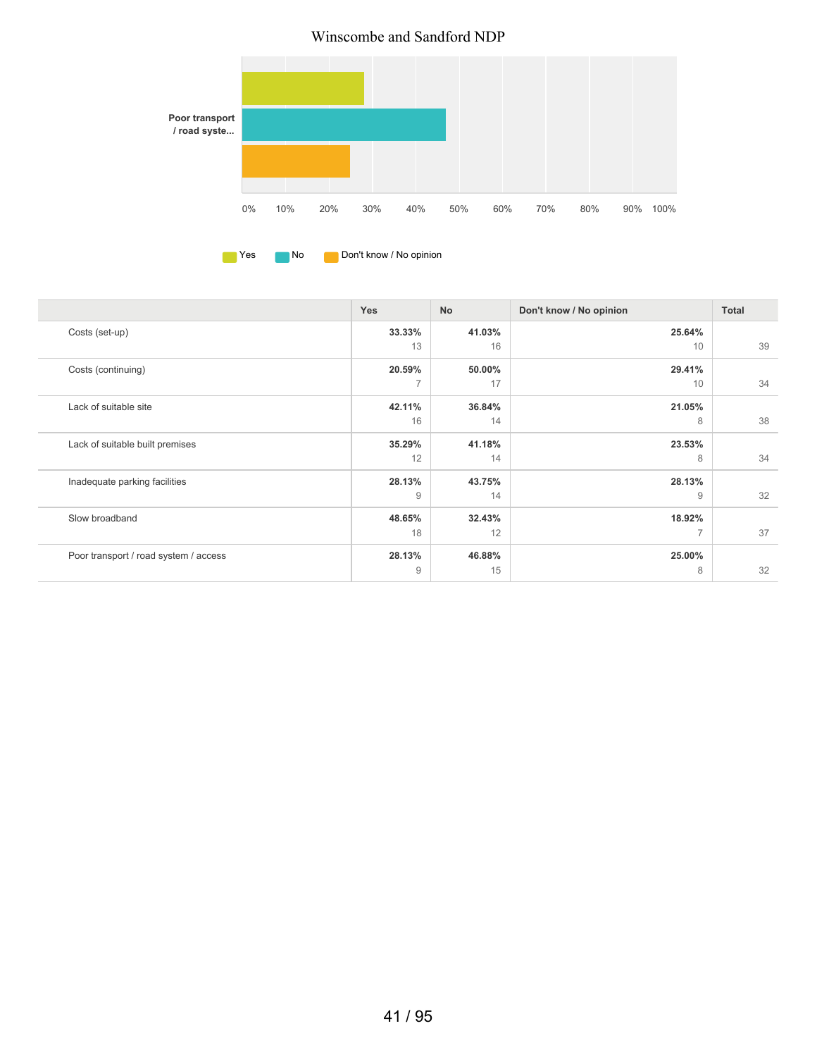Winscombe and Sandford NDP

Poor transport / road syste...

0% 10% 20% 30% 40% 50% 60% 70% 80% 90% 100%

Yes No Don't know / No opinion

| | Yes | No | Don't know / No opinion | Total |
|---|---|---|---|---|
| Costs (set-up) | **33.33%** 13 | **41.03%** 16 | **25.64%** 10 | 39 |
| Costs (continuing) | **20.59%** 7 | **50.00%** 17 | **29.41%** 10 | 34 |
| Lack of suitable site | **42.11%** 16 | **36.84%** 14 | **21.05%** 8 | 38 |
| Lack of suitable built premises | **35.29%** 12 | **41.18%** 14 | **23.53%** 8 | 34 |
| Inadequate parking facilities | **28.13%** 9 | **43.75%** 14 | **28.13%** 9 | 32 |
| Slow broadband | **48.65%** 18 | **32.43%** 12 | **18.92%** 7 | 37 |
| Poor transport / road system / access | **28.13%** 9 | **46.88%** 15 | **25.00%** 8 | 32 |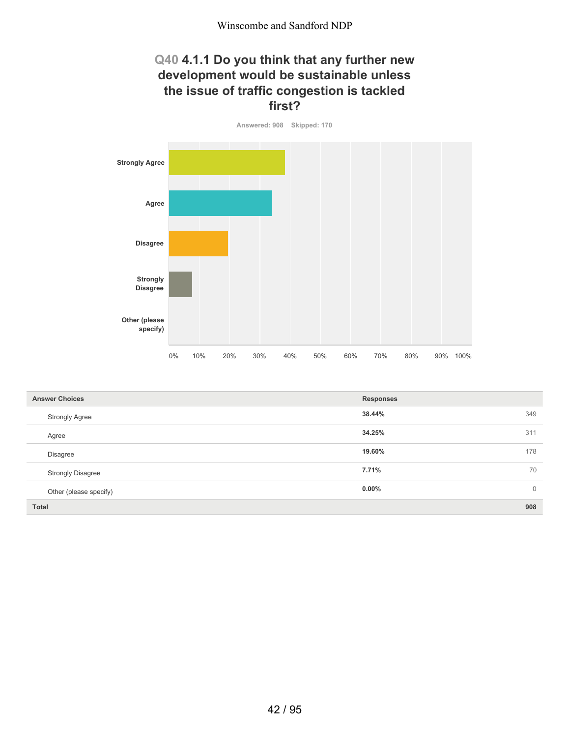## Q40 4.1.1 Do you think that any further new development would be sustainable unless the issue of traffic congestion is tackled first?

Answered: 908 Skipped: 170

| Answer Choices | Responses | |
|---|---|---|
| Strongly Agree | 38.44% | 349 |
| Agree | 34.25% | 311 |
| Disagree | 19.60% | 178 |
| Strongly Disagree | 7.71% | 70 |
| Other (please specify) | 0.00% | 0 |
| **Total** | | **908** |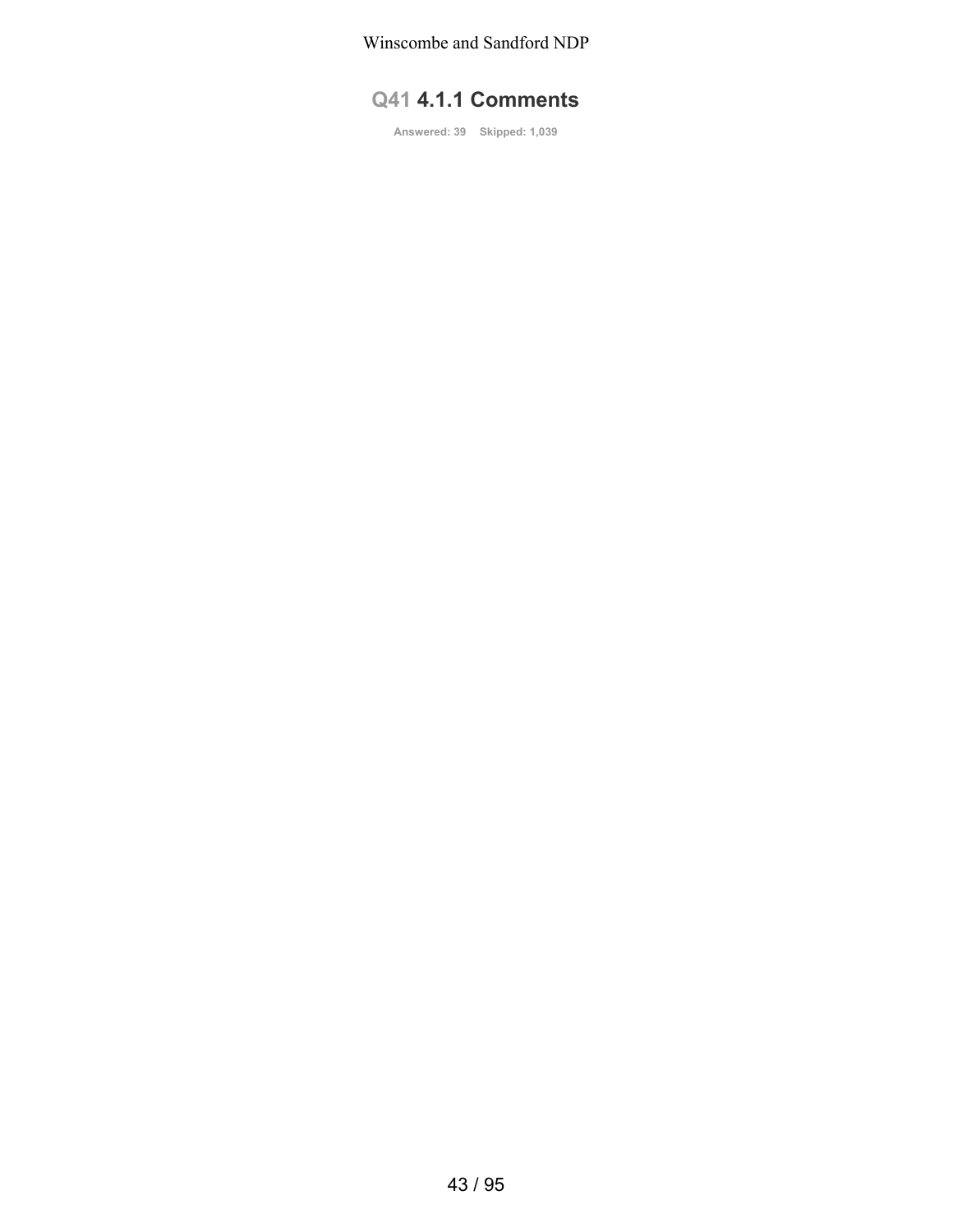## Q41 4.1.1 Comments

Answered: 39 Skipped: 1,039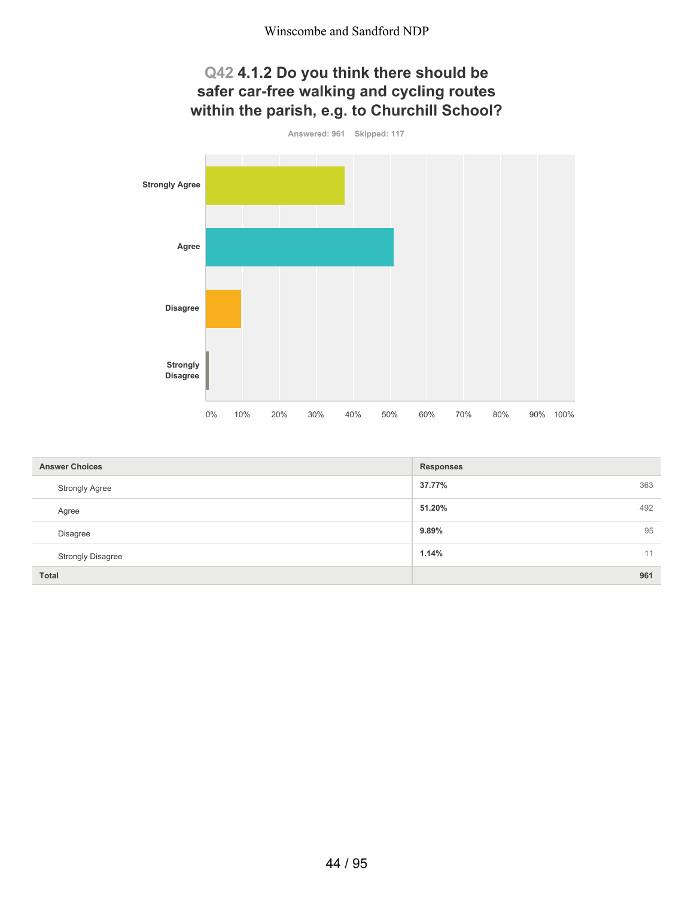## Q42 4.1.2 Do you think there should be safer car-free walking and cycling routes within the parish, e.g. to Churchill School?

Answered: 961 Skipped: 117

| Answer Choices | Responses | |
|---|---|---|
| Strongly Agree | 37.77% | 363 |
| Agree | 51.20% | 492 |
| Disagree | 9.89% | 95 |
| Strongly Disagree | 1.14% | 11 |
| **Total** | | **961** |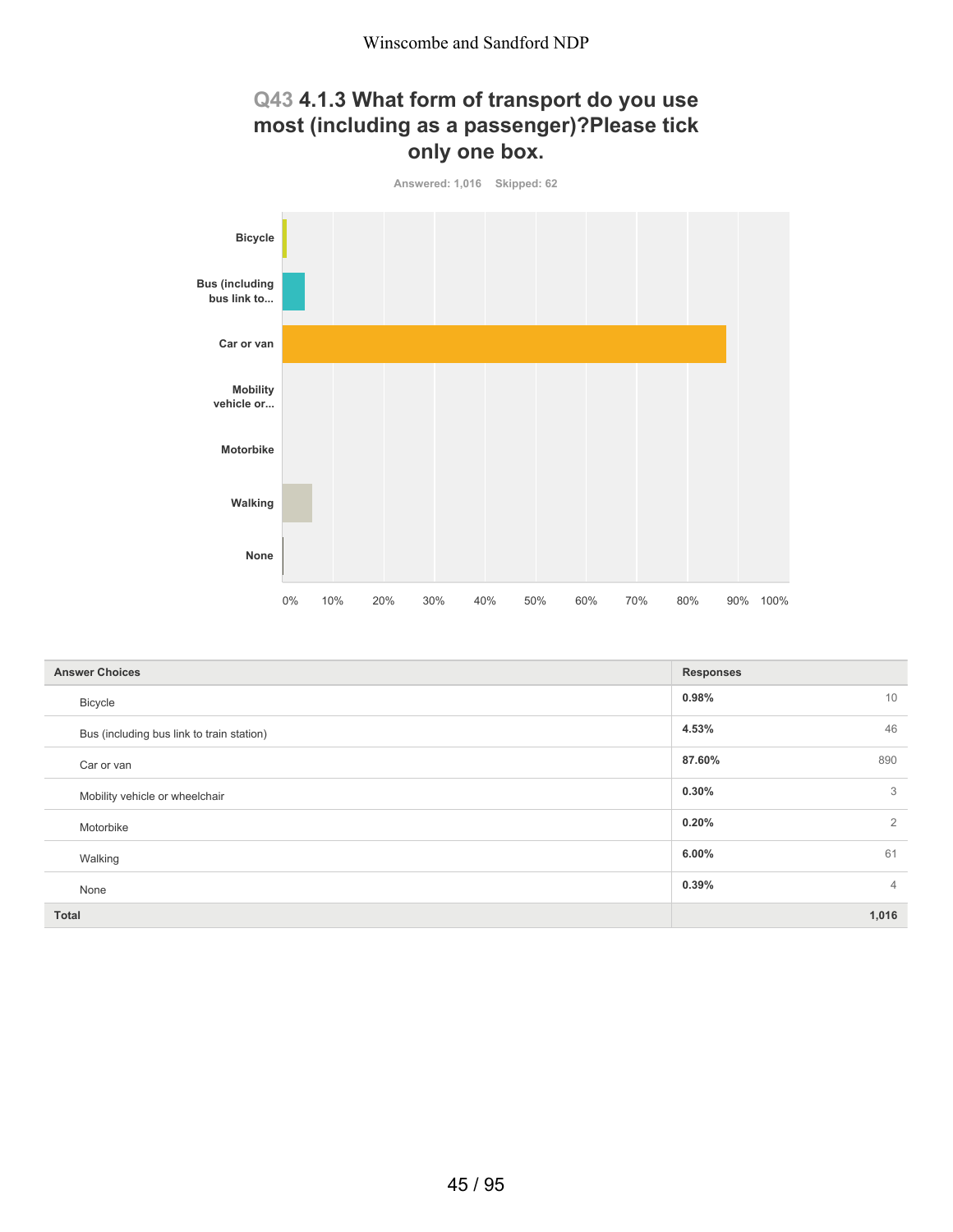## Q43 4.1.3 What form of transport do you use most (including as a passenger)?Please tick only one box.

Answered: 1,016 Skipped: 62

| Answer Choices | Responses | |
|---|---|---|
| Bicycle | 0.98% | 10 |
| Bus (including bus link to train station) | 4.53% | 46 |
| Car or van | 87.60% | 890 |
| Mobility vehicle or wheelchair | 0.30% | 3 |
| Motorbike | 0.20% | 2 |
| Walking | 6.00% | 61 |
| None | 0.39% | 4 |
| **Total** | | **1,016** |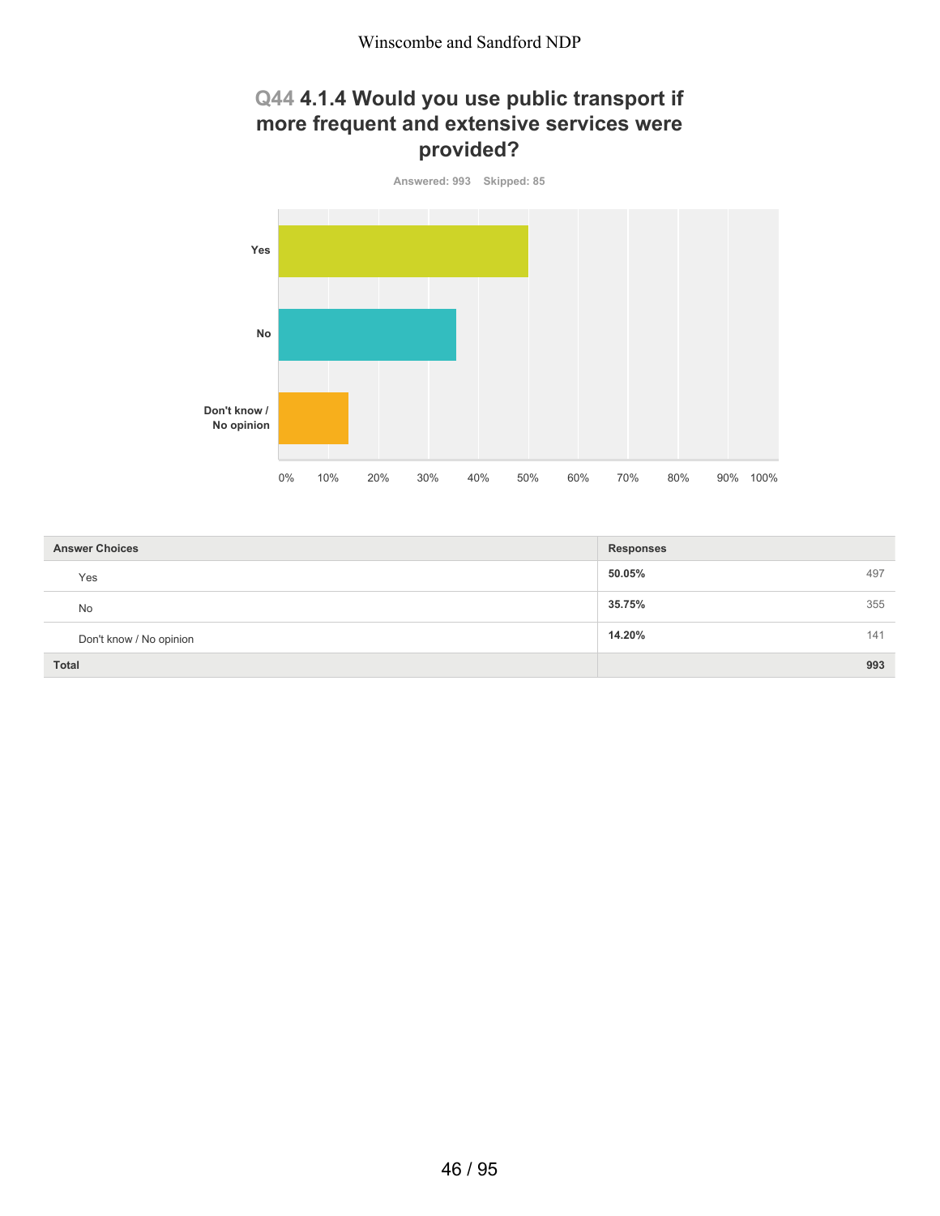## Q44 4.1.4 Would you use public transport if more frequent and extensive services were provided?

Answered: 993 Skipped: 85

| Answer Choices | Responses | |
|---|---|---|
| Yes | 50.05% | 497 |
| No | 35.75% | 355 |
| Don't know / No opinion | 14.20% | 141 |
| **Total** | | **993** |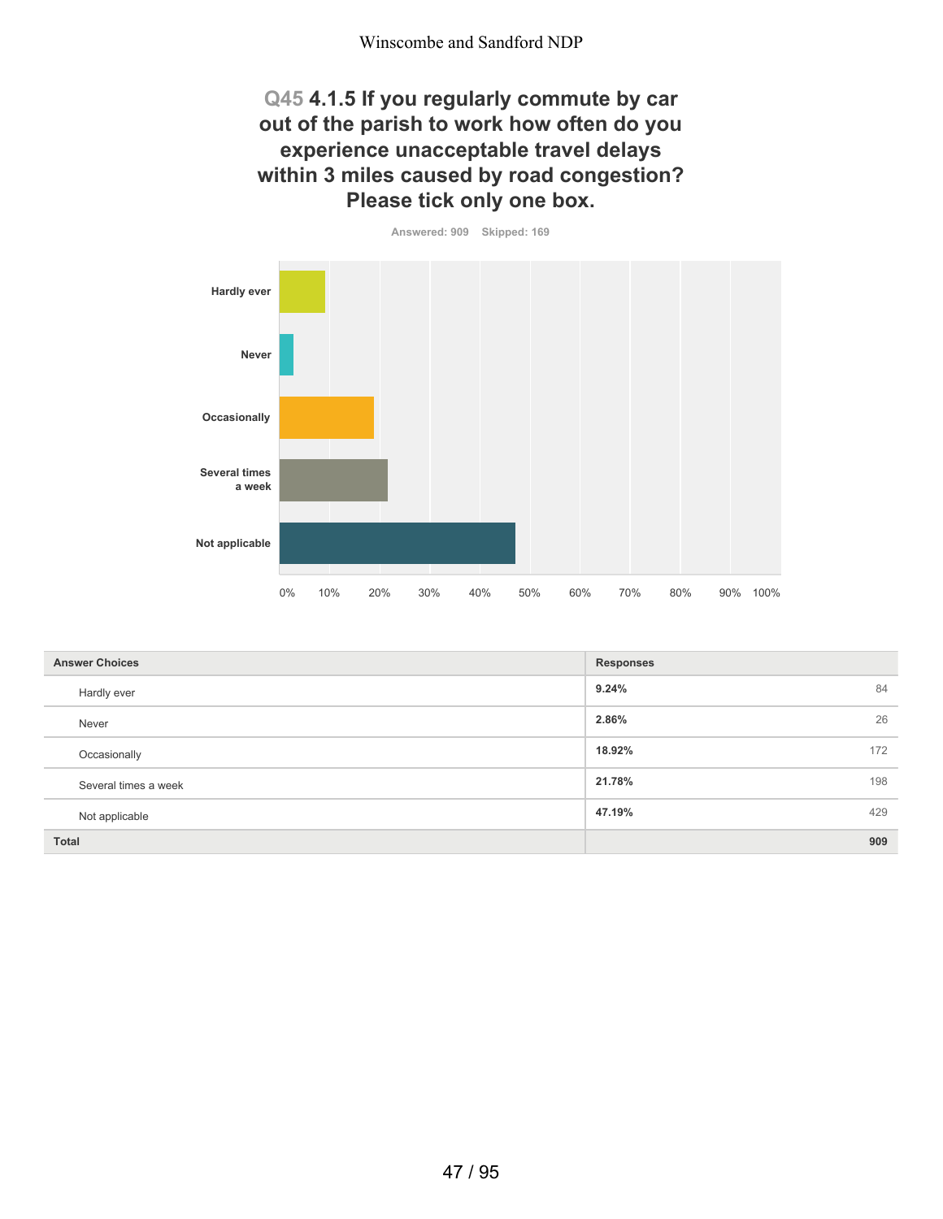## Q45 4.1.5 If you regularly commute by car out of the parish to work how often do you experience unacceptable travel delays within 3 miles caused by road congestion? Please tick only one box.

Answered: 909 Skipped: 169

| Answer Choices | Responses | |
|---|---|---|
| Hardly ever | 9.24% | 84 |
| Never | 2.86% | 26 |
| Occasionally | 18.92% | 172 |
| Several times a week | 21.78% | 198 |
| Not applicable | 47.19% | 429 |
| Total | | 909 |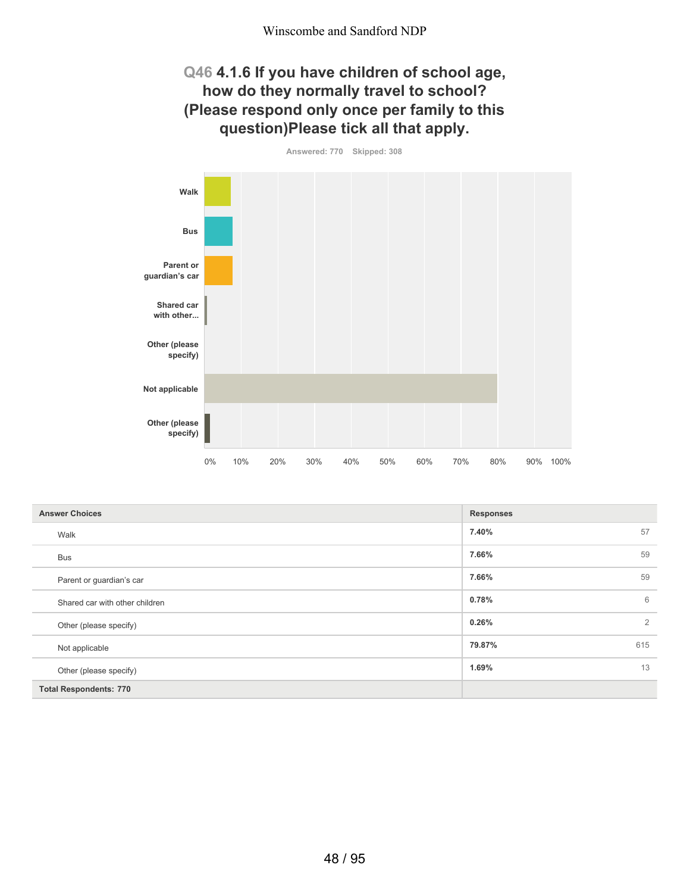## Q46 4.1.6 If you have children of school age, how do they normally travel to school? (Please respond only once per family to this question)Please tick all that apply.

Answered: 770 Skipped: 308

| Answer Choices | Responses | |
|---|---|---|
| Walk | 7.40% | 57 |
| Bus | 7.66% | 59 |
| Parent or guardian's car | 7.66% | 59 |
| Shared car with other children | 0.78% | 6 |
| Other (please specify) | 0.26% | 2 |
| Not applicable | 79.87% | 615 |
| Other (please specify) | 1.69% | 13 |
| **Total Respondents: 770** | | |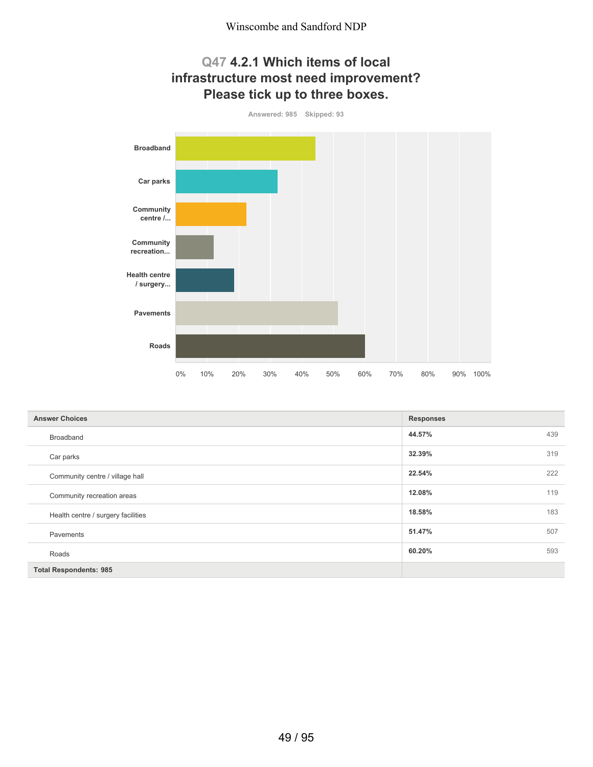## Q47 4.2.1 Which items of local infrastructure most need improvement? Please tick up to three boxes.

Answered: 985 Skipped: 93

| Answer Choices | Responses | |
|---|---|---|
| Broadband | 44.57% | 439 |
| Car parks | 32.39% | 319 |
| Community centre / village hall | 22.54% | 222 |
| Community recreation areas | 12.08% | 119 |
| Health centre / surgery facilities | 18.58% | 183 |
| Pavements | 51.47% | 507 |
| Roads | 60.20% | 593 |
| Total Respondents: 985 | | |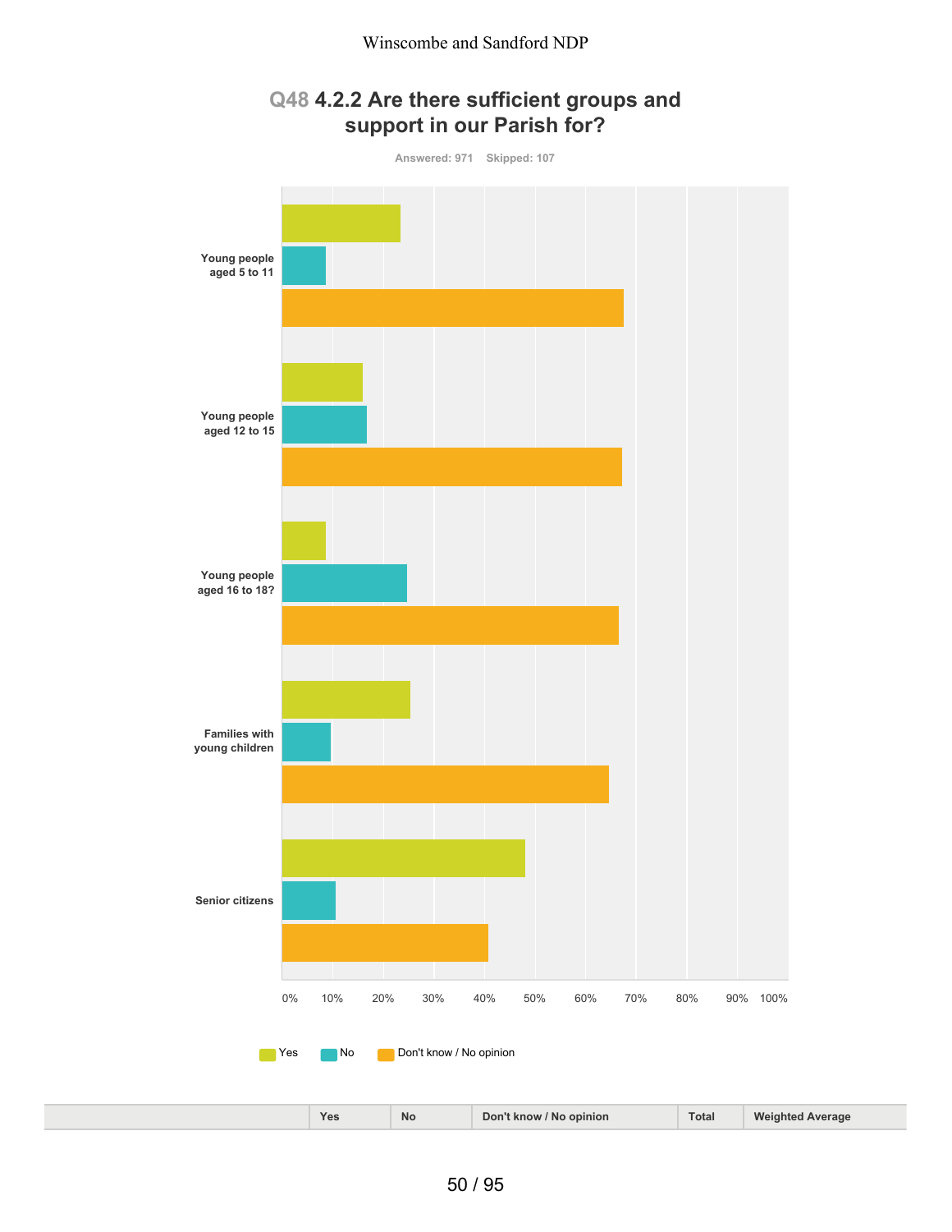## Q48 4.2.2 Are there sufficient groups and support in our Parish for?

Answered: 971 Skipped: 107

Young people aged 5 to 11

Young people aged 12 to 15

Young people aged 16 to 18?

Families with young children

Senior citizens

0% 10% 20% 30% 40% 50% 60% 70% 80% 90% 100%

Yes No Don't know / No opinion

| | Yes | No | Don't know / No opinion | Total | Weighted Average |
|---|---|---|---|---|---|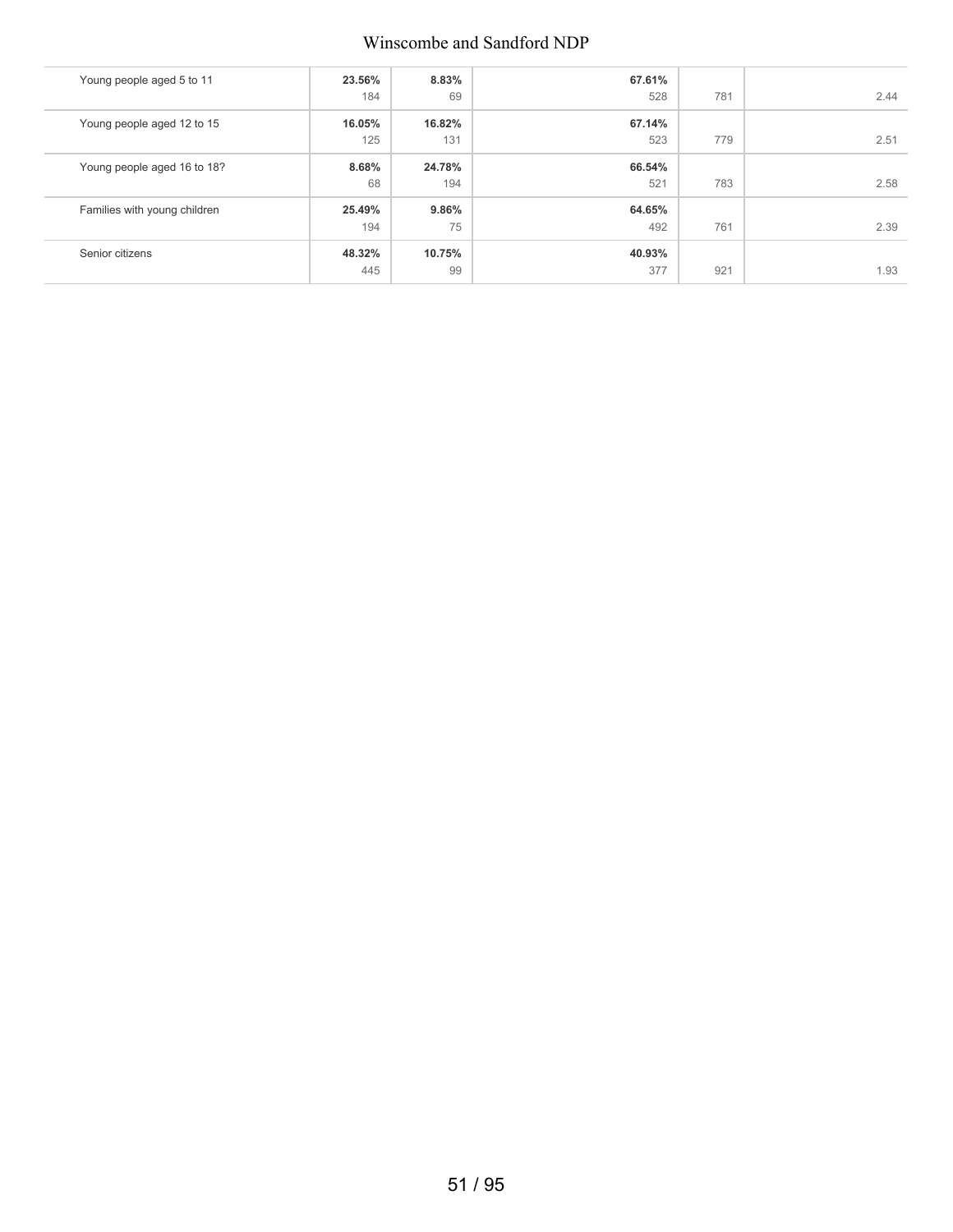| | | | | | |
|---|---|---|---|---|---|
| Young people aged 5 to 11 | **23.56%**<br>184 | **8.83%**<br>69 | **67.61%**<br>528 | 781 | 2.44 |
| Young people aged 12 to 15 | **16.05%**<br>125 | **16.82%**<br>131 | **67.14%**<br>523 | 779 | 2.51 |
| Young people aged 16 to 18? | **8.68%**<br>68 | **24.78%**<br>194 | **66.54%**<br>521 | 783 | 2.58 |
| Families with young children | **25.49%**<br>194 | **9.86%**<br>75 | **64.65%**<br>492 | 761 | 2.39 |
| Senior citizens | **48.32%**<br>445 | **10.75%**<br>99 | **40.93%**<br>377 | 921 | 1.93 |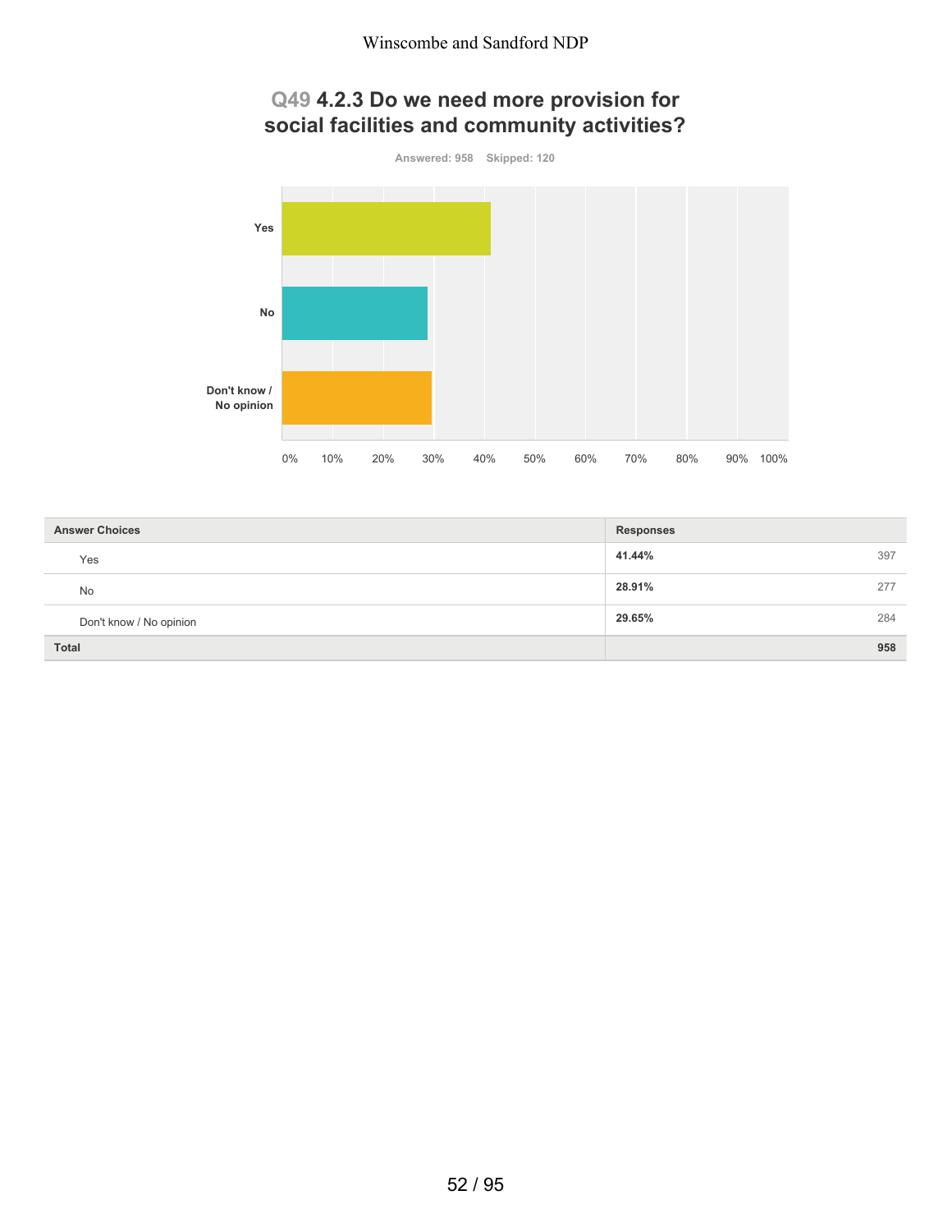## Q49 4.2.3 Do we need more provision for social facilities and community activities?

Answered: 958 Skipped: 120

| Answer Choices | Responses | |
|---|---|---|
| Yes | **41.44%** | 397 |
| No | **28.91%** | 277 |
| Don't know / No opinion | **29.65%** | 284 |
| **Total** | | **958** |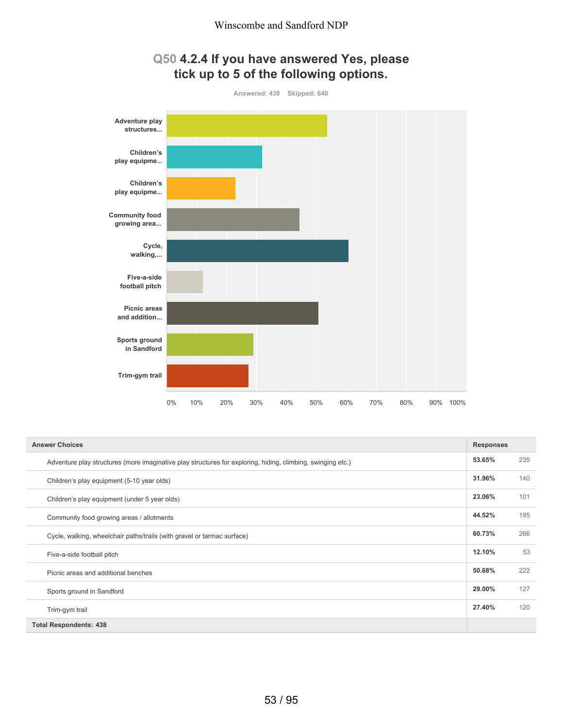## Q50 4.2.4 If you have answered Yes, please tick up to 5 of the following options.

Answered: 438 Skipped: 640

| Answer Choices | Responses | |
|---|---|---|
| Adventure play structures (more imaginative play structures for exploring, hiding, climbing, swinging etc.) | 53.65% | 235 |
| Children's play equipment (5-10 year olds) | 31.96% | 140 |
| Children's play equipment (under 5 year olds) | 23.06% | 101 |
| Community food growing areas / allotments | 44.52% | 195 |
| Cycle, walking, wheelchair paths/trails (with gravel or tarmac surface) | 60.73% | 266 |
| Five-a-side football pitch | 12.10% | 53 |
| Picnic areas and additional benches | 50.68% | 222 |
| Sports ground in Sandford | 29.00% | 127 |
| Trim-gym trail | 27.40% | 120 |
| **Total Respondents: 438** | | |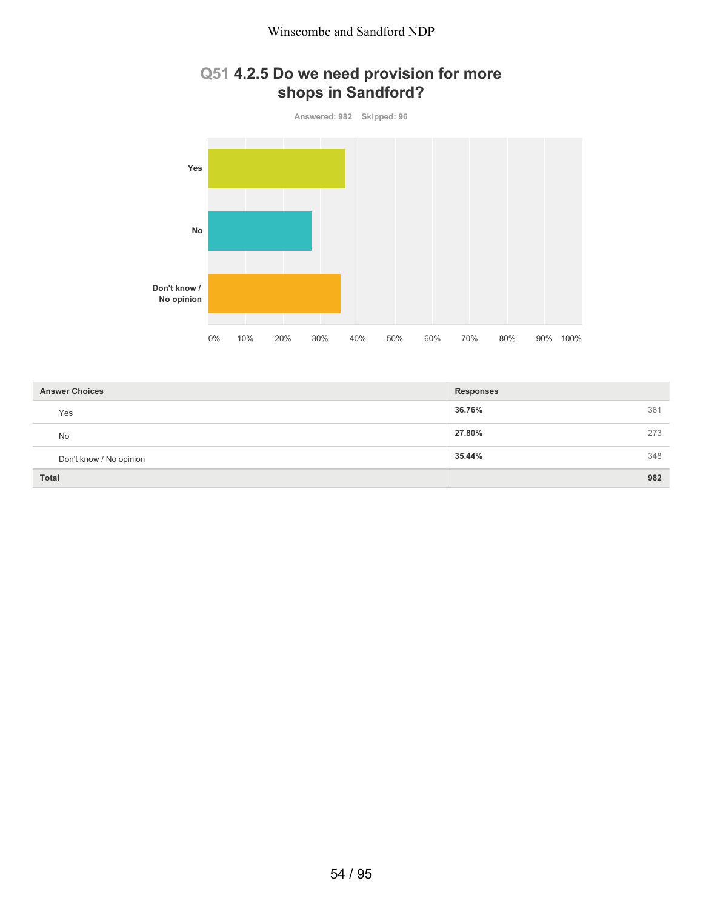## Q51 4.2.5 Do we need provision for more shops in Sandford?

Answered: 982 Skipped: 96

| Answer Choices | Responses | |
|---|---|---|
| Yes | 36.76% | 361 |
| No | 27.80% | 273 |
| Don't know / No opinion | 35.44% | 348 |
| **Total** | | **982** |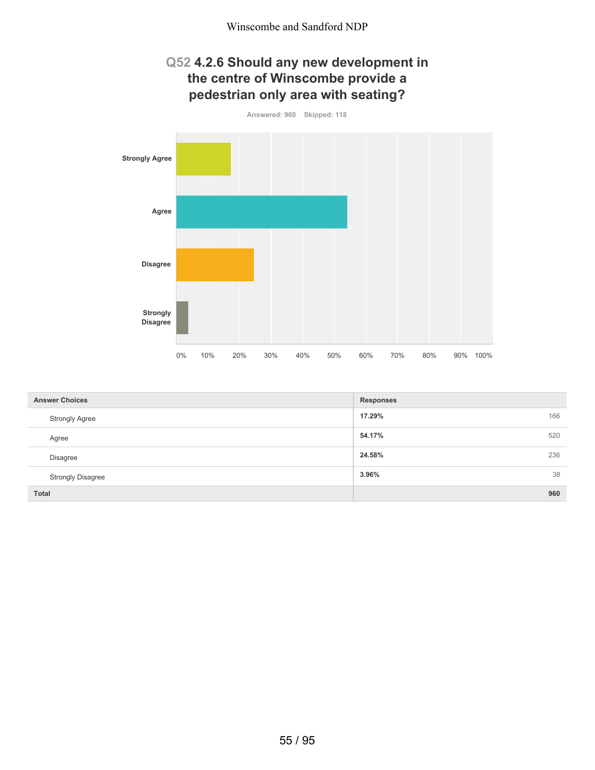## Q52 4.2.6 Should any new development in the centre of Winscombe provide a pedestrian only area with seating?

Answered: 960 Skipped: 118

| Answer Choices | Responses | |
|---|---|---|
| Strongly Agree | 17.29% | 166 |
| Agree | 54.17% | 520 |
| Disagree | 24.58% | 236 |
| Strongly Disagree | 3.96% | 38 |
| **Total** | | **960** |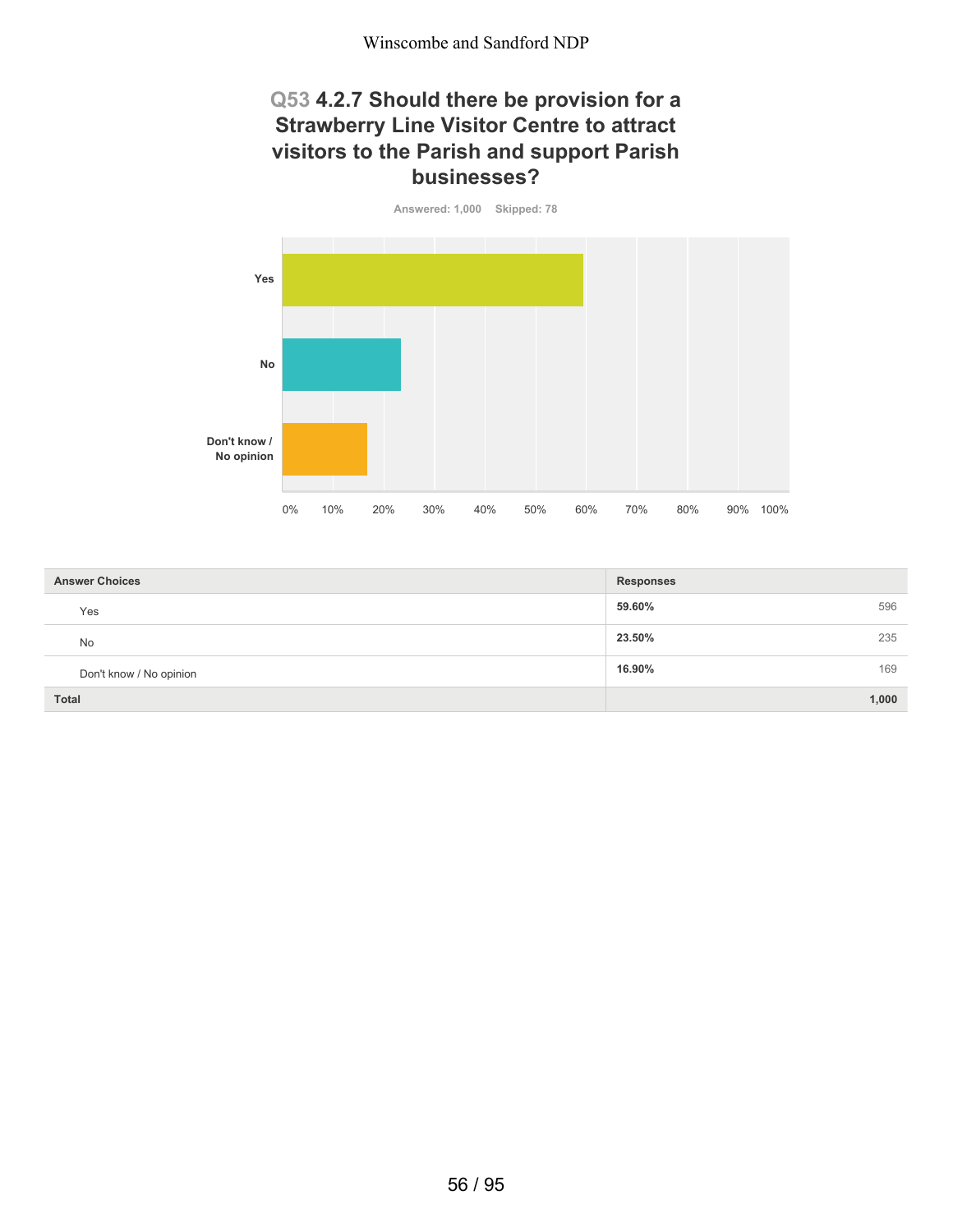## Q53 4.2.7 Should there be provision for a Strawberry Line Visitor Centre to attract visitors to the Parish and support Parish businesses?

Answered: 1,000 Skipped: 78

| Answer Choices | Responses | |
|---|---|---|
| Yes | 59.60% | 596 |
| No | 23.50% | 235 |
| Don't know / No opinion | 16.90% | 169 |
| **Total** | | **1,000** |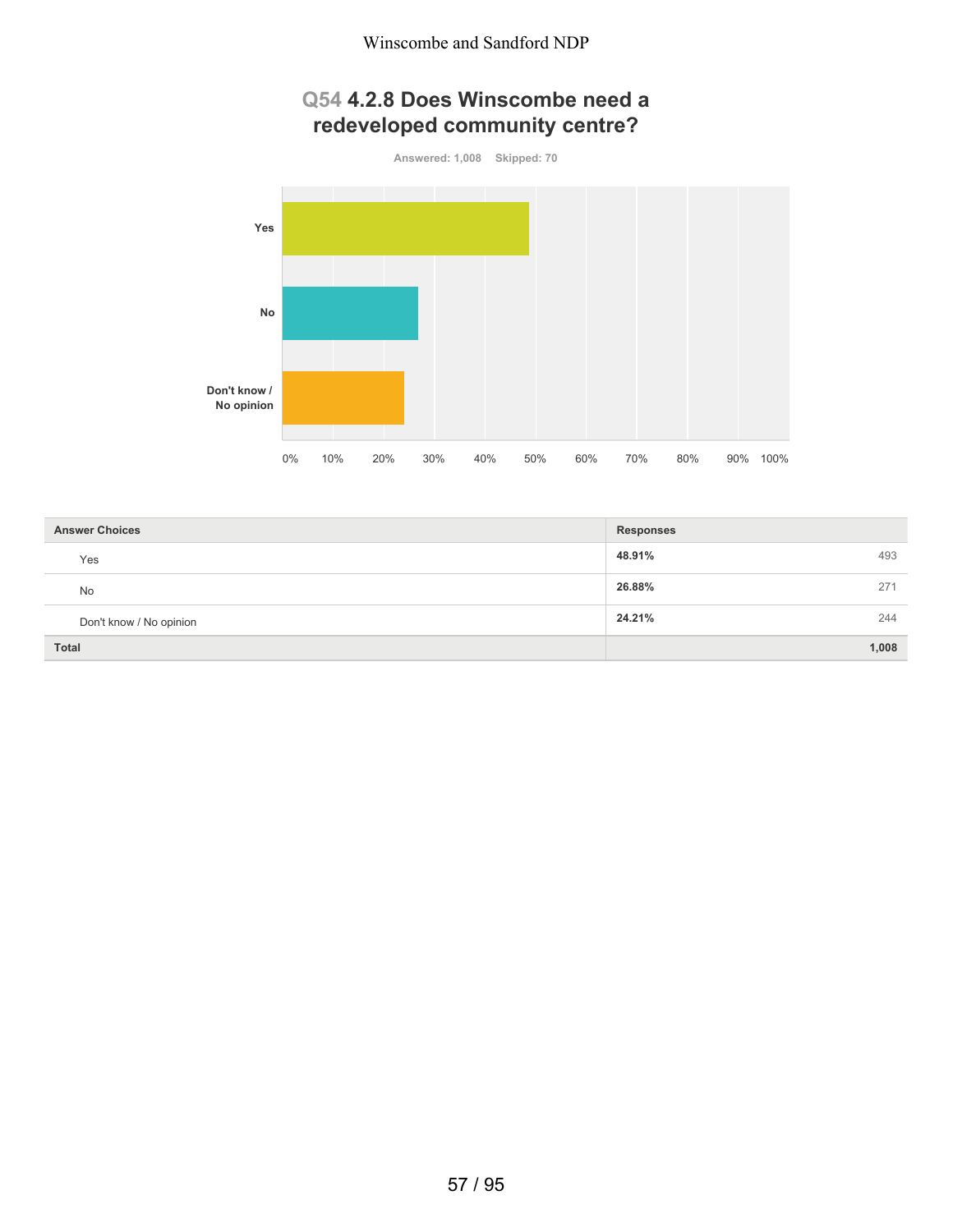## Q54 4.2.8 Does Winscombe need a redeveloped community centre?

Answered: 1,008 Skipped: 70

| Answer Choices | Responses | |
|---|---|---|
| Yes | **48.91%** | 493 |
| No | **26.88%** | 271 |
| Don't know / No opinion | **24.21%** | 244 |
| **Total** | | **1,008** |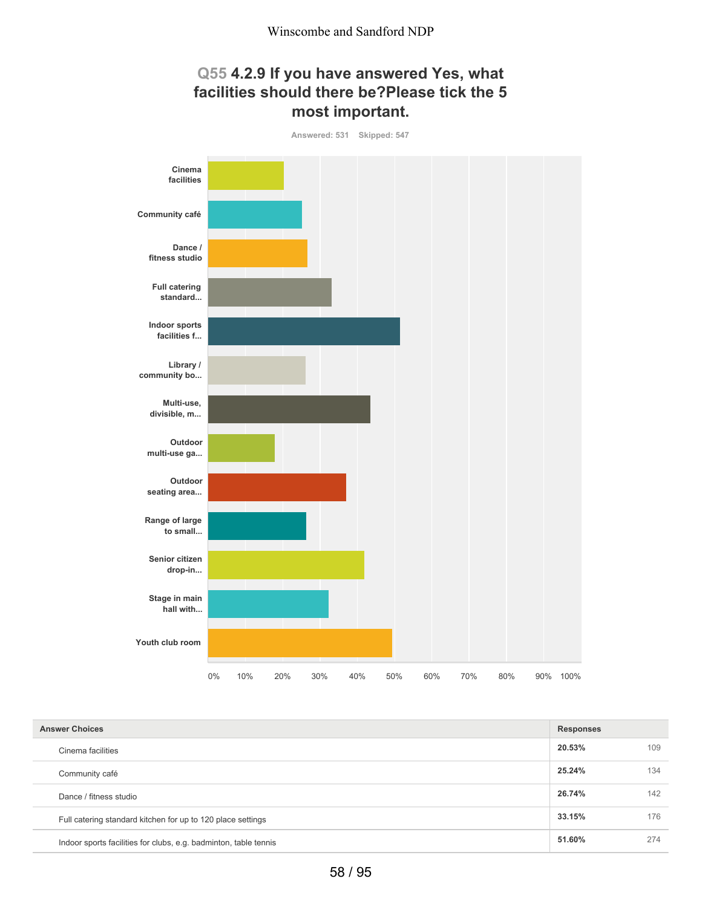## Q55 4.2.9 If you have answered Yes, what facilities should there be?Please tick the 5 most important.

Answered: 531 Skipped: 547

| Answer Choices | Responses | |
|---|---|---|
| Cinema facilities | 20.53% | 109 |
| Community café | 25.24% | 134 |
| Dance / fitness studio | 26.74% | 142 |
| Full catering standard kitchen for up to 120 place settings | 33.15% | 176 |
| Indoor sports facilities for clubs, e.g. badminton, table tennis | 51.60% | 274 |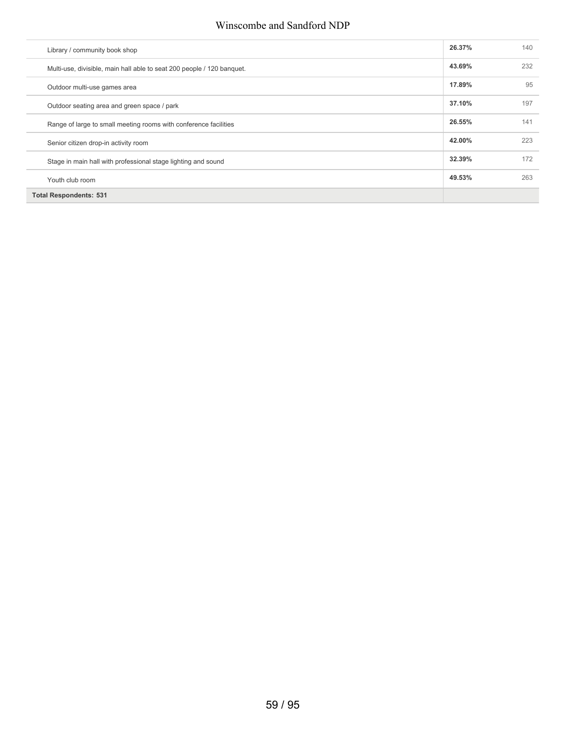| | | |
|---|---|---|
| Library / community book shop | **26.37%** | 140 |
| Multi-use, divisible, main hall able to seat 200 people / 120 banquet. | **43.69%** | 232 |
| Outdoor multi-use games area | **17.89%** | 95 |
| Outdoor seating area and green space / park | **37.10%** | 197 |
| Range of large to small meeting rooms with conference facilities | **26.55%** | 141 |
| Senior citizen drop-in activity room | **42.00%** | 223 |
| Stage in main hall with professional stage lighting and sound | **32.39%** | 172 |
| Youth club room | **49.53%** | 263 |
| **Total Respondents: 531** | | |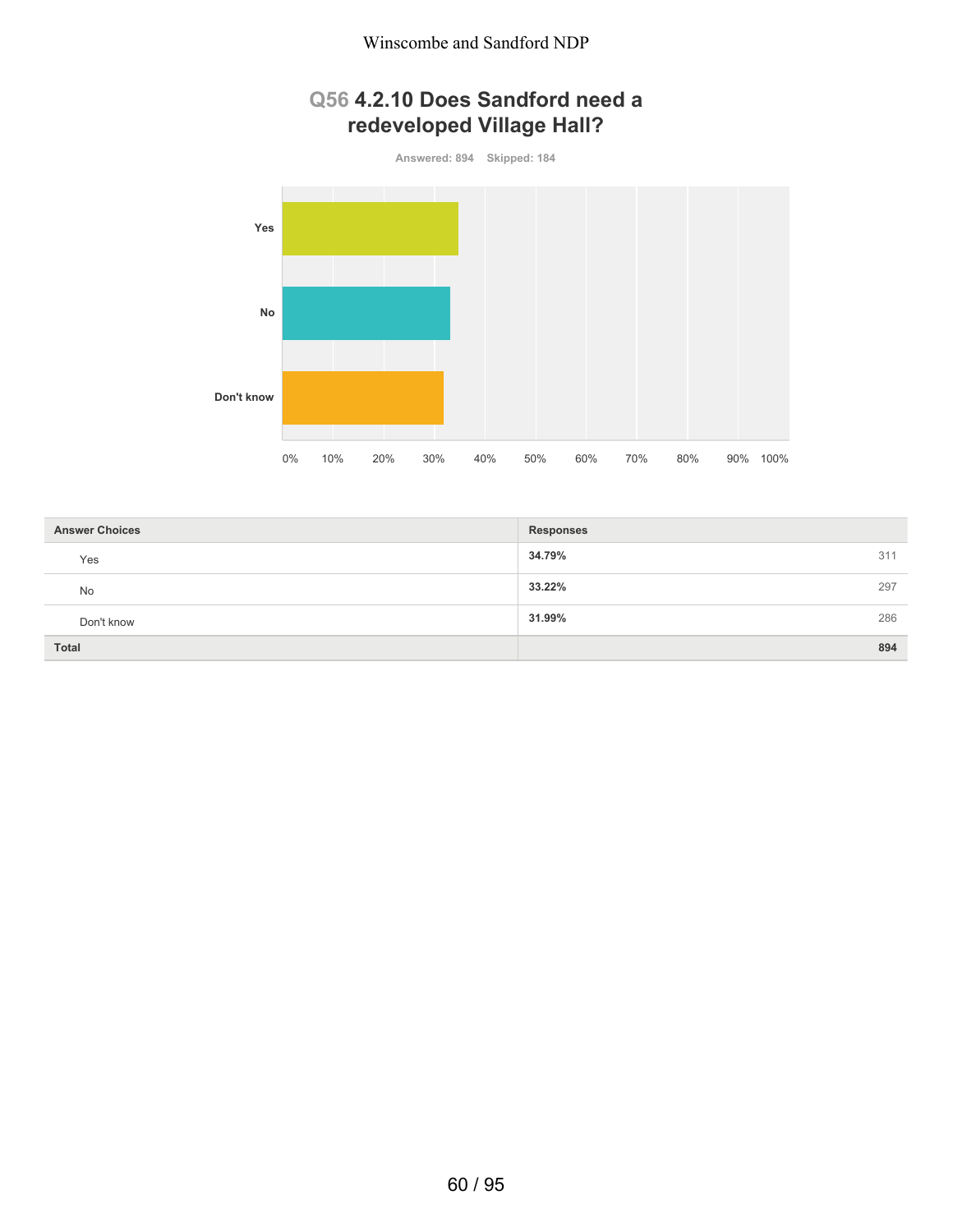## Q56 4.2.10 Does Sandford need a redeveloped Village Hall?

Answered: 894 Skipped: 184

| Answer Choices | Responses | |
|---|---|---|
| Yes | 34.79% | 311 |
| No | 33.22% | 297 |
| Don't know | 31.99% | 286 |
| **Total** | | **894** |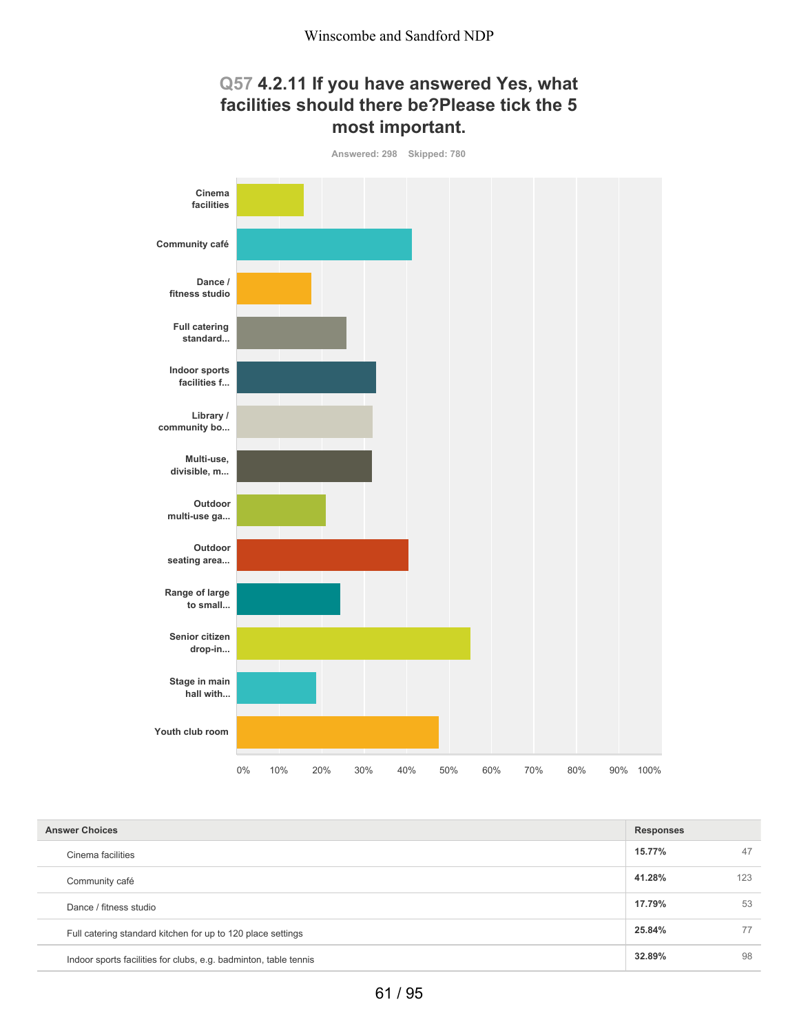## Q57 4.2.11 If you have answered Yes, what facilities should there be?Please tick the 5 most important.

Answered: 298 Skipped: 780

Cinema facilities

Community café

Dance / fitness studio

Full catering standard...

Indoor sports facilities f...

Library / community bo...

Multi-use, divisible, m...

Outdoor multi-use ga...

Outdoor seating area...

Range of large to small...

Senior citizen drop-in...

Stage in main hall with...

Youth club room

0% 10% 20% 30% 40% 50% 60% 70% 80% 90% 100%

| Answer Choices | Responses | |
|---|---|---|
| Cinema facilities | 15.77% | 47 |
| Community café | 41.28% | 123 |
| Dance / fitness studio | 17.79% | 53 |
| Full catering standard kitchen for up to 120 place settings | 25.84% | 77 |
| Indoor sports facilities for clubs, e.g. badminton, table tennis | 32.89% | 98 |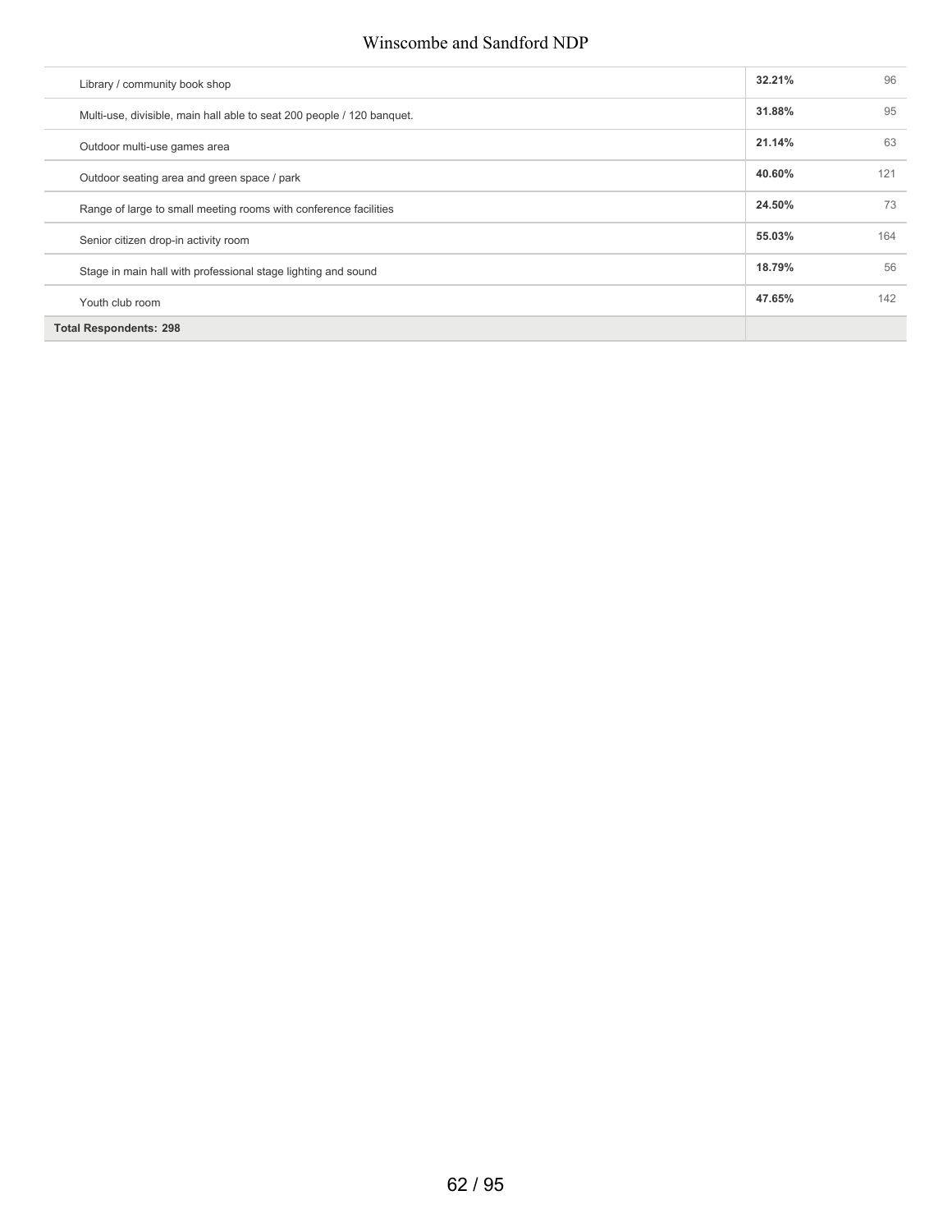| | | |
|---|---|---|
| Library / community book shop | **32.21%** | 96 |
| Multi-use, divisible, main hall able to seat 200 people / 120 banquet. | **31.88%** | 95 |
| Outdoor multi-use games area | **21.14%** | 63 |
| Outdoor seating area and green space / park | **40.60%** | 121 |
| Range of large to small meeting rooms with conference facilities | **24.50%** | 73 |
| Senior citizen drop-in activity room | **55.03%** | 164 |
| Stage in main hall with professional stage lighting and sound | **18.79%** | 56 |
| Youth club room | **47.65%** | 142 |
| **Total Respondents: 298** | | |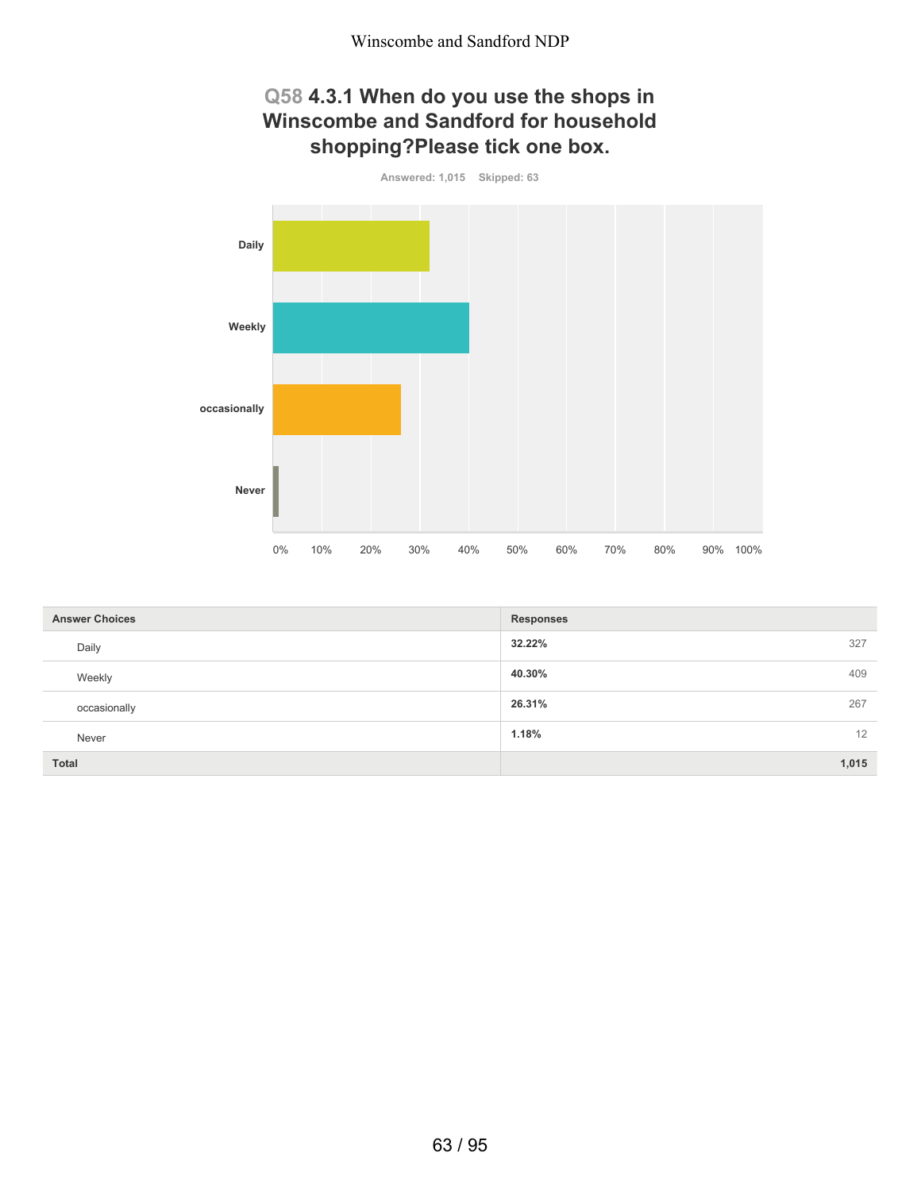## Q58 4.3.1 When do you use the shops in Winscombe and Sandford for household shopping?Please tick one box.

Answered: 1,015 Skipped: 63

| Answer Choices | Responses | |
|---|---|---|
| Daily | 32.22% | 327 |
| Weekly | 40.30% | 409 |
| occasionally | 26.31% | 267 |
| Never | 1.18% | 12 |
| Total | | 1,015 |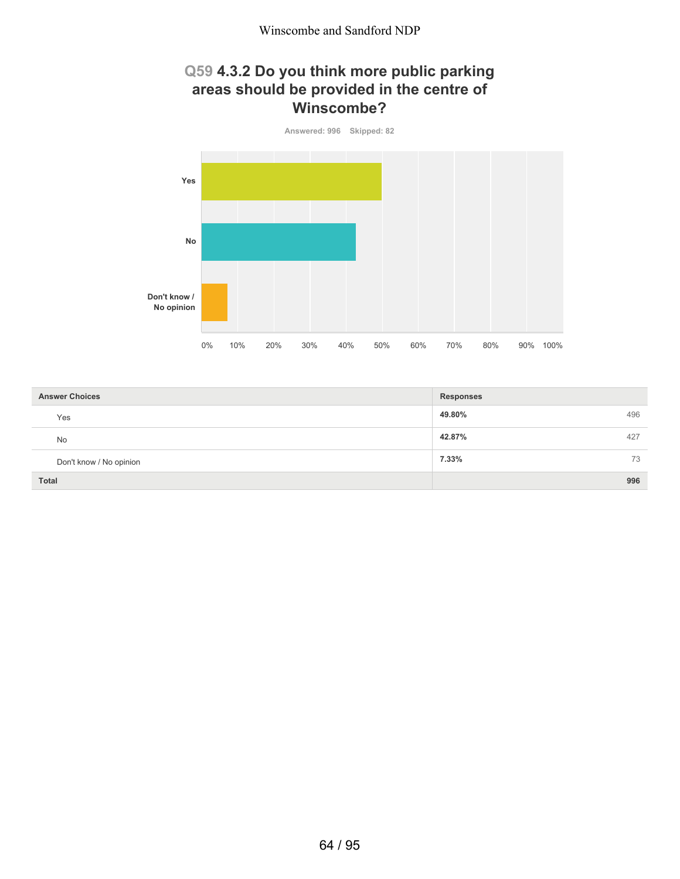## Q59 4.3.2 Do you think more public parking areas should be provided in the centre of Winscombe?

Answered: 996 Skipped: 82

| Answer Choices | Responses | |
|---|---|---|
| Yes | **49.80%** | 496 |
| No | **42.87%** | 427 |
| Don't know / No opinion | **7.33%** | 73 |
| **Total** | | **996** |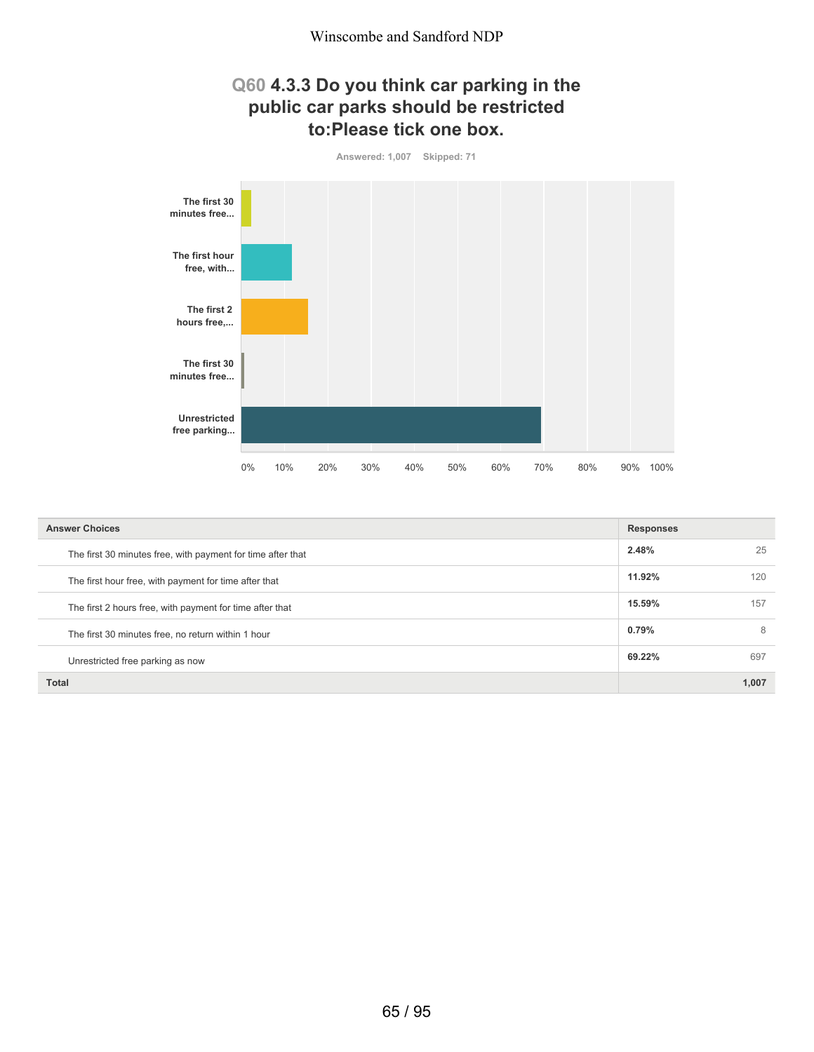## Q60 4.3.3 Do you think car parking in the public car parks should be restricted to:Please tick one box.

Answered: 1,007 Skipped: 71

| Answer Choices | Responses | |
|---|---|---|
| The first 30 minutes free, with payment for time after that | 2.48% | 25 |
| The first hour free, with payment for time after that | 11.92% | 120 |
| The first 2 hours free, with payment for time after that | 15.59% | 157 |
| The first 30 minutes free, no return within 1 hour | 0.79% | 8 |
| Unrestricted free parking as now | 69.22% | 697 |
| **Total** | | **1,007** |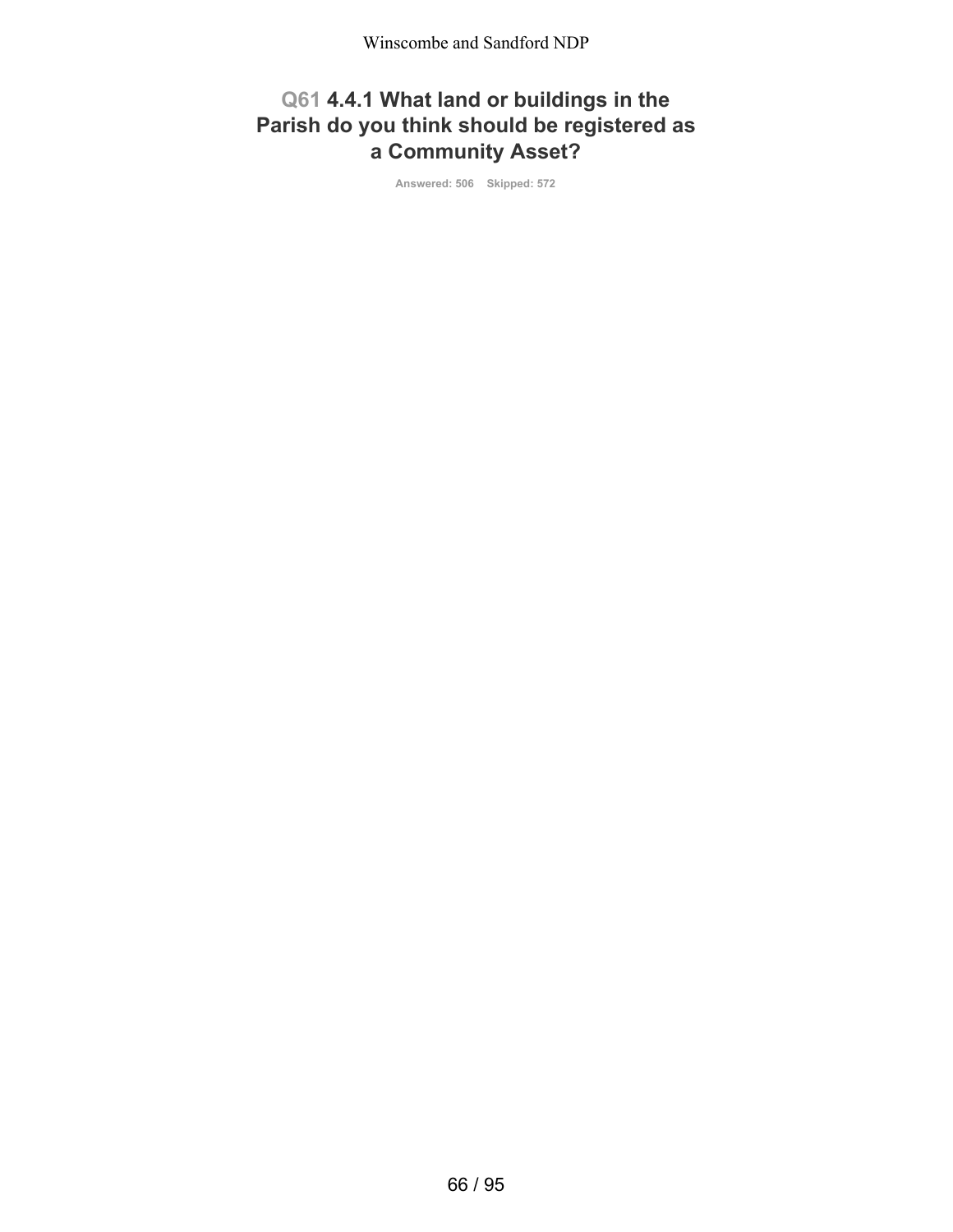# Q61 4.4.1 What land or buildings in the Parish do you think should be registered as a Community Asset?

Answered: 506 Skipped: 572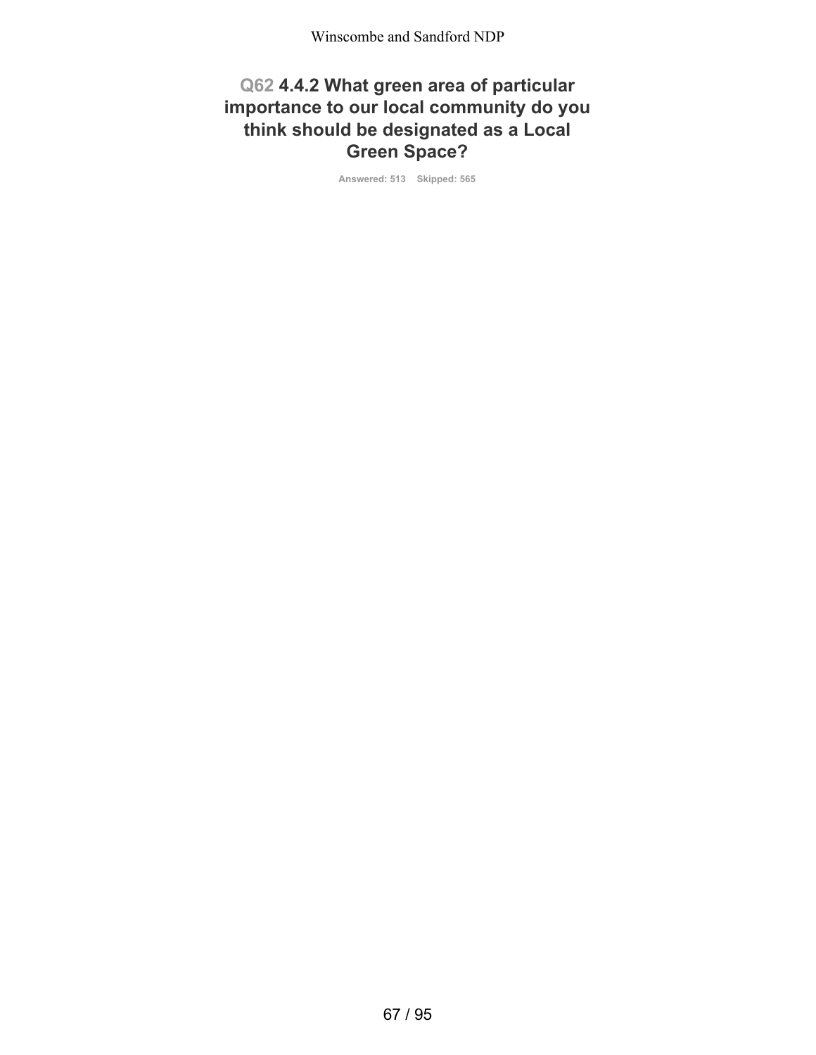## Q62 4.4.2 What green area of particular importance to our local community do you think should be designated as a Local Green Space?

Answered: 513 Skipped: 565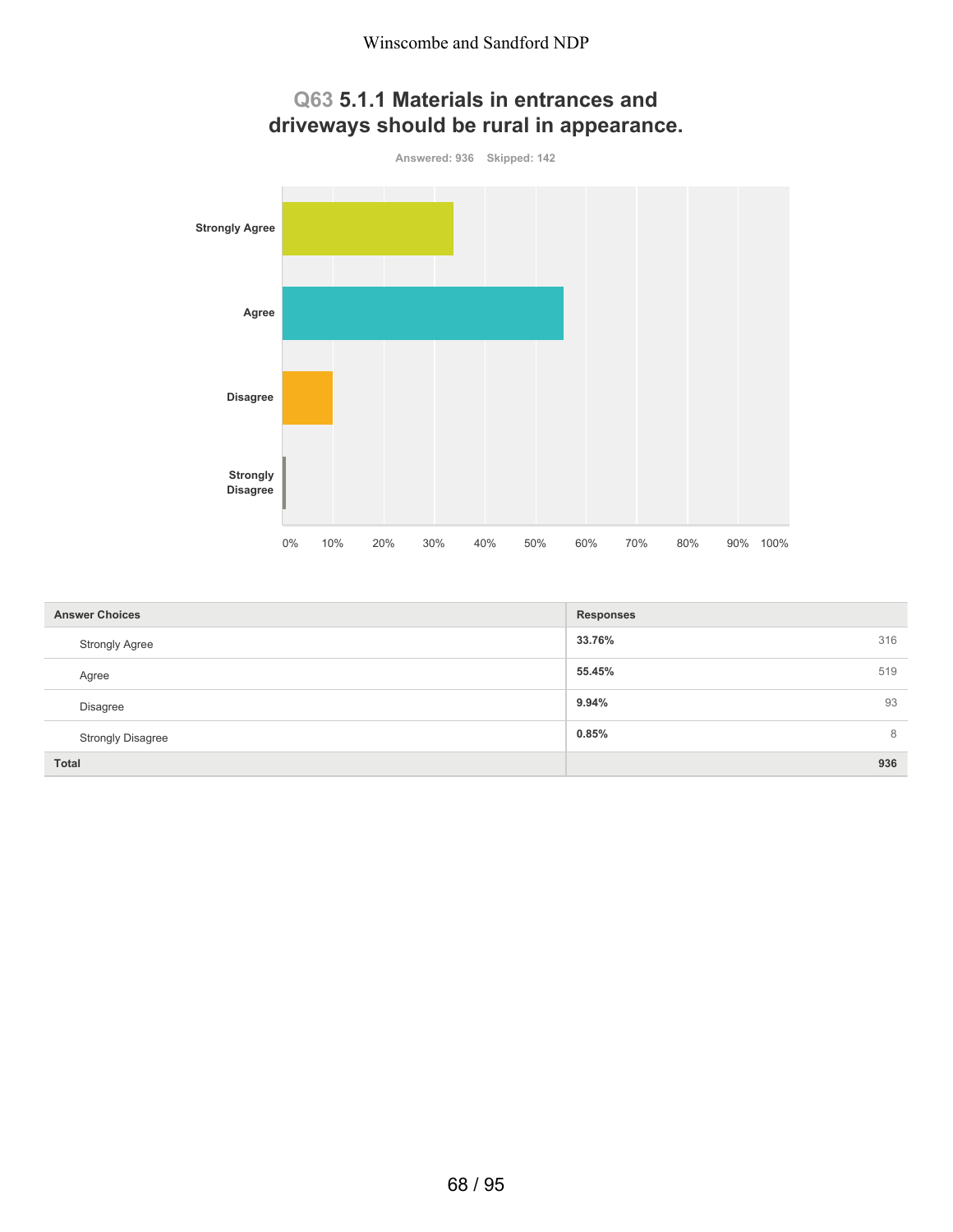## Q63 5.1.1 Materials in entrances and driveways should be rural in appearance.

Answered: 936 Skipped: 142

| Answer Choices | Responses | |
|---|---|---|
| Strongly Agree | 33.76% | 316 |
| Agree | 55.45% | 519 |
| Disagree | 9.94% | 93 |
| Strongly Disagree | 0.85% | 8 |
| Total | | 936 |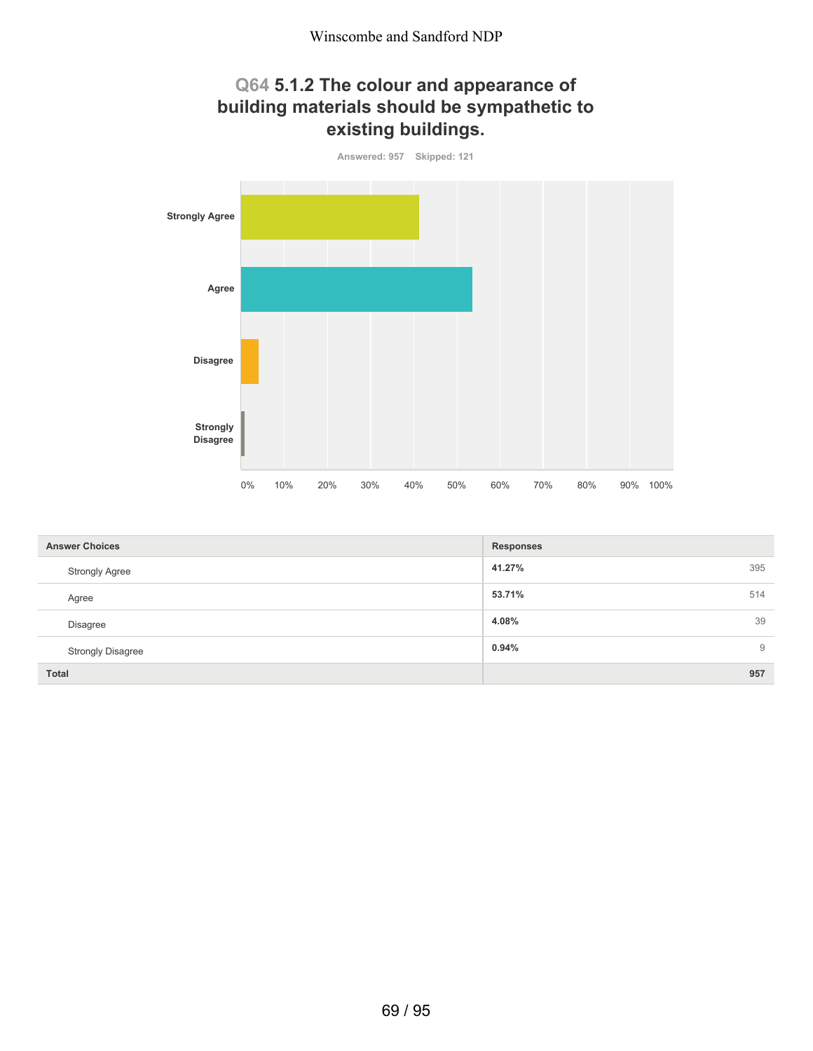## Q64 5.1.2 The colour and appearance of building materials should be sympathetic to existing buildings.

Answered: 957 Skipped: 121

| Answer Choices | Responses | |
|---|---|---|
| Strongly Agree | 41.27% | 395 |
| Agree | 53.71% | 514 |
| Disagree | 4.08% | 39 |
| Strongly Disagree | 0.94% | 9 |
| **Total** | | **957** |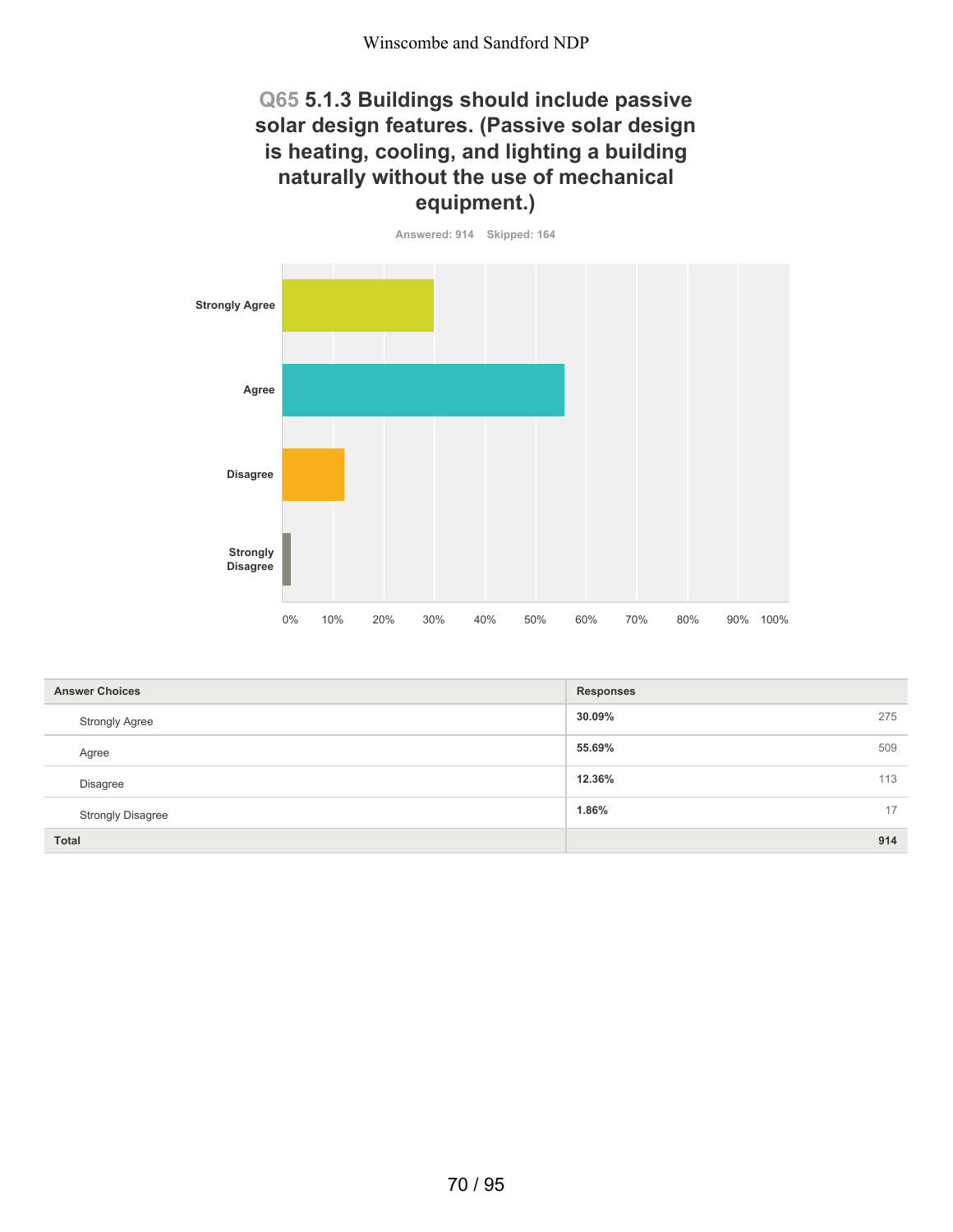## Q65 5.1.3 Buildings should include passive solar design features. (Passive solar design is heating, cooling, and lighting a building naturally without the use of mechanical equipment.)

Answered: 914 Skipped: 164

| Answer Choices | Responses | |
|---|---|---|
| Strongly Agree | 30.09% | 275 |
| Agree | 55.69% | 509 |
| Disagree | 12.36% | 113 |
| Strongly Disagree | 1.86% | 17 |
| **Total** | | **914** |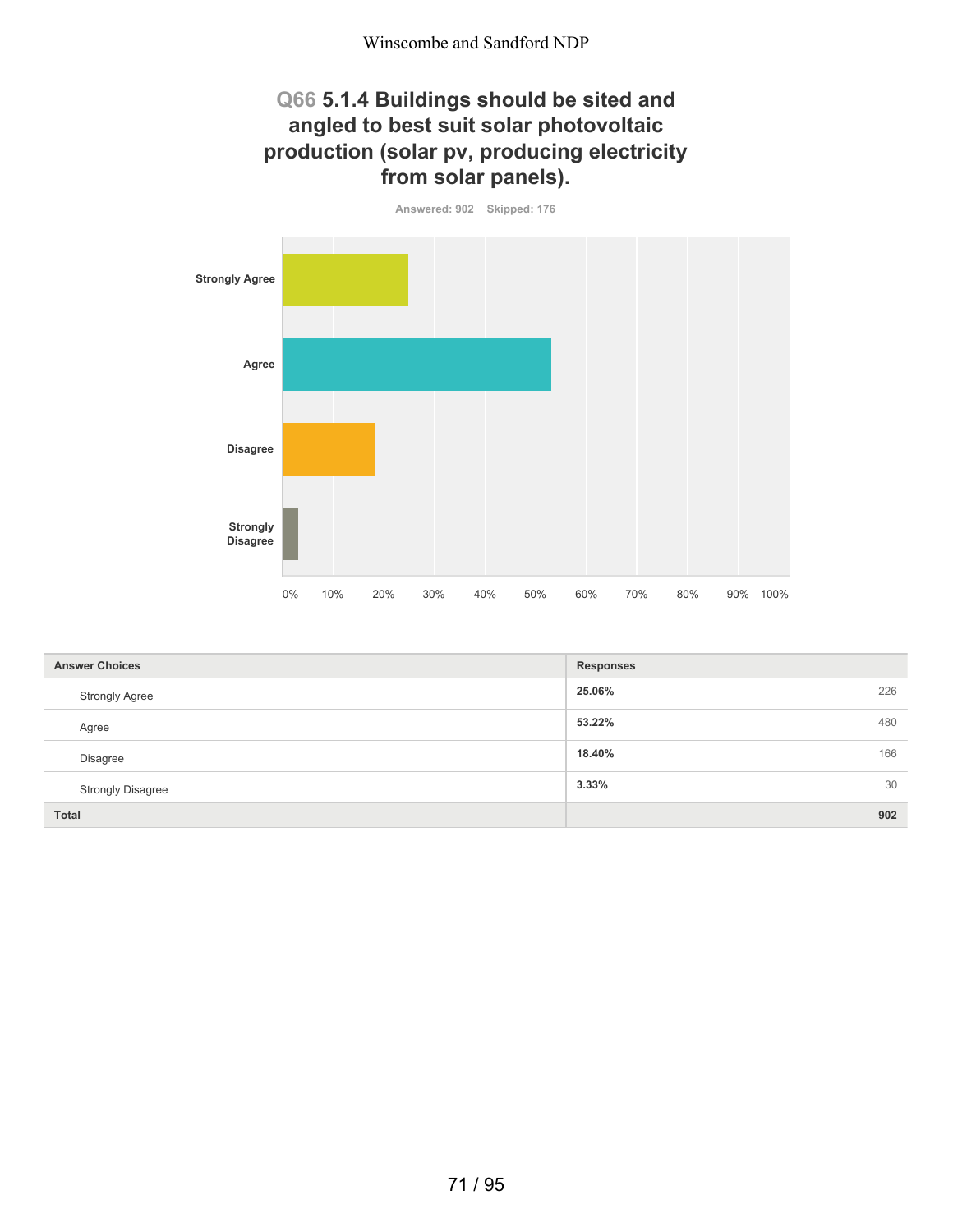## Q66 5.1.4 Buildings should be sited and angled to best suit solar photovoltaic production (solar pv, producing electricity from solar panels).

Answered: 902 Skipped: 176

| Answer Choices | Responses | |
|---|---|---|
| Strongly Agree | 25.06% | 226 |
| Agree | 53.22% | 480 |
| Disagree | 18.40% | 166 |
| Strongly Disagree | 3.33% | 30 |
| Total | | 902 |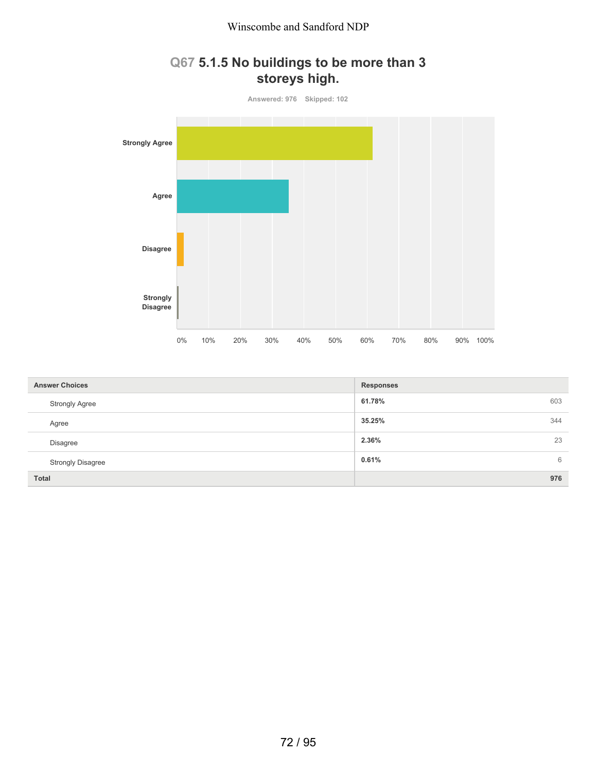## Q67 5.1.5 No buildings to be more than 3 storeys high.

Answered: 976 Skipped: 102

| Answer Choices | Responses | |
|---|---|---|
| Strongly Agree | 61.78% | 603 |
| Agree | 35.25% | 344 |
| Disagree | 2.36% | 23 |
| Strongly Disagree | 0.61% | 6 |
| Total | | 976 |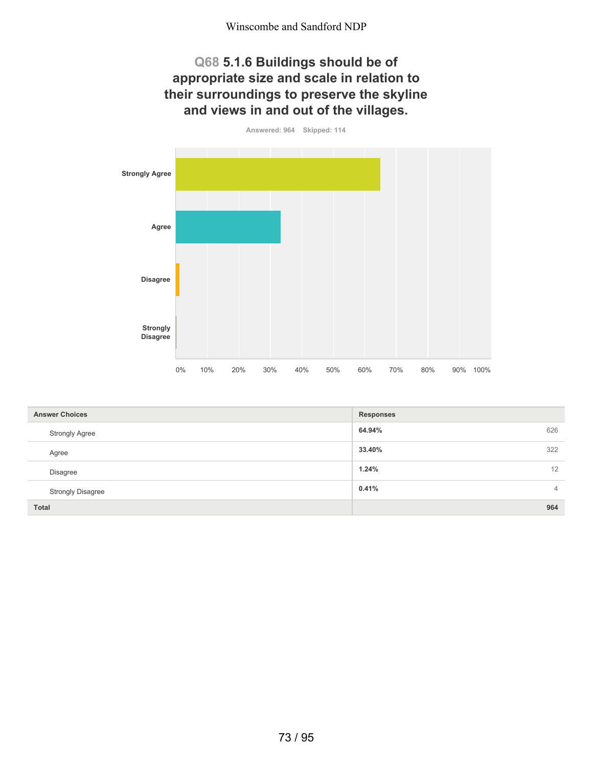## Q68 5.1.6 Buildings should be of appropriate size and scale in relation to their surroundings to preserve the skyline and views in and out of the villages.

Answered: 964 Skipped: 114

| Answer Choices | Responses | |
|---|---|---|
| Strongly Agree | **64.94%** | 626 |
| Agree | **33.40%** | 322 |
| Disagree | **1.24%** | 12 |
| Strongly Disagree | **0.41%** | 4 |
| **Total** | | **964** |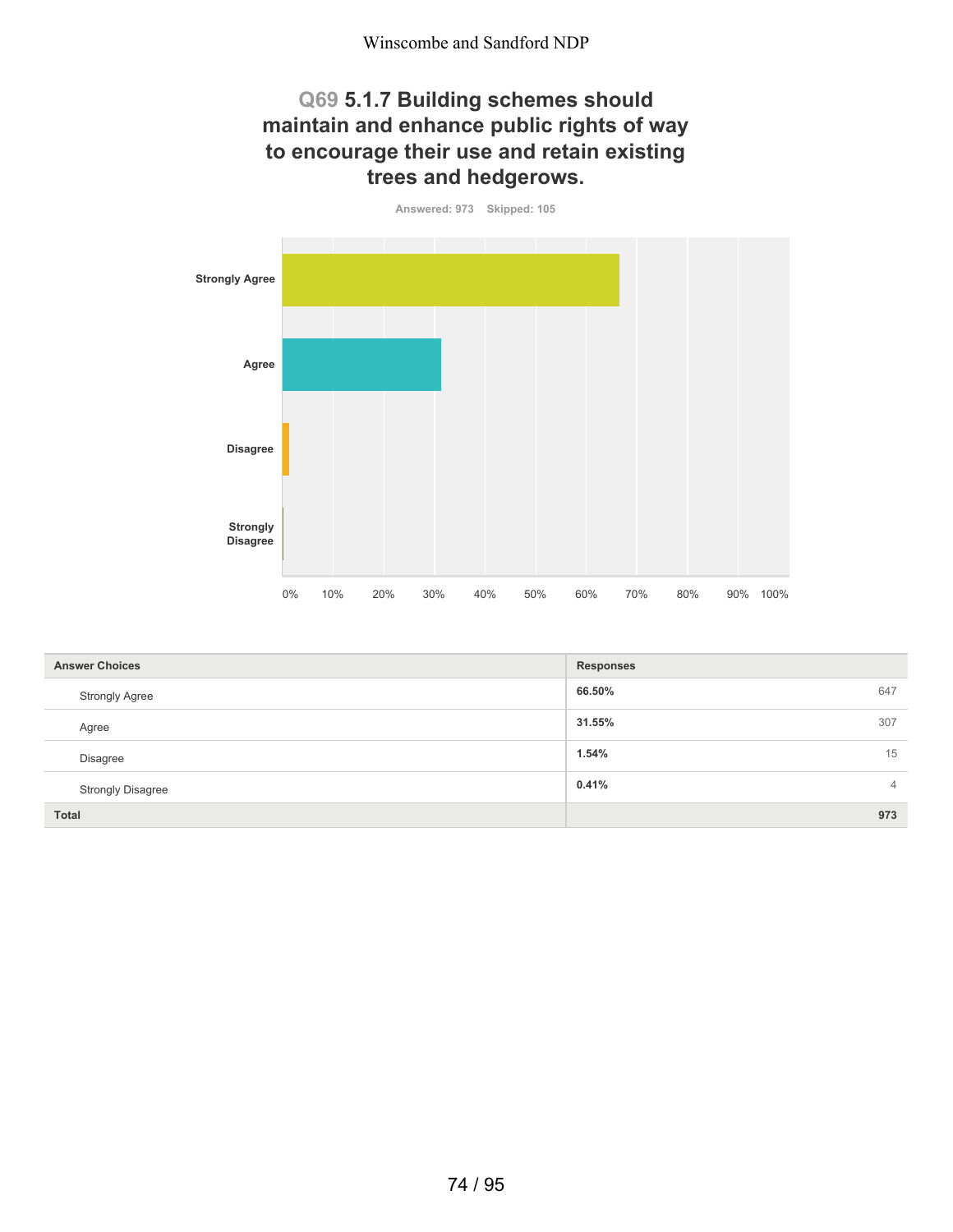## Q69 5.1.7 Building schemes should maintain and enhance public rights of way to encourage their use and retain existing trees and hedgerows.

Answered: 973 Skipped: 105

| Answer Choices | Responses | |
|---|---|---|
| Strongly Agree | 66.50% | 647 |
| Agree | 31.55% | 307 |
| Disagree | 1.54% | 15 |
| Strongly Disagree | 0.41% | 4 |
| **Total** | | **973** |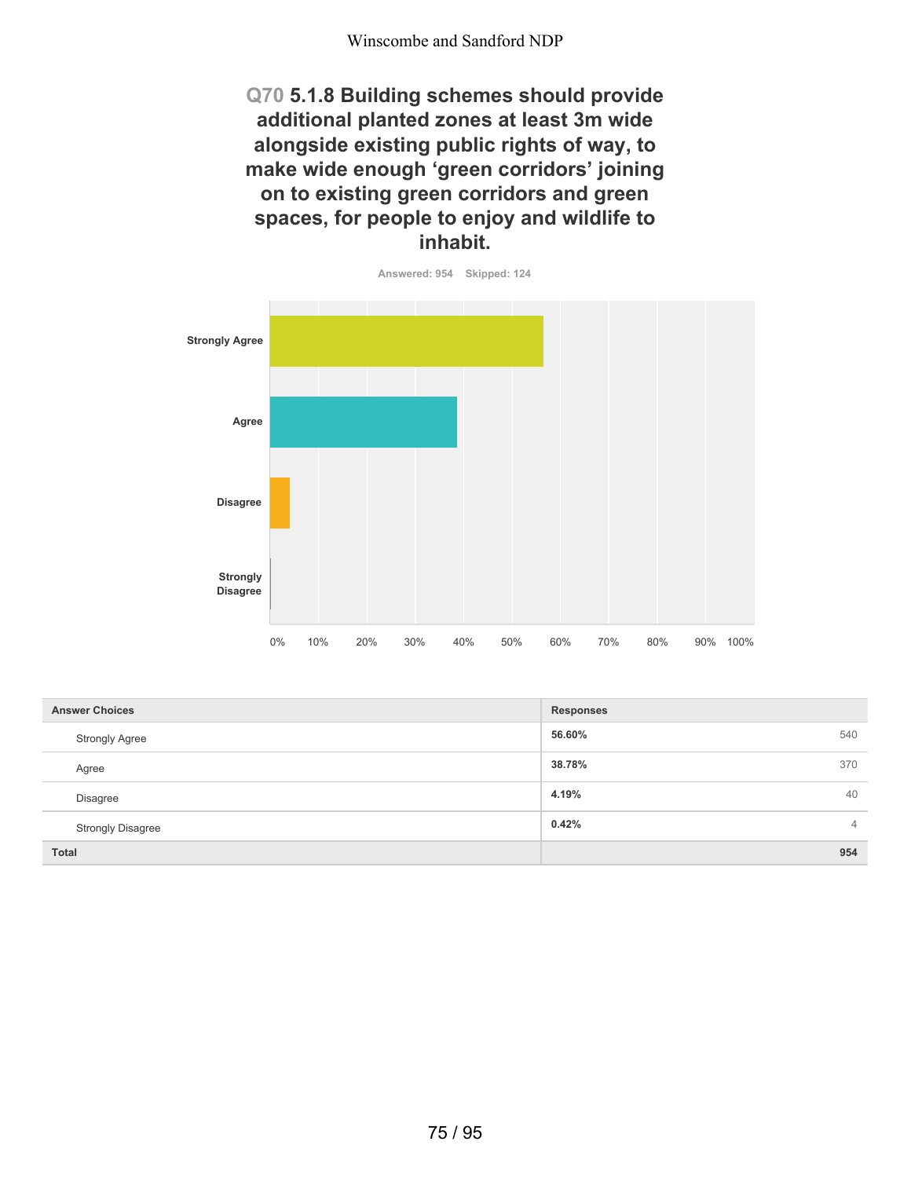## Q70 5.1.8 Building schemes should provide additional planted zones at least 3m wide alongside existing public rights of way, to make wide enough ‘green corridors’ joining on to existing green corridors and green spaces, for people to enjoy and wildlife to inhabit.

Answered: 954 Skipped: 124

| Answer Choices | Responses | |
|---|---|---|
| Strongly Agree | 56.60% | 540 |
| Agree | 38.78% | 370 |
| Disagree | 4.19% | 40 |
| Strongly Disagree | 0.42% | 4 |
| **Total** | | **954** |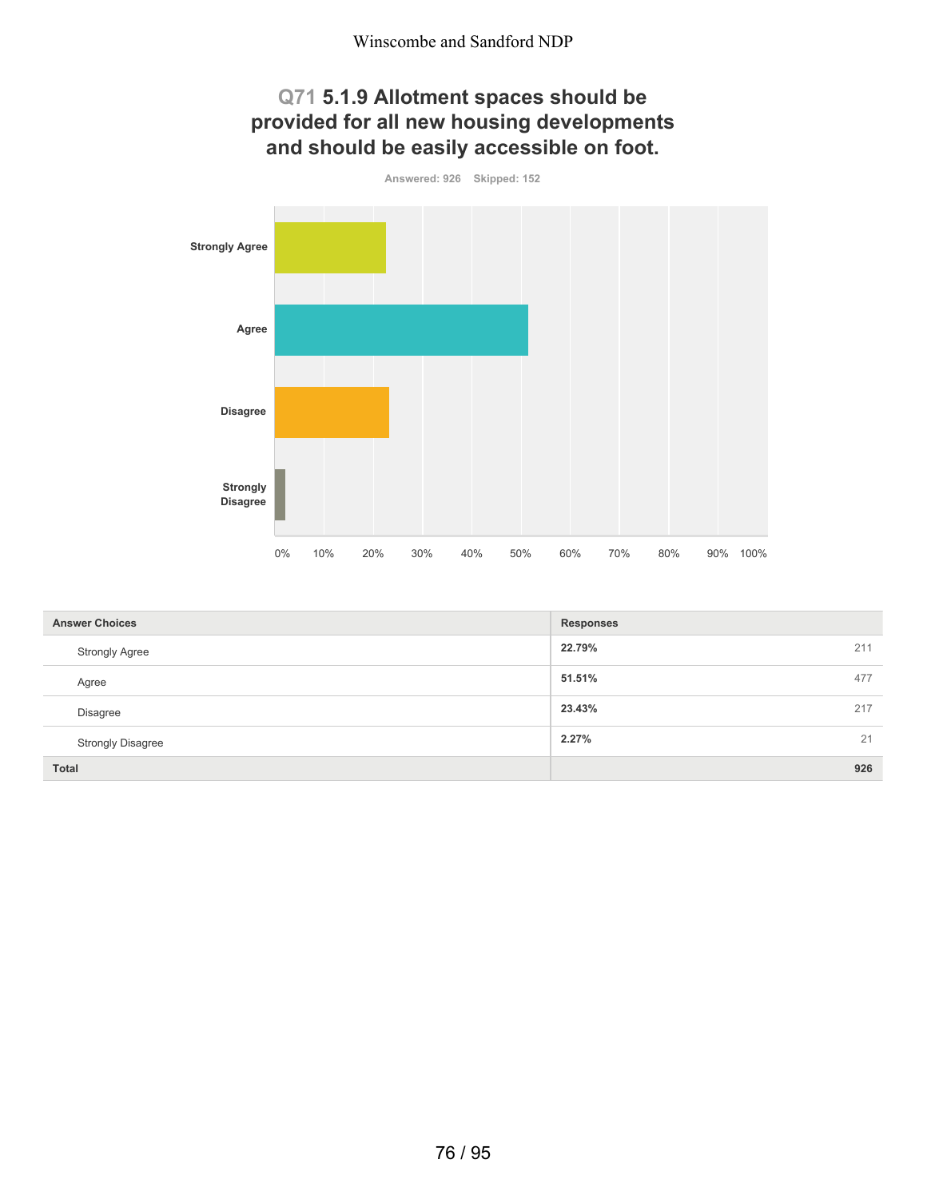## Q71 5.1.9 Allotment spaces should be provided for all new housing developments and should be easily accessible on foot.

Answered: 926 Skipped: 152

| Answer Choices | Responses | |
|---|---|---|
| Strongly Agree | **22.79%** | 211 |
| Agree | **51.51%** | 477 |
| Disagree | **23.43%** | 217 |
| Strongly Disagree | **2.27%** | 21 |
| **Total** | | **926** |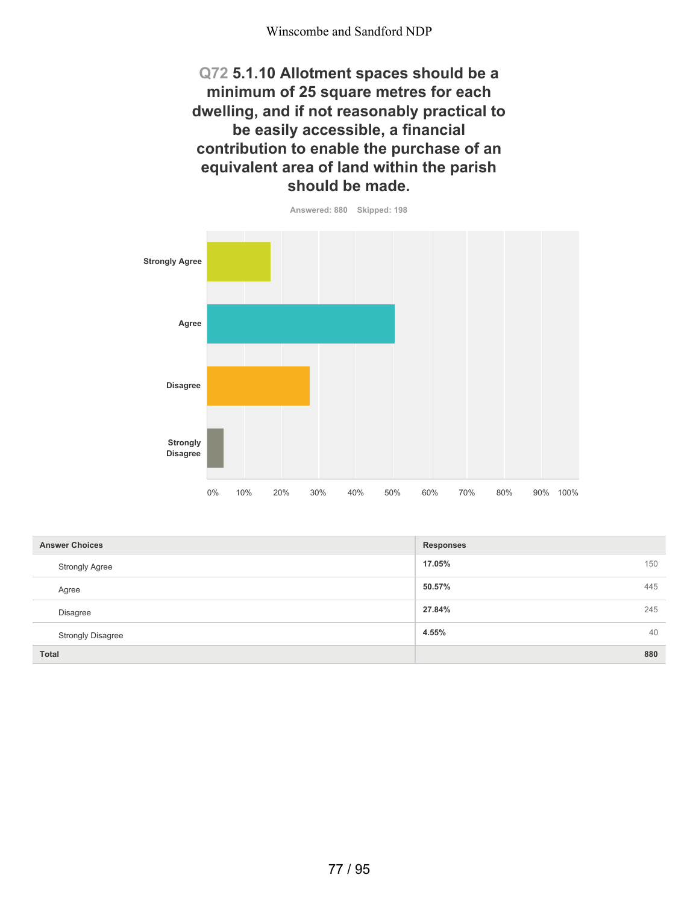## Q72 5.1.10 Allotment spaces should be a minimum of 25 square metres for each dwelling, and if not reasonably practical to be easily accessible, a financial contribution to enable the purchase of an equivalent area of land within the parish should be made.

Answered: 880 Skipped: 198

| Answer Choices | Responses | |
|---|---|---|
| Strongly Agree | 17.05% | 150 |
| Agree | 50.57% | 445 |
| Disagree | 27.84% | 245 |
| Strongly Disagree | 4.55% | 40 |
| **Total** | | **880** |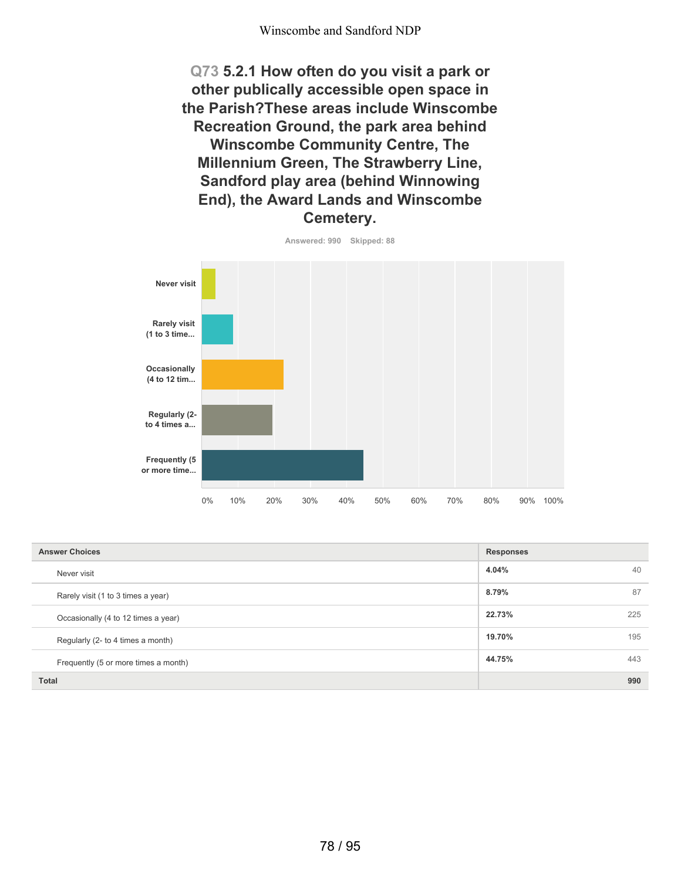## Q73 5.2.1 How often do you visit a park or other publically accessible open space in the Parish?These areas include Winscombe Recreation Ground, the park area behind Winscombe Community Centre, The Millennium Green, The Strawberry Line, Sandford play area (behind Winnowing End), the Award Lands and Winscombe Cemetery.

Answered: 990 Skipped: 88

| Answer Choices | Responses | |
|---|---|---|
| Never visit | 4.04% | 40 |
| Rarely visit (1 to 3 times a year) | 8.79% | 87 |
| Occasionally (4 to 12 times a year) | 22.73% | 225 |
| Regularly (2- to 4 times a month) | 19.70% | 195 |
| Frequently (5 or more times a month) | 44.75% | 443 |
| **Total** | | **990** |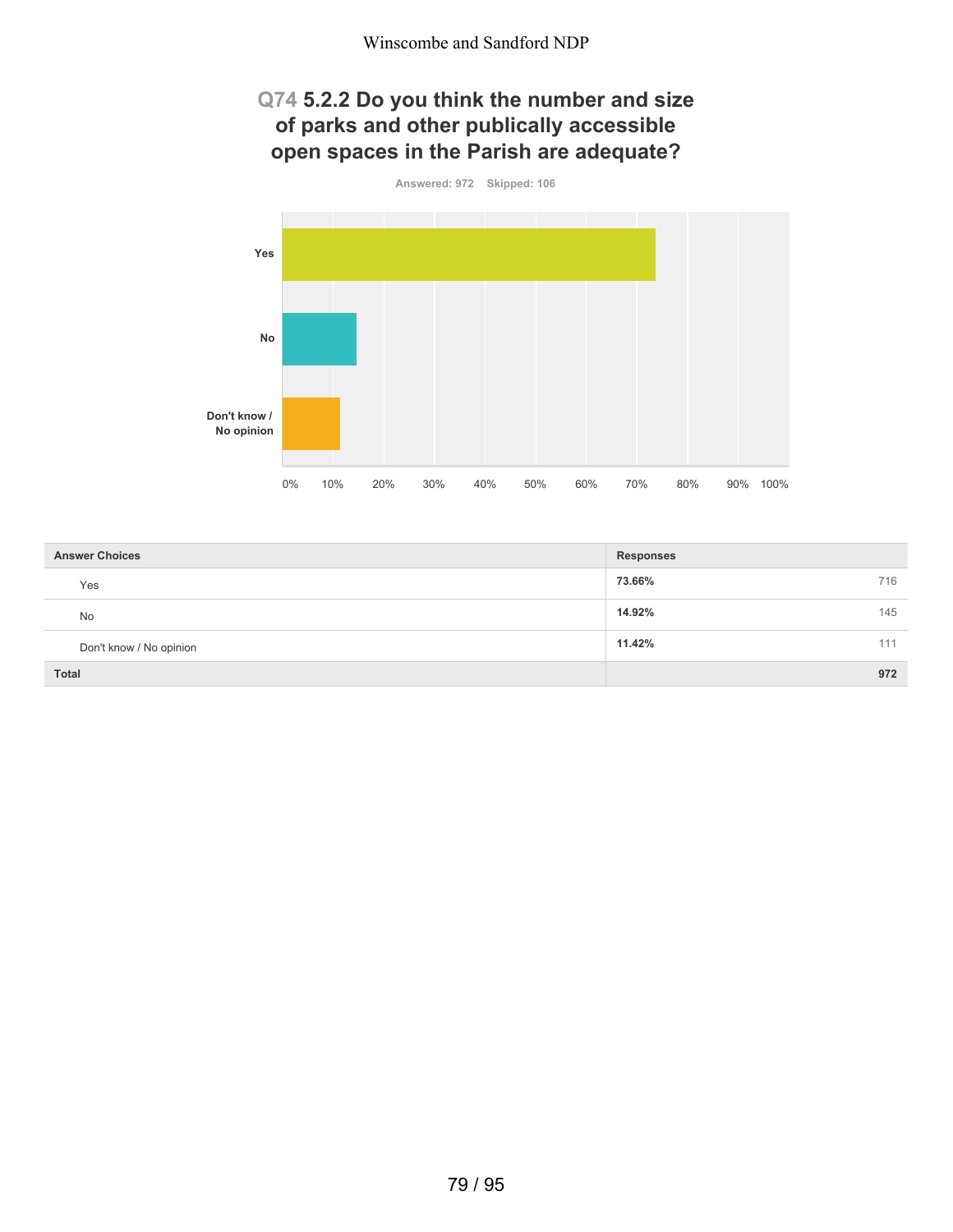## Q74 5.2.2 Do you think the number and size of parks and other publically accessible open spaces in the Parish are adequate?

Answered: 972 Skipped: 106

| Answer Choices | Responses | |
|---|---|---|
| Yes | 73.66% | 716 |
| No | 14.92% | 145 |
| Don't know / No opinion | 11.42% | 111 |
| **Total** | | **972** |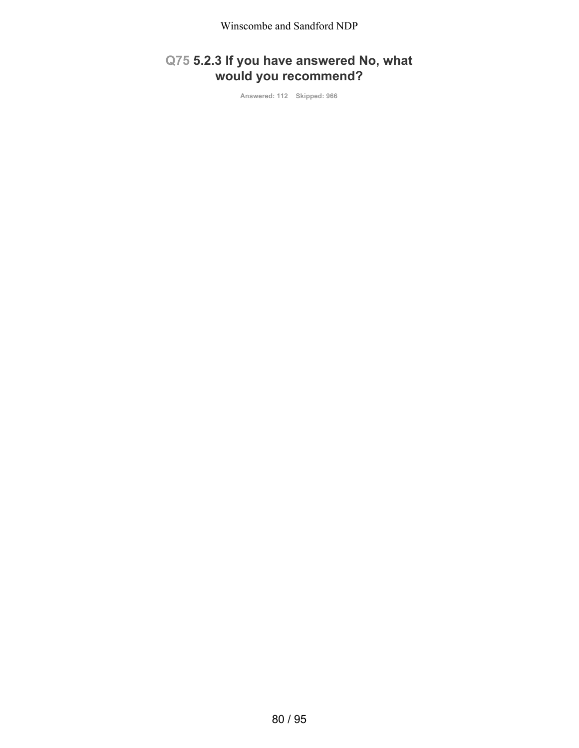## Q75 5.2.3 If you have answered No, what would you recommend?

Answered: 112 Skipped: 966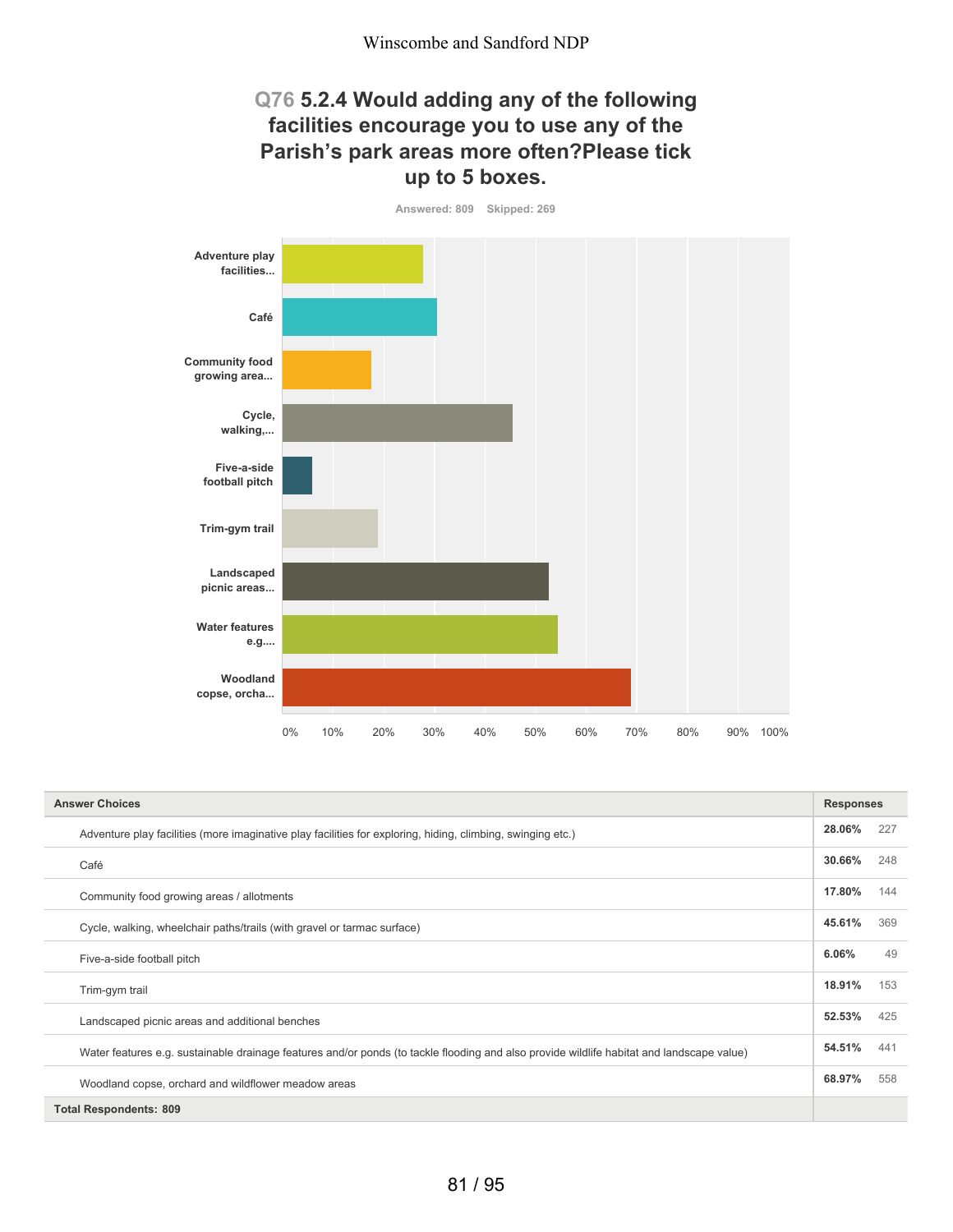## Q76 5.2.4 Would adding any of the following facilities encourage you to use any of the Parish's park areas more often?Please tick up to 5 boxes.

Answered: 809 Skipped: 269

| Answer Choices | Responses | |
|---|---|---|
| Adventure play facilities (more imaginative play facilities for exploring, hiding, climbing, swinging etc.) | 28.06% | 227 |
| Café | 30.66% | 248 |
| Community food growing areas / allotments | 17.80% | 144 |
| Cycle, walking, wheelchair paths/trails (with gravel or tarmac surface) | 45.61% | 369 |
| Five-a-side football pitch | 6.06% | 49 |
| Trim-gym trail | 18.91% | 153 |
| Landscaped picnic areas and additional benches | 52.53% | 425 |
| Water features e.g. sustainable drainage features and/or ponds (to tackle flooding and also provide wildlife habitat and landscape value) | 54.51% | 441 |
| Woodland copse, orchard and wildflower meadow areas | 68.97% | 558 |
| **Total Respondents: 809** | | |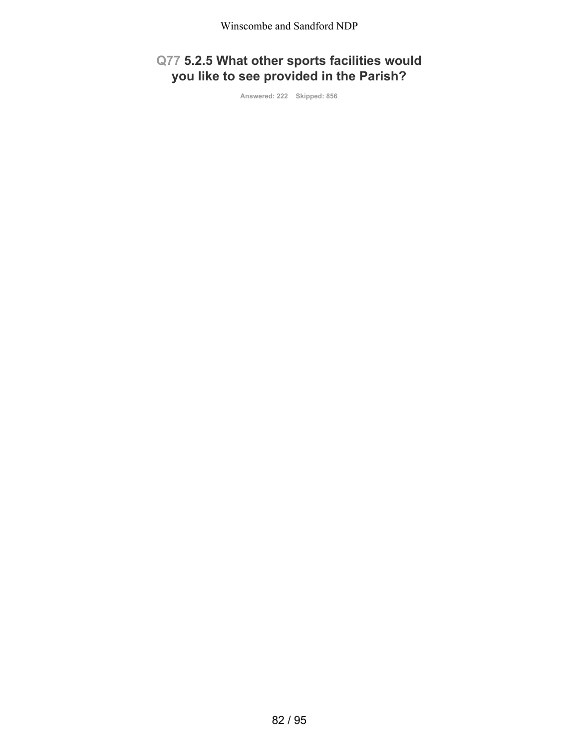## Q77 5.2.5 What other sports facilities would you like to see provided in the Parish?

Answered: 222 Skipped: 856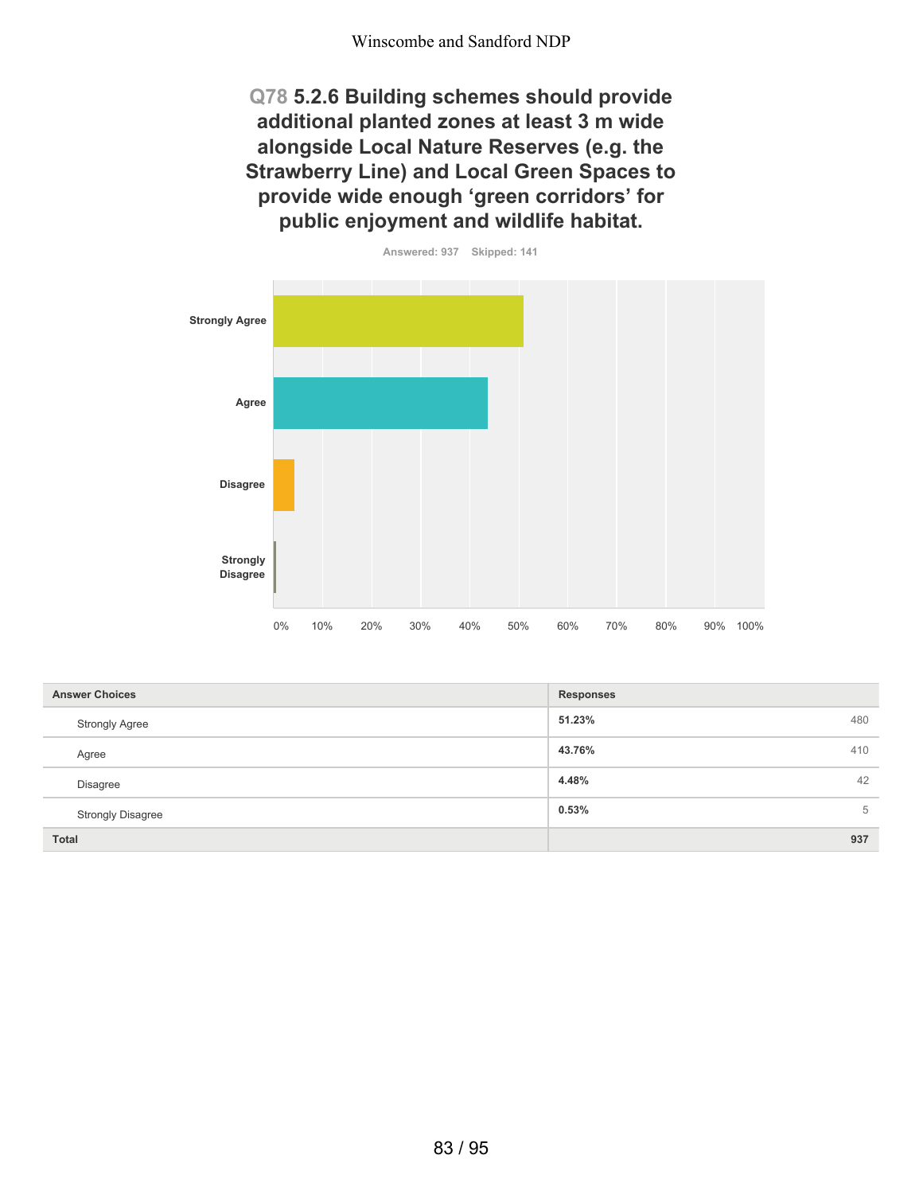## Q78 5.2.6 Building schemes should provide additional planted zones at least 3 m wide alongside Local Nature Reserves (e.g. the Strawberry Line) and Local Green Spaces to provide wide enough ‘green corridors’ for public enjoyment and wildlife habitat.

Answered: 937 Skipped: 141

| Answer Choices | Responses | |
|---|---|---|
| Strongly Agree | 51.23% | 480 |
| Agree | 43.76% | 410 |
| Disagree | 4.48% | 42 |
| Strongly Disagree | 0.53% | 5 |
| **Total** | | **937** |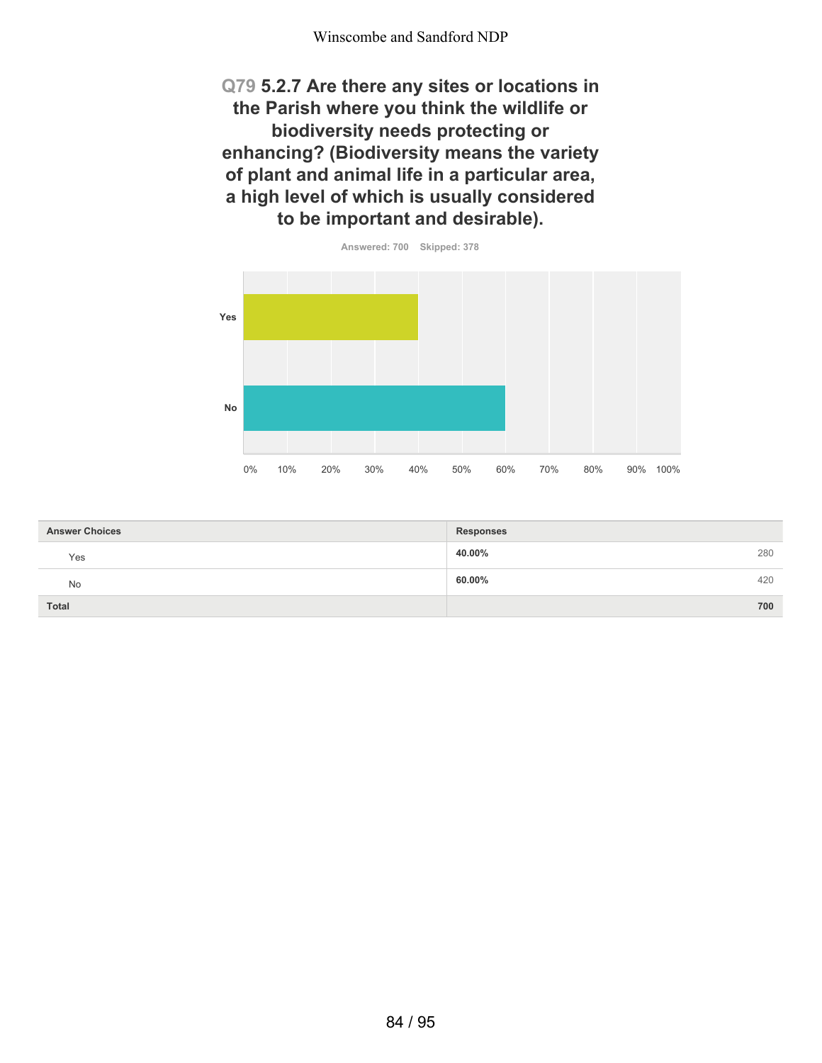## Q79 5.2.7 Are there any sites or locations in the Parish where you think the wildlife or biodiversity needs protecting or enhancing? (Biodiversity means the variety of plant and animal life in a particular area, a high level of which is usually considered to be important and desirable).

Answered: 700 Skipped: 378

| Answer Choices | Responses | |
|---|---|---|
| Yes | **40.00%** | 280 |
| No | **60.00%** | 420 |
| **Total** | | **700** |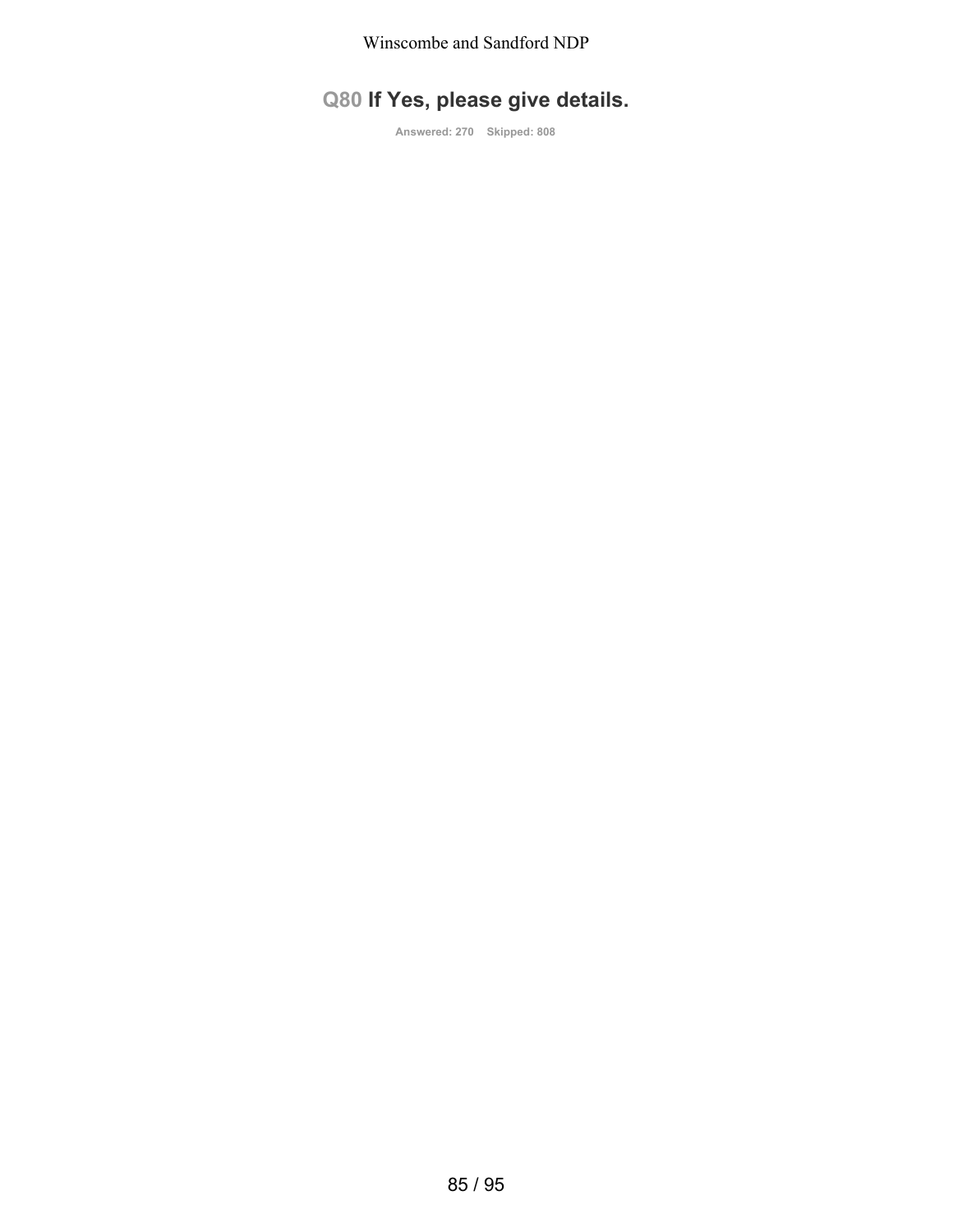## Q80 If Yes, please give details.

Answered: 270 Skipped: 808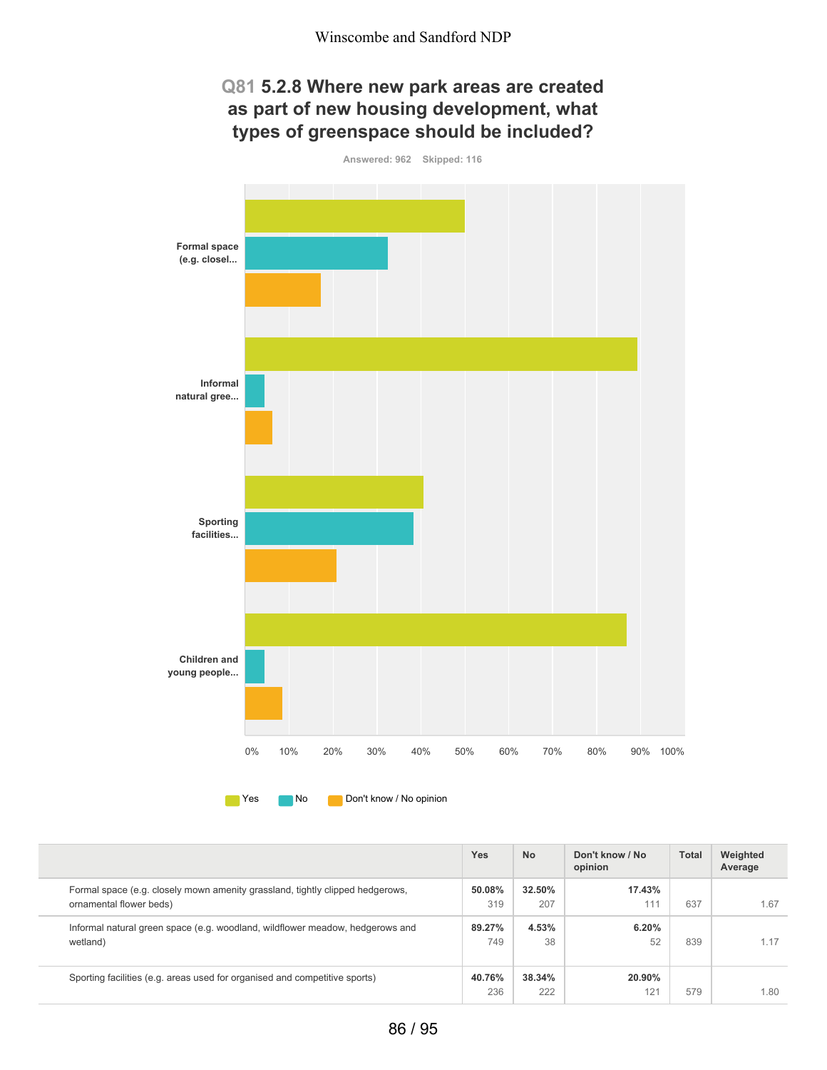## Q81 5.2.8 Where new park areas are created as part of new housing development, what types of greenspace should be included?

Answered: 962 Skipped: 116

|  | Yes | No | Don't know / No opinion | Total | Weighted Average |
|---|---|---|---|---|---|
| Formal space (e.g. closely mown amenity grassland, tightly clipped hedgerows, ornamental flower beds) | **50.08%** 319 | **32.50%** 207 | **17.43%** 111 | 637 | 1.67 |
| Informal natural green space (e.g. woodland, wildflower meadow, hedgerows and wetland) | **89.27%** 749 | **4.53%** 38 | **6.20%** 52 | 839 | 1.17 |
| Sporting facilities (e.g. areas used for organised and competitive sports) | **40.76%** 236 | **38.34%** 222 | **20.90%** 121 | 579 | 1.80 |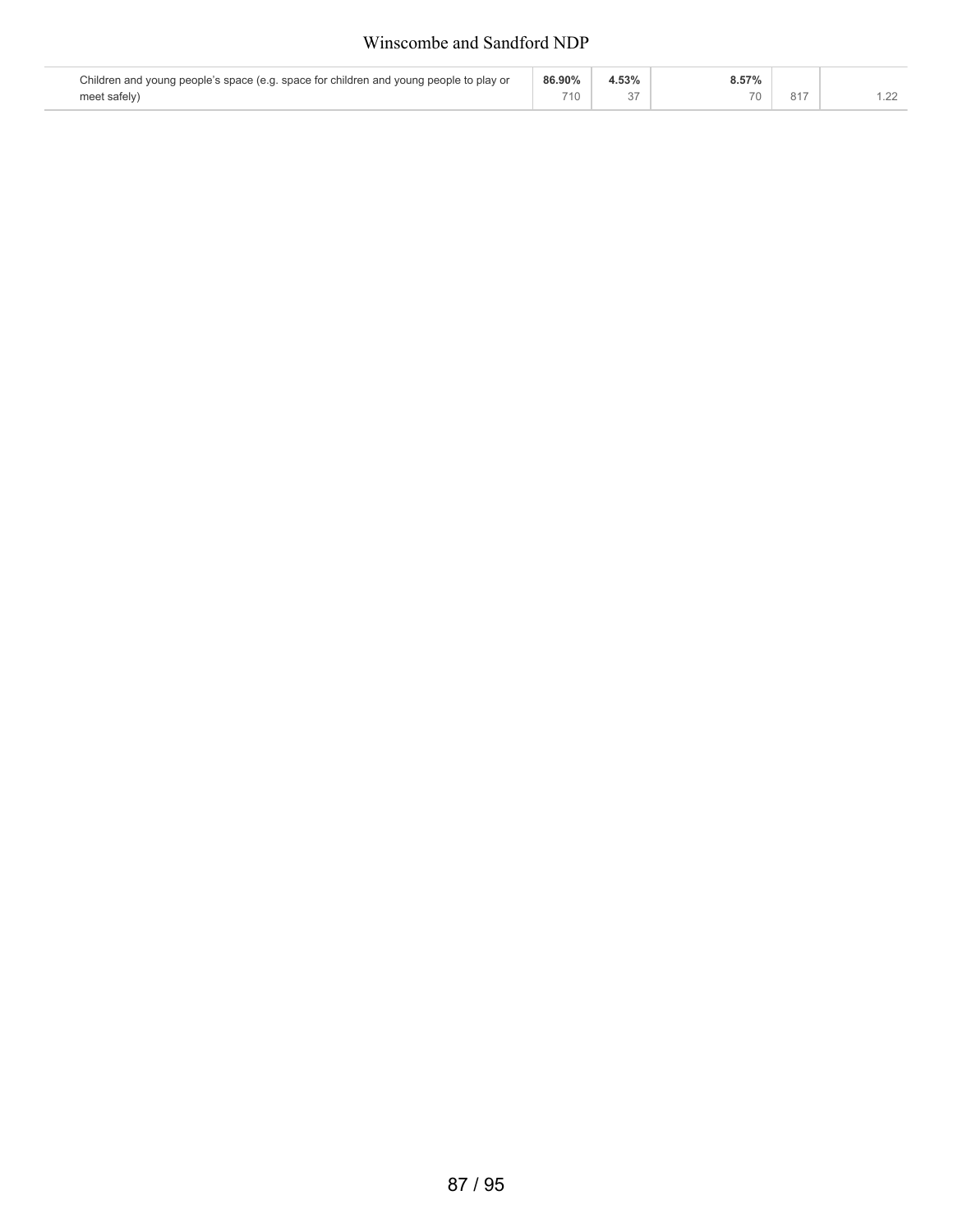| | | | | | |
|---|---|---|---|---|---|
| Children and young people's space (e.g. space for children and young people to play or meet safely) | **86.90%**<br>710 | **4.53%**<br>37 | **8.57%**<br>70 | 817 | 1.22 |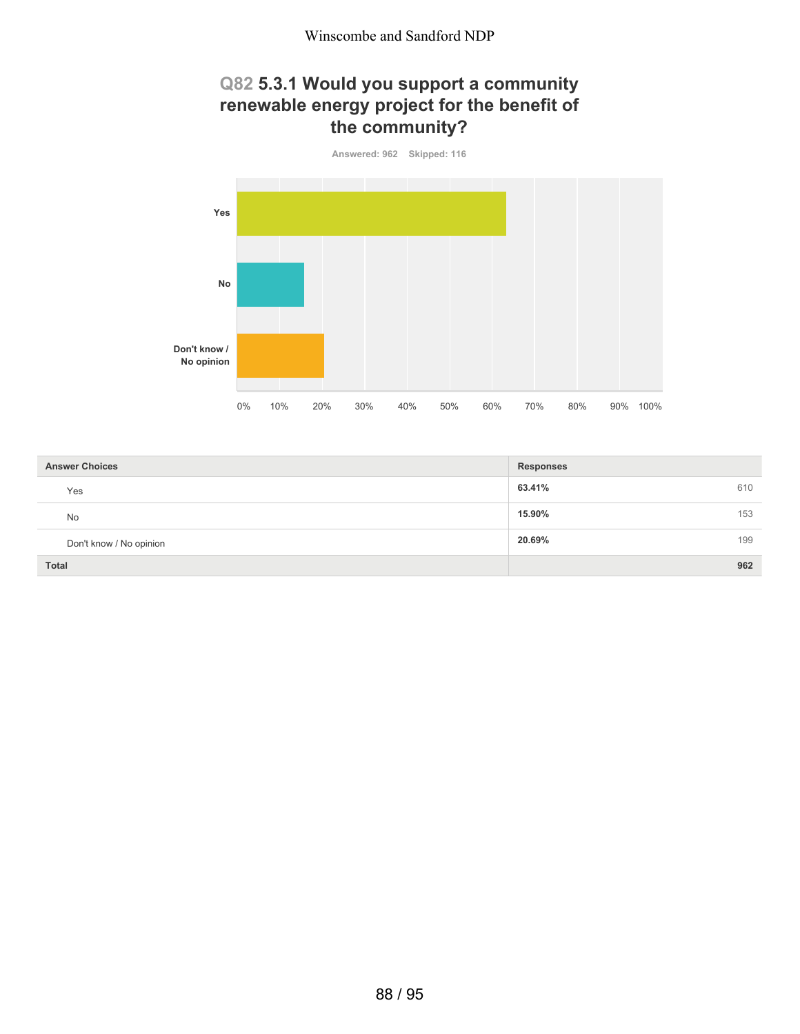## Q82 5.3.1 Would you support a community renewable energy project for the benefit of the community?

Answered: 962    Skipped: 116

| Answer Choices | Responses | |
|---|---|---|
| Yes | **63.41%** | 610 |
| No | **15.90%** | 153 |
| Don't know / No opinion | **20.69%** | 199 |
| **Total** | | **962** |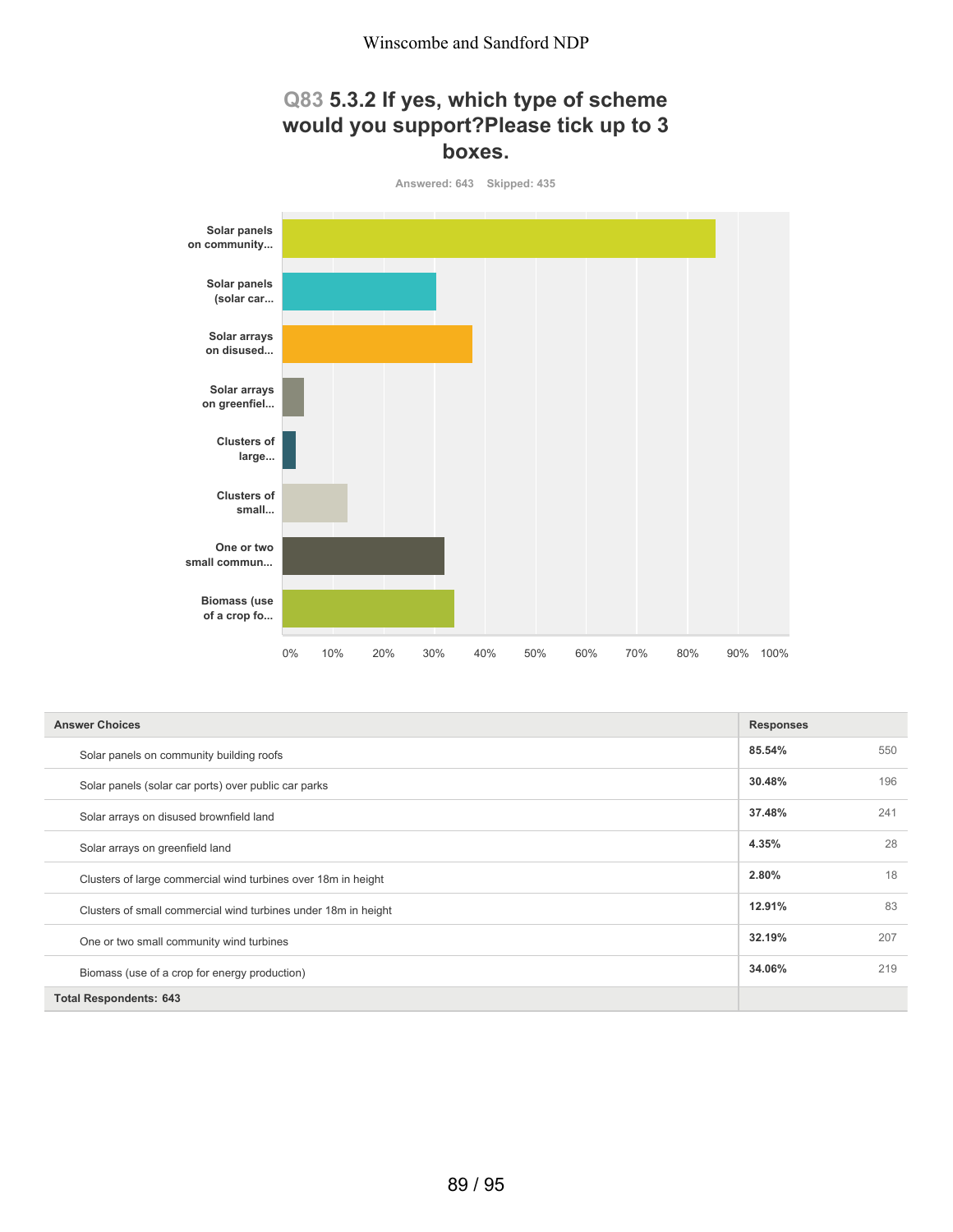## Q83 5.3.2 If yes, which type of scheme would you support?Please tick up to 3 boxes.

Answered: 643 Skipped: 435

| Answer Choices | Responses | |
|---|---|---|
| Solar panels on community building roofs | 85.54% | 550 |
| Solar panels (solar car ports) over public car parks | 30.48% | 196 |
| Solar arrays on disused brownfield land | 37.48% | 241 |
| Solar arrays on greenfield land | 4.35% | 28 |
| Clusters of large commercial wind turbines over 18m in height | 2.80% | 18 |
| Clusters of small commercial wind turbines under 18m in height | 12.91% | 83 |
| One or two small community wind turbines | 32.19% | 207 |
| Biomass (use of a crop for energy production) | 34.06% | 219 |
| **Total Respondents: 643** | | |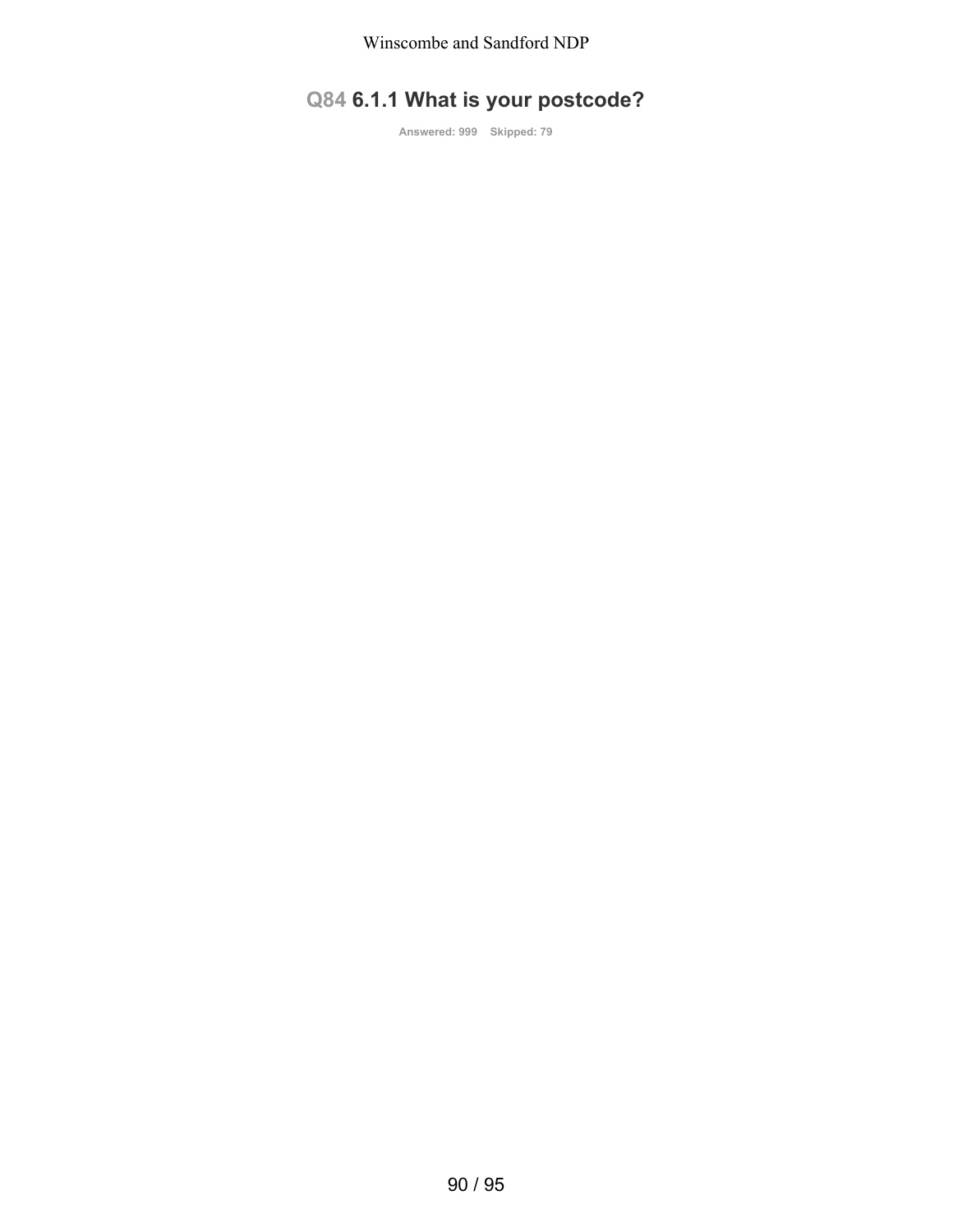## Q84 6.1.1 What is your postcode?

Answered: 999 Skipped: 79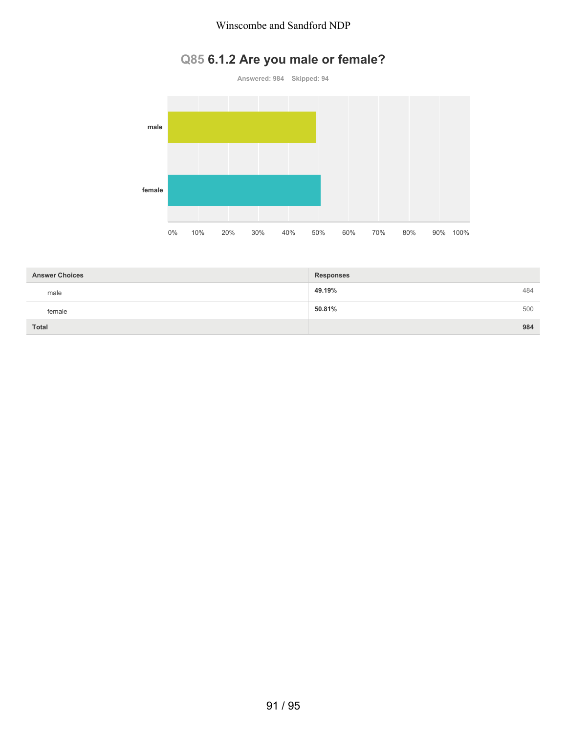## Q85 6.1.2 Are you male or female?

Answered: 984 Skipped: 94

| Answer Choices | Responses | |
|---|---|---|
| male | 49.19% | 484 |
| female | 50.81% | 500 |
| Total | | 984 |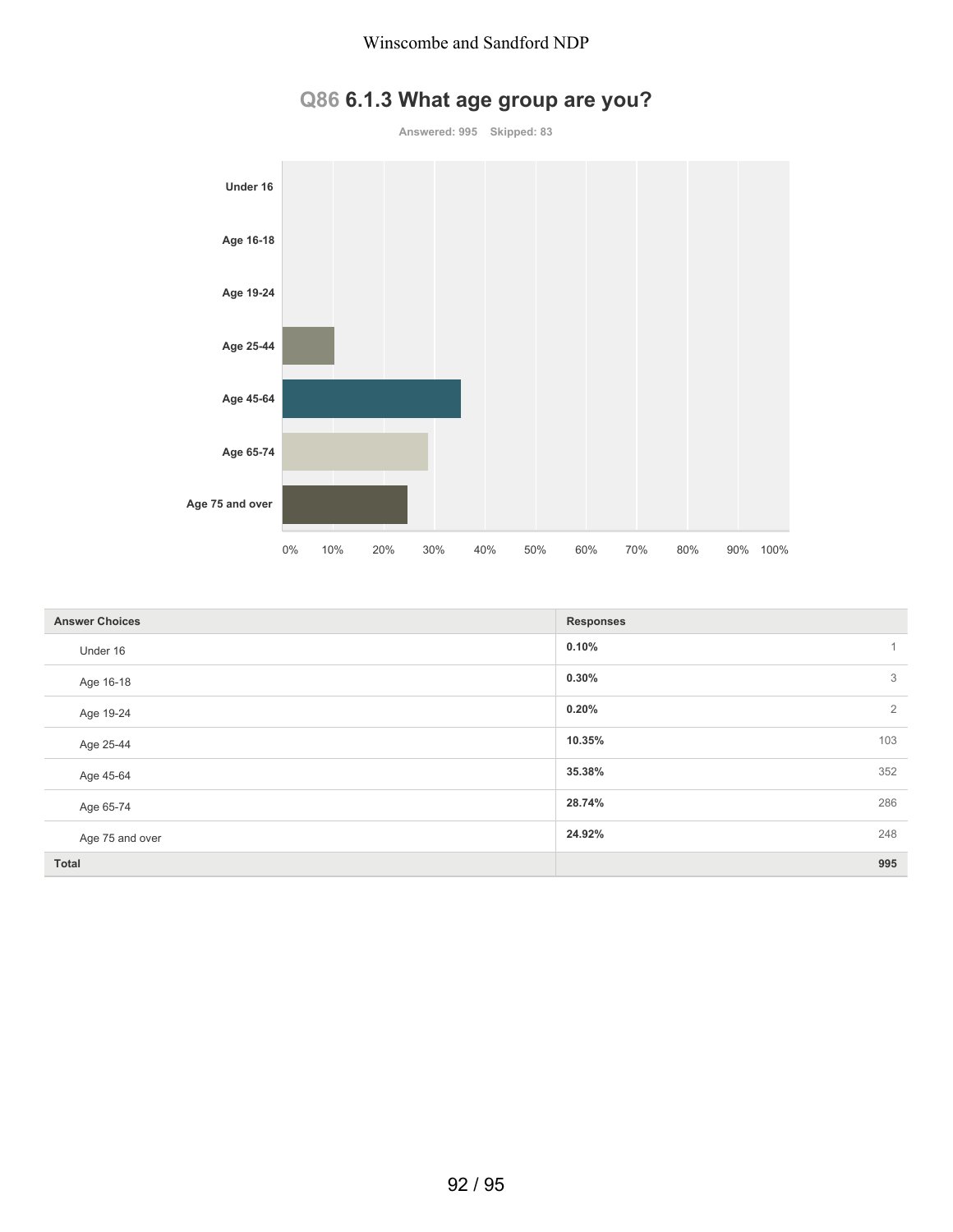## Q86 6.1.3 What age group are you?

Answered: 995 Skipped: 83

| Answer Choices | Responses | |
|---|---|---|
| Under 16 | 0.10% | 1 |
| Age 16-18 | 0.30% | 3 |
| Age 19-24 | 0.20% | 2 |
| Age 25-44 | 10.35% | 103 |
| Age 45-64 | 35.38% | 352 |
| Age 65-74 | 28.74% | 286 |
| Age 75 and over | 24.92% | 248 |
| **Total** | | **995** |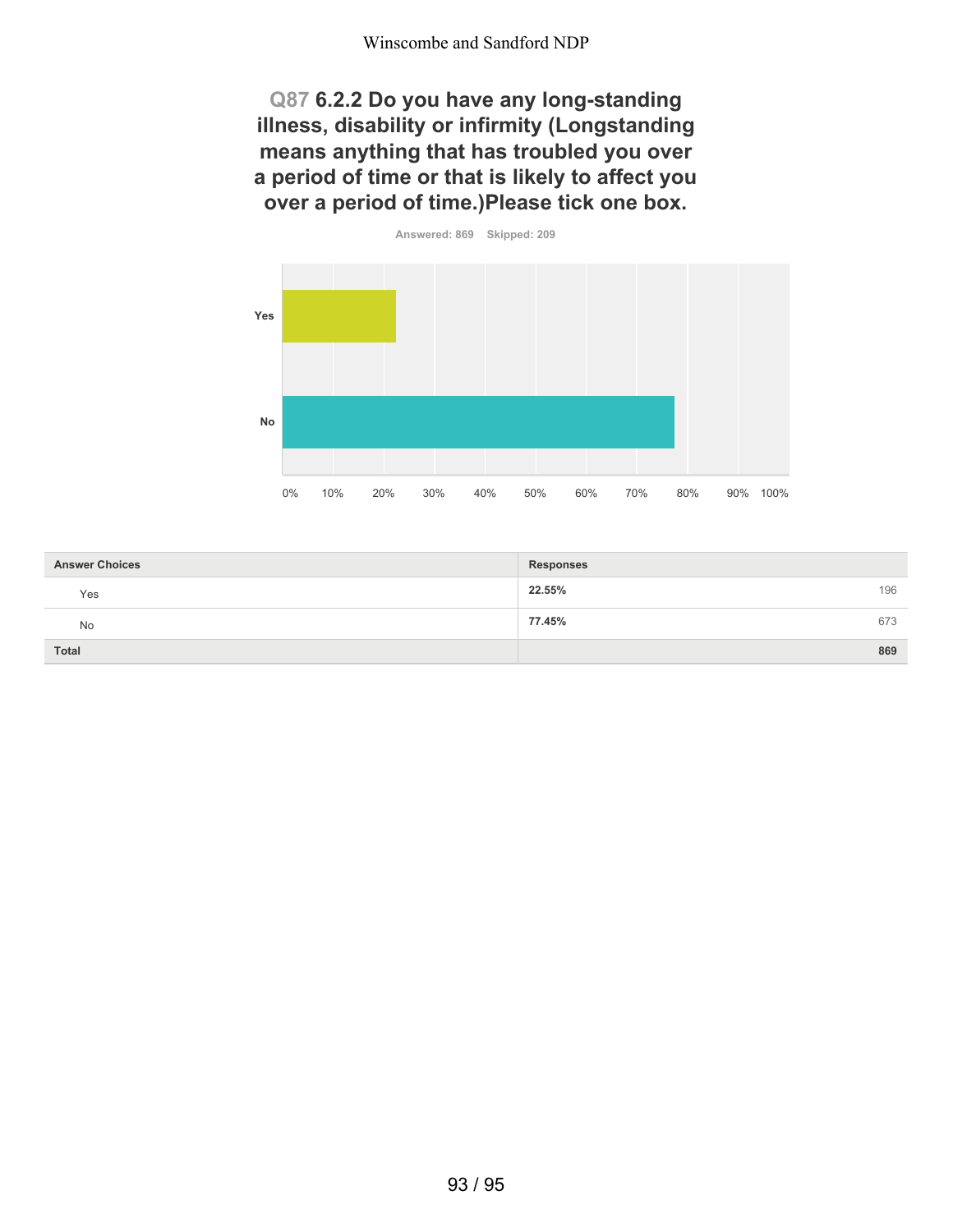## Q87 6.2.2 Do you have any long-standing illness, disability or infirmity (Longstanding means anything that has troubled you over a period of time or that is likely to affect you over a period of time.)Please tick one box.

Answered: 869 Skipped: 209

| Answer Choices | Responses | |
|---|---|---|
| Yes | 22.55% | 196 |
| No | 77.45% | 673 |
| **Total** | | **869** |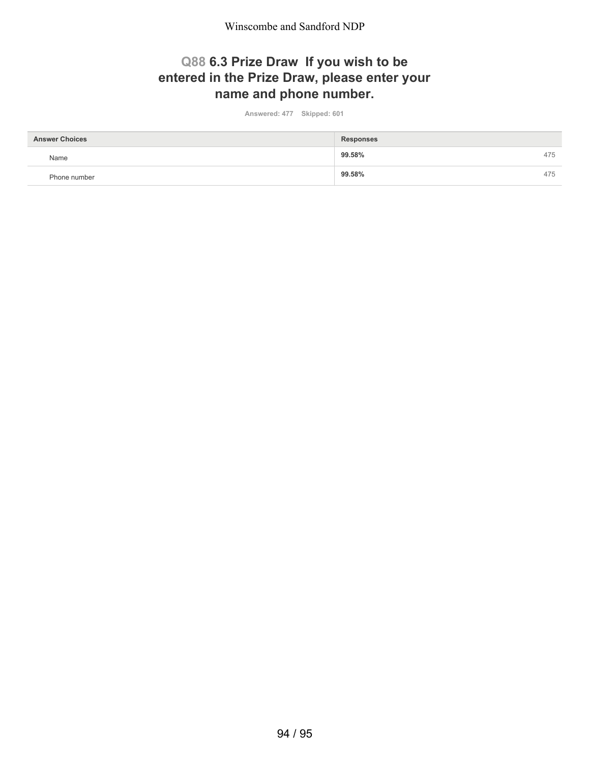## Q88 6.3 Prize Draw If you wish to be entered in the Prize Draw, please enter your name and phone number.

Answered: 477 Skipped: 601

| Answer Choices | Responses | |
|---|---|---|
| Name | 99.58% | 475 |
| Phone number | 99.58% | 475 |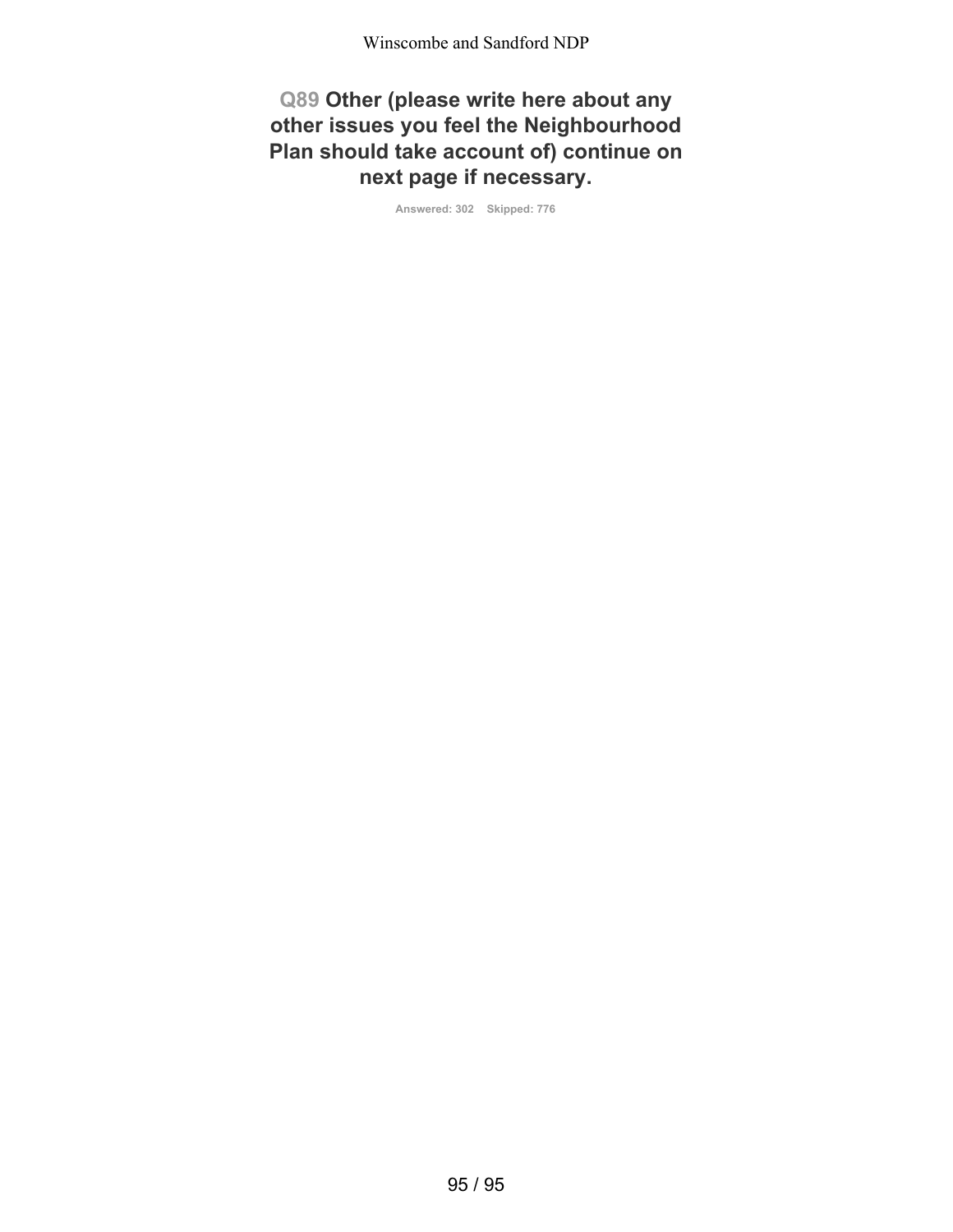## Q89 Other (please write here about any other issues you feel the Neighbourhood Plan should take account of) continue on next page if necessary.

Answered: 302 Skipped: 776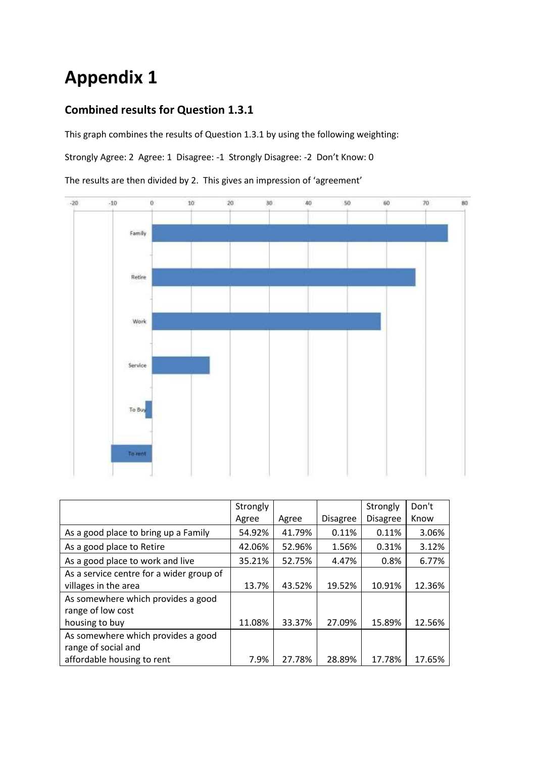# Appendix 1

## Combined results for Question 1.3.1

This graph combines the results of Question 1.3.1 by using the following weighting:

Strongly Agree: 2 Agree: 1 Disagree: -1 Strongly Disagree: -2 Don't Know: 0

The results are then divided by 2. This gives an impression of 'agreement'

-20 -10 0 10 20 30 40 50 60 70 80

Family

Retire

Work

Service

To Buy

To rent

| | Strongly Agree | Agree | Disagree | Strongly Disagree | Don't Know |
|---|---|---|---|---|---|
| As a good place to bring up a Family | 54.92% | 41.79% | 0.11% | 0.11% | 3.06% |
| As a good place to Retire | 42.06% | 52.96% | 1.56% | 0.31% | 3.12% |
| As a good place to work and live | 35.21% | 52.75% | 4.47% | 0.8% | 6.77% |
| As a service centre for a wider group of villages in the area | 13.7% | 43.52% | 19.52% | 10.91% | 12.36% |
| As somewhere which provides a good range of low cost housing to buy | 11.08% | 33.37% | 27.09% | 15.89% | 12.56% |
| As somewhere which provides a good range of social and affordable housing to rent | 7.9% | 27.78% | 28.89% | 17.78% | 17.65% |